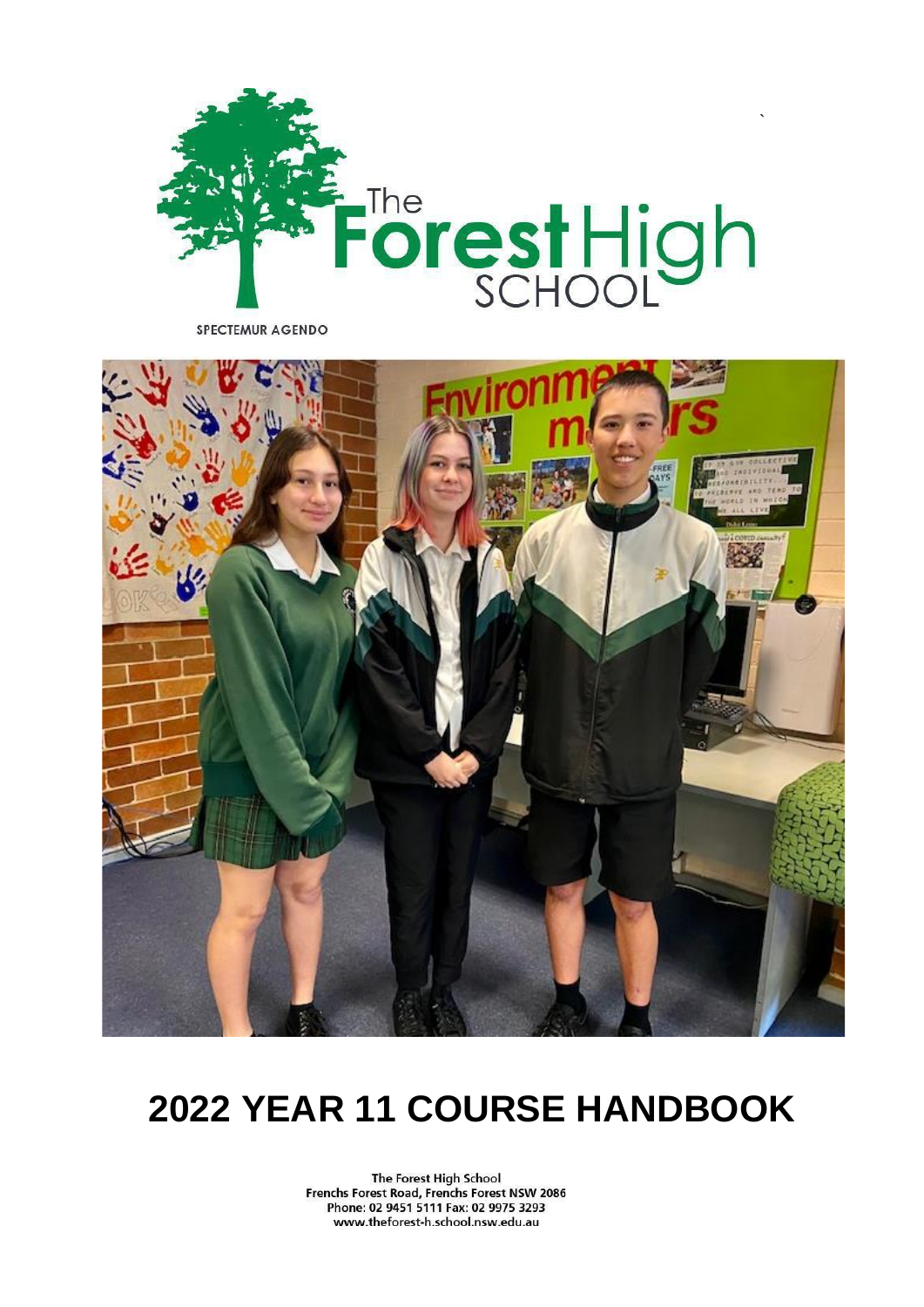The Forest High School

SPECTEMUR AGENDO

# 2022 YEAR 11 COURSE HANDBOOK

The Forest High School
Frenchs Forest Road, Frenchs Forest NSW 2086
Phone: 02 9451 5111 Fax: 02 9975 3293
www.theforest-h.school.nsw.edu.au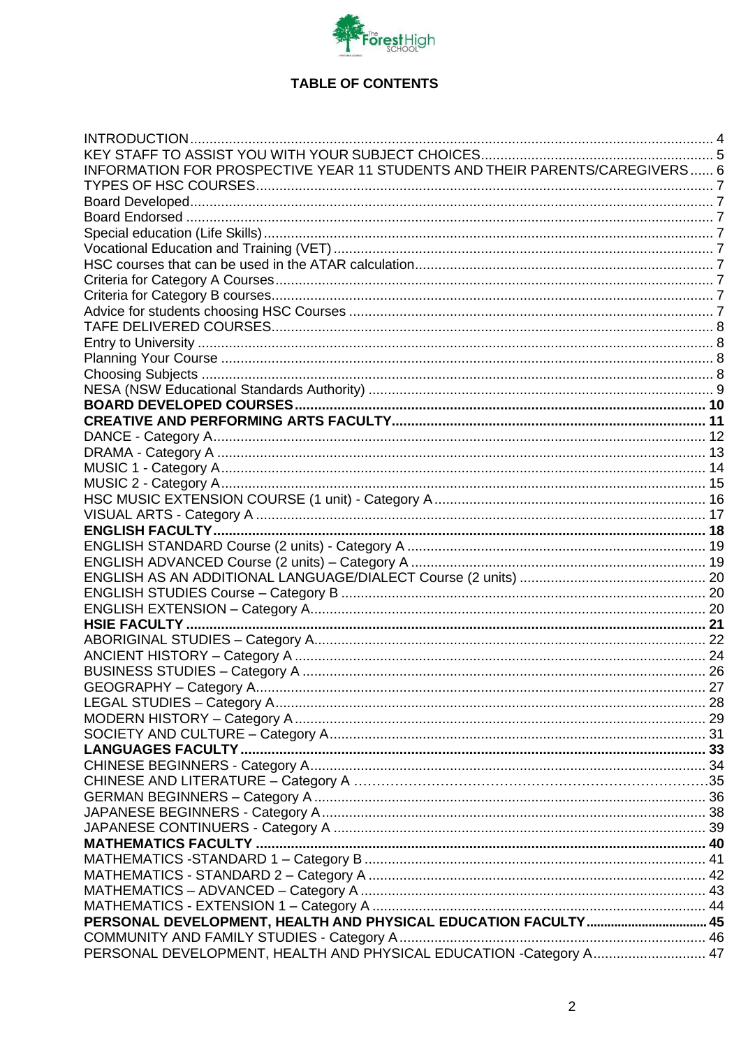# TABLE OF CONTENTS

INTRODUCTION ...................... 4
KEY STAFF TO ASSIST YOU WITH YOUR SUBJECT CHOICES ...................... 5
INFORMATION FOR PROSPECTIVE YEAR 11 STUDENTS AND THEIR PARENTS/CAREGIVERS ...... 6
TYPES OF HSC COURSES ...................... 7
Board Developed ...................... 7
Board Endorsed ...................... 7
Special education (Life Skills) ...................... 7
Vocational Education and Training (VET) ...................... 7
HSC courses that can be used in the ATAR calculation ...................... 7
Criteria for Category A Courses ...................... 7
Criteria for Category B courses ...................... 7
Advice for students choosing HSC Courses ...................... 7
TAFE DELIVERED COURSES ...................... 8
Entry to University ...................... 8
Planning Your Course ...................... 8
Choosing Subjects ...................... 8
NESA (NSW Educational Standards Authority) ...................... 9
**BOARD DEVELOPED COURSES ...................... 10**
**CREATIVE AND PERFORMING ARTS FACULTY ...................... 11**
DANCE - Category A ...................... 12
DRAMA - Category A ...................... 13
MUSIC 1 - Category A ...................... 14
MUSIC 2 - Category A ...................... 15
HSC MUSIC EXTENSION COURSE (1 unit) - Category A ...................... 16
VISUAL ARTS - Category A ...................... 17
**ENGLISH FACULTY ...................... 18**
ENGLISH STANDARD Course (2 units) - Category A ...................... 19
ENGLISH ADVANCED Course (2 units) – Category A ...................... 19
ENGLISH AS AN ADDITIONAL LANGUAGE/DIALECT Course (2 units) ...................... 20
ENGLISH STUDIES Course – Category B ...................... 20
ENGLISH EXTENSION – Category A ...................... 20
**HSIE FACULTY ...................... 21**
ABORIGINAL STUDIES – Category A ...................... 22
ANCIENT HISTORY – Category A ...................... 24
BUSINESS STUDIES – Category A ...................... 26
GEOGRAPHY – Category A ...................... 27
LEGAL STUDIES – Category A ...................... 28
MODERN HISTORY – Category A ...................... 29
SOCIETY AND CULTURE – Category A ...................... 31
**LANGUAGES FACULTY ...................... 33**
CHINESE BEGINNERS - Category A ...................... 34
CHINESE AND LITERATURE – Category A ...................... 35
GERMAN BEGINNERS – Category A ...................... 36
JAPANESE BEGINNERS - Category A ...................... 38
JAPANESE CONTINUERS - Category A ...................... 39
**MATHEMATICS FACULTY ...................... 40**
MATHEMATICS -STANDARD 1 – Category B ...................... 41
MATHEMATICS - STANDARD 2 – Category A ...................... 42
MATHEMATICS – ADVANCED – Category A ...................... 43
MATHEMATICS - EXTENSION 1 – Category A ...................... 44
**PERSONAL DEVELOPMENT, HEALTH AND PHYSICAL EDUCATION FACULTY ...................... 45**
COMMUNITY AND FAMILY STUDIES - Category A ...................... 46
PERSONAL DEVELOPMENT, HEALTH AND PHYSICAL EDUCATION -Category A ...................... 47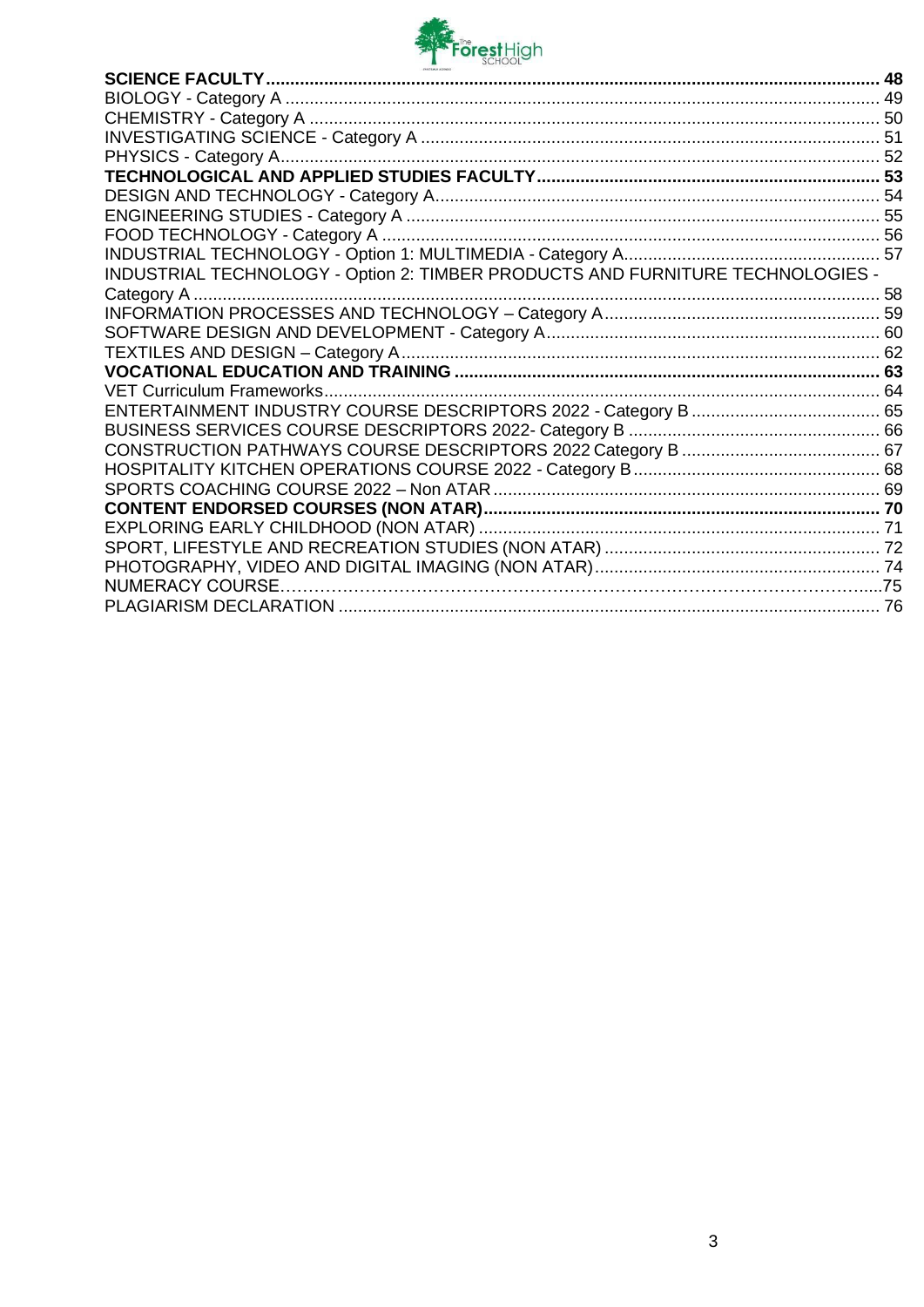**SCIENCE FACULTY** ........................................................................................................................... **48**
BIOLOGY - Category A ........................................................................................................................... 49
CHEMISTRY - Category A ...................................................................................................................... 50
INVESTIGATING SCIENCE - Category A ............................................................................................... 51
PHYSICS - Category A............................................................................................................................ 52
**TECHNOLOGICAL AND APPLIED STUDIES FACULTY** ....................................................................... **53**
DESIGN AND TECHNOLOGY - Category A............................................................................................ 54
ENGINEERING STUDIES - Category A .................................................................................................. 55
FOOD TECHNOLOGY - Category A ....................................................................................................... 56
INDUSTRIAL TECHNOLOGY - Option 1: MULTIMEDIA - Category A..................................................... 57
INDUSTRIAL TECHNOLOGY - Option 2: TIMBER PRODUCTS AND FURNITURE TECHNOLOGIES - Category A ............................................................................................................................................ 58
INFORMATION PROCESSES AND TECHNOLOGY – Category A ......................................................... 59
SOFTWARE DESIGN AND DEVELOPMENT - Category A...................................................................... 60
TEXTILES AND DESIGN – Category A ................................................................................................... 62
**VOCATIONAL EDUCATION AND TRAINING** ....................................................................................... **63**
VET Curriculum Frameworks................................................................................................................... 64
ENTERTAINMENT INDUSTRY COURSE DESCRIPTORS 2022 - Category B ....................................... 65
BUSINESS SERVICES COURSE DESCRIPTORS 2022- Category B ..................................................... 66
CONSTRUCTION PATHWAYS COURSE DESCRIPTORS 2022 Category B .......................................... 67
HOSPITALITY KITCHEN OPERATIONS COURSE 2022 - Category B.................................................... 68
SPORTS COACHING COURSE 2022 – Non ATAR ................................................................................. 69
**CONTENT ENDORSED COURSES (NON ATAR)**.................................................................................. **70**
EXPLORING EARLY CHILDHOOD (NON ATAR) .................................................................................... 71
SPORT, LIFESTYLE AND RECREATION STUDIES (NON ATAR) .......................................................... 72
PHOTOGRAPHY, VIDEO AND DIGITAL IMAGING (NON ATAR)............................................................ 74
NUMERACY COURSE...........................................................................................................................75
PLAGIARISM DECLARATION ................................................................................................................ 76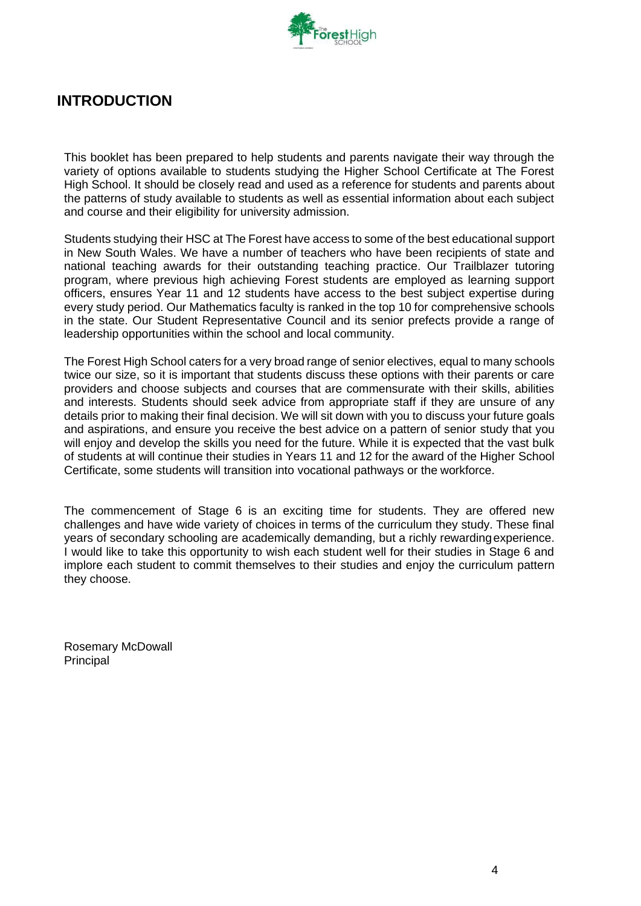## INTRODUCTION

This booklet has been prepared to help students and parents navigate their way through the variety of options available to students studying the Higher School Certificate at The Forest High School. It should be closely read and used as a reference for students and parents about the patterns of study available to students as well as essential information about each subject and course and their eligibility for university admission.

Students studying their HSC at The Forest have access to some of the best educational support in New South Wales. We have a number of teachers who have been recipients of state and national teaching awards for their outstanding teaching practice. Our Trailblazer tutoring program, where previous high achieving Forest students are employed as learning support officers, ensures Year 11 and 12 students have access to the best subject expertise during every study period. Our Mathematics faculty is ranked in the top 10 for comprehensive schools in the state. Our Student Representative Council and its senior prefects provide a range of leadership opportunities within the school and local community.

The Forest High School caters for a very broad range of senior electives, equal to many schools twice our size, so it is important that students discuss these options with their parents or care providers and choose subjects and courses that are commensurate with their skills, abilities and interests. Students should seek advice from appropriate staff if they are unsure of any details prior to making their final decision. We will sit down with you to discuss your future goals and aspirations, and ensure you receive the best advice on a pattern of senior study that you will enjoy and develop the skills you need for the future. While it is expected that the vast bulk of students at will continue their studies in Years 11 and 12 for the award of the Higher School Certificate, some students will transition into vocational pathways or the workforce.

The commencement of Stage 6 is an exciting time for students. They are offered new challenges and have wide variety of choices in terms of the curriculum they study. These final years of secondary schooling are academically demanding, but a richly rewarding experience. I would like to take this opportunity to wish each student well for their studies in Stage 6 and implore each student to commit themselves to their studies and enjoy the curriculum pattern they choose.

Rosemary McDowall
Principal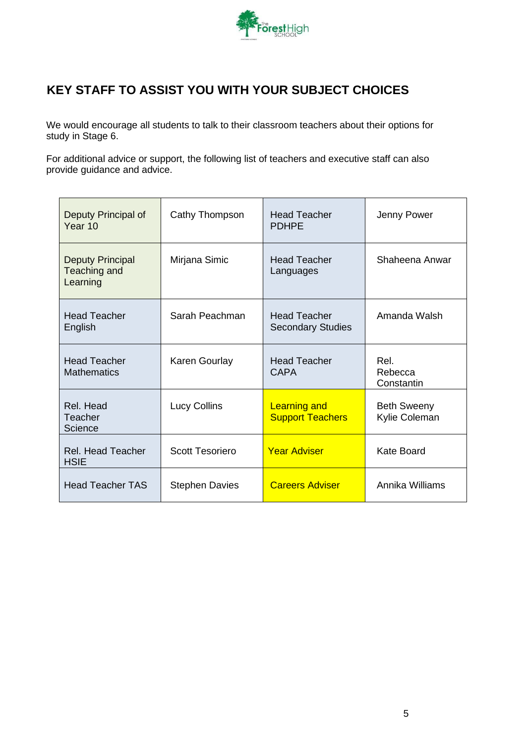## KEY STAFF TO ASSIST YOU WITH YOUR SUBJECT CHOICES

We would encourage all students to talk to their classroom teachers about their options for study in Stage 6.

For additional advice or support, the following list of teachers and executive staff can also provide guidance and advice.

| | | | |
|---|---|---|---|
| Deputy Principal of Year 10 | Cathy Thompson | Head Teacher PDHPE | Jenny Power |
| Deputy Principal Teaching and Learning | Mirjana Simic | Head Teacher Languages | Shaheena Anwar |
| Head Teacher English | Sarah Peachman | Head Teacher Secondary Studies | Amanda Walsh |
| Head Teacher Mathematics | Karen Gourlay | Head Teacher CAPA | Rel. Rebecca Constantin |
| Rel. Head Teacher Science | Lucy Collins | Learning and Support Teachers | Beth Sweeny Kylie Coleman |
| Rel. Head Teacher HSIE | Scott Tesoriero | Year Adviser | Kate Board |
| Head Teacher TAS | Stephen Davies | Careers Adviser | Annika Williams |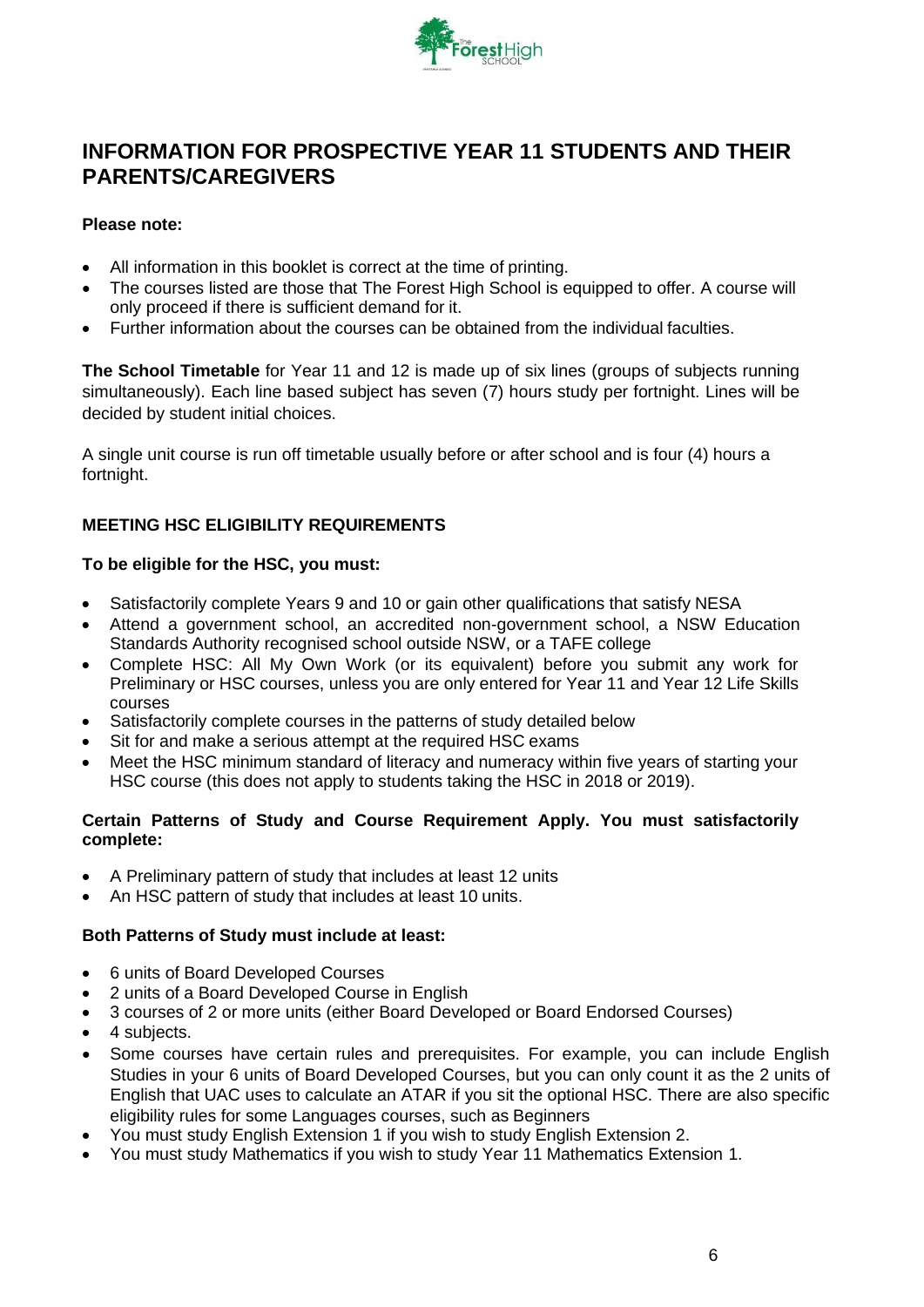# INFORMATION FOR PROSPECTIVE YEAR 11 STUDENTS AND THEIR PARENTS/CAREGIVERS

**Please note:**

- All information in this booklet is correct at the time of printing.
- The courses listed are those that The Forest High School is equipped to offer. A course will only proceed if there is sufficient demand for it.
- Further information about the courses can be obtained from the individual faculties.

**The School Timetable** for Year 11 and 12 is made up of six lines (groups of subjects running simultaneously). Each line based subject has seven (7) hours study per fortnight. Lines will be decided by student initial choices.

A single unit course is run off timetable usually before or after school and is four (4) hours a fortnight.

### MEETING HSC ELIGIBILITY REQUIREMENTS

**To be eligible for the HSC, you must:**

- Satisfactorily complete Years 9 and 10 or gain other qualifications that satisfy NESA
- Attend a government school, an accredited non-government school, a NSW Education Standards Authority recognised school outside NSW, or a TAFE college
- Complete HSC: All My Own Work (or its equivalent) before you submit any work for Preliminary or HSC courses, unless you are only entered for Year 11 and Year 12 Life Skills courses
- Satisfactorily complete courses in the patterns of study detailed below
- Sit for and make a serious attempt at the required HSC exams
- Meet the HSC minimum standard of literacy and numeracy within five years of starting your HSC course (this does not apply to students taking the HSC in 2018 or 2019).

**Certain Patterns of Study and Course Requirement Apply. You must satisfactorily complete:**

- A Preliminary pattern of study that includes at least 12 units
- An HSC pattern of study that includes at least 10 units.

**Both Patterns of Study must include at least:**

- 6 units of Board Developed Courses
- 2 units of a Board Developed Course in English
- 3 courses of 2 or more units (either Board Developed or Board Endorsed Courses)
- 4 subjects.
- Some courses have certain rules and prerequisites. For example, you can include English Studies in your 6 units of Board Developed Courses, but you can only count it as the 2 units of English that UAC uses to calculate an ATAR if you sit the optional HSC. There are also specific eligibility rules for some Languages courses, such as Beginners
- You must study English Extension 1 if you wish to study English Extension 2.
- You must study Mathematics if you wish to study Year 11 Mathematics Extension 1.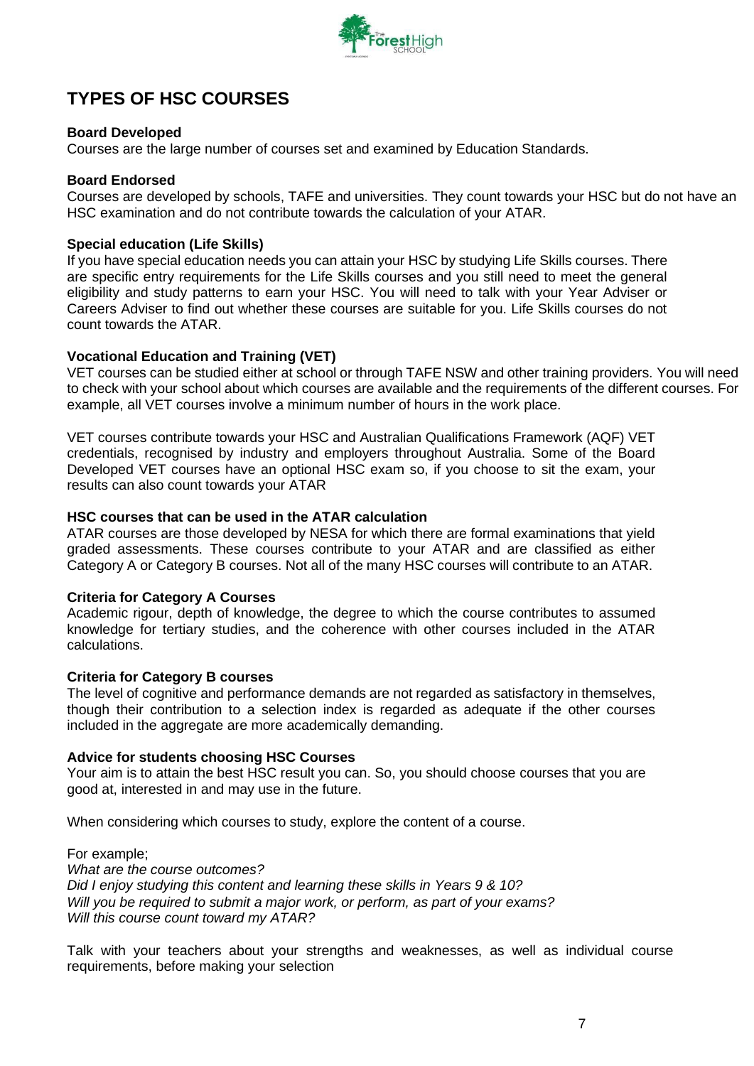# TYPES OF HSC COURSES

**Board Developed**

Courses are the large number of courses set and examined by Education Standards.

**Board Endorsed**

Courses are developed by schools, TAFE and universities. They count towards your HSC but do not have an HSC examination and do not contribute towards the calculation of your ATAR.

**Special education (Life Skills)**

If you have special education needs you can attain your HSC by studying Life Skills courses. There are specific entry requirements for the Life Skills courses and you still need to meet the general eligibility and study patterns to earn your HSC. You will need to talk with your Year Adviser or Careers Adviser to find out whether these courses are suitable for you. Life Skills courses do not count towards the ATAR.

**Vocational Education and Training (VET)**

VET courses can be studied either at school or through TAFE NSW and other training providers. You will need to check with your school about which courses are available and the requirements of the different courses. For example, all VET courses involve a minimum number of hours in the work place.

VET courses contribute towards your HSC and Australian Qualifications Framework (AQF) VET credentials, recognised by industry and employers throughout Australia. Some of the Board Developed VET courses have an optional HSC exam so, if you choose to sit the exam, your results can also count towards your ATAR

**HSC courses that can be used in the ATAR calculation**

ATAR courses are those developed by NESA for which there are formal examinations that yield graded assessments. These courses contribute to your ATAR and are classified as either Category A or Category B courses. Not all of the many HSC courses will contribute to an ATAR.

**Criteria for Category A Courses**

Academic rigour, depth of knowledge, the degree to which the course contributes to assumed knowledge for tertiary studies, and the coherence with other courses included in the ATAR calculations.

**Criteria for Category B courses**

The level of cognitive and performance demands are not regarded as satisfactory in themselves, though their contribution to a selection index is regarded as adequate if the other courses included in the aggregate are more academically demanding.

**Advice for students choosing HSC Courses**

Your aim is to attain the best HSC result you can. So, you should choose courses that you are good at, interested in and may use in the future.

When considering which courses to study, explore the content of a course.

For example;
*What are the course outcomes?*
*Did I enjoy studying this content and learning these skills in Years 9 & 10?*
*Will you be required to submit a major work, or perform, as part of your exams?*
*Will this course count toward my ATAR?*

Talk with your teachers about your strengths and weaknesses, as well as individual course requirements, before making your selection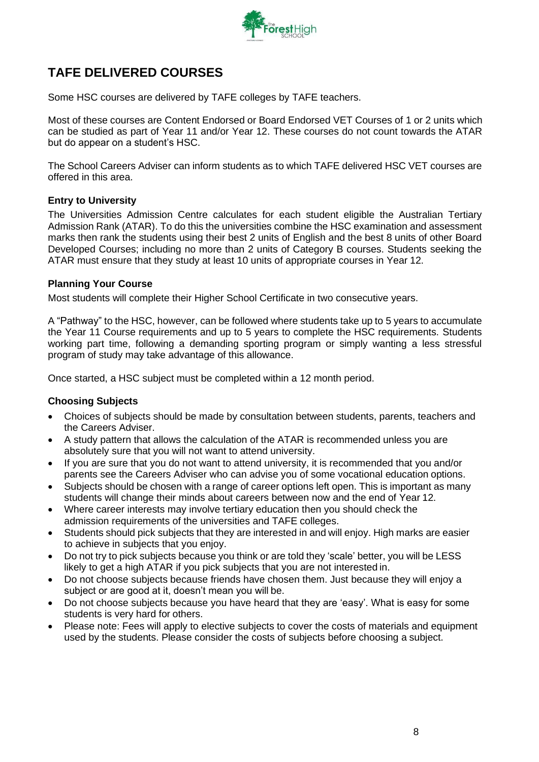## TAFE DELIVERED COURSES

Some HSC courses are delivered by TAFE colleges by TAFE teachers.

Most of these courses are Content Endorsed or Board Endorsed VET Courses of 1 or 2 units which can be studied as part of Year 11 and/or Year 12. These courses do not count towards the ATAR but do appear on a student's HSC.

The School Careers Adviser can inform students as to which TAFE delivered HSC VET courses are offered in this area.

### Entry to University

The Universities Admission Centre calculates for each student eligible the Australian Tertiary Admission Rank (ATAR). To do this the universities combine the HSC examination and assessment marks then rank the students using their best 2 units of English and the best 8 units of other Board Developed Courses; including no more than 2 units of Category B courses. Students seeking the ATAR must ensure that they study at least 10 units of appropriate courses in Year 12.

### Planning Your Course

Most students will complete their Higher School Certificate in two consecutive years.

A "Pathway" to the HSC, however, can be followed where students take up to 5 years to accumulate the Year 11 Course requirements and up to 5 years to complete the HSC requirements. Students working part time, following a demanding sporting program or simply wanting a less stressful program of study may take advantage of this allowance.

Once started, a HSC subject must be completed within a 12 month period.

### Choosing Subjects

- Choices of subjects should be made by consultation between students, parents, teachers and the Careers Adviser.
- A study pattern that allows the calculation of the ATAR is recommended unless you are absolutely sure that you will not want to attend university.
- If you are sure that you do not want to attend university, it is recommended that you and/or parents see the Careers Adviser who can advise you of some vocational education options.
- Subjects should be chosen with a range of career options left open. This is important as many students will change their minds about careers between now and the end of Year 12.
- Where career interests may involve tertiary education then you should check the admission requirements of the universities and TAFE colleges.
- Students should pick subjects that they are interested in and will enjoy. High marks are easier to achieve in subjects that you enjoy.
- Do not try to pick subjects because you think or are told they 'scale' better, you will be LESS likely to get a high ATAR if you pick subjects that you are not interested in.
- Do not choose subjects because friends have chosen them. Just because they will enjoy a subject or are good at it, doesn't mean you will be.
- Do not choose subjects because you have heard that they are 'easy'. What is easy for some students is very hard for others.
- Please note: Fees will apply to elective subjects to cover the costs of materials and equipment used by the students. Please consider the costs of subjects before choosing a subject.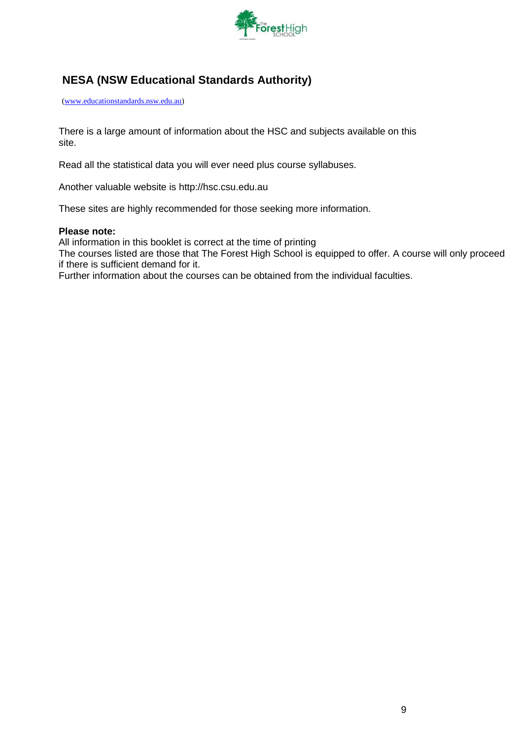## NESA (NSW Educational Standards Authority)

(www.educationstandards.nsw.edu.au)

There is a large amount of information about the HSC and subjects available on this site.

Read all the statistical data you will ever need plus course syllabuses.

Another valuable website is http://hsc.csu.edu.au

These sites are highly recommended for those seeking more information.

**Please note:**

All information in this booklet is correct at the time of printing

The courses listed are those that The Forest High School is equipped to offer. A course will only proceed if there is sufficient demand for it.

Further information about the courses can be obtained from the individual faculties.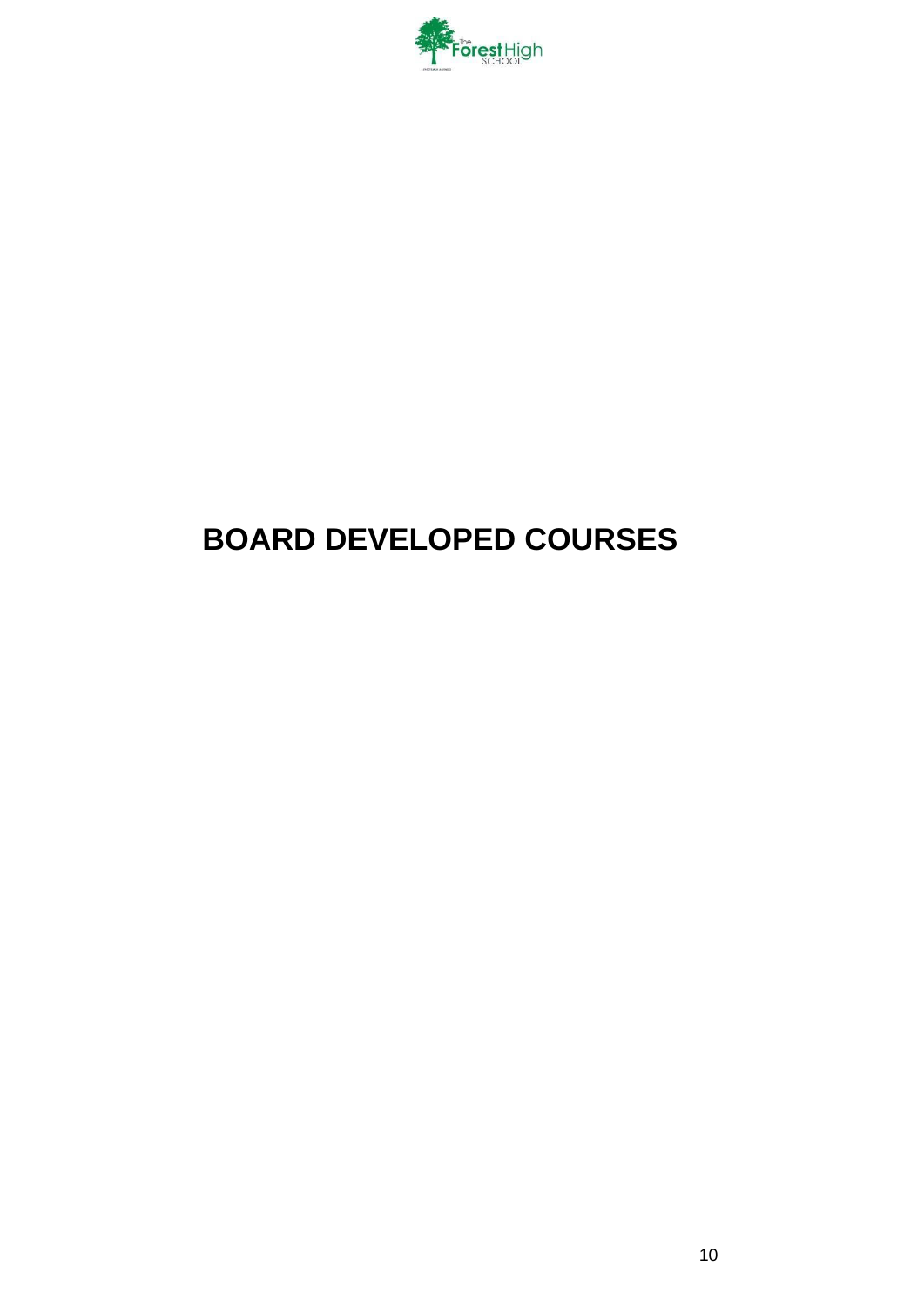# BOARD DEVELOPED COURSES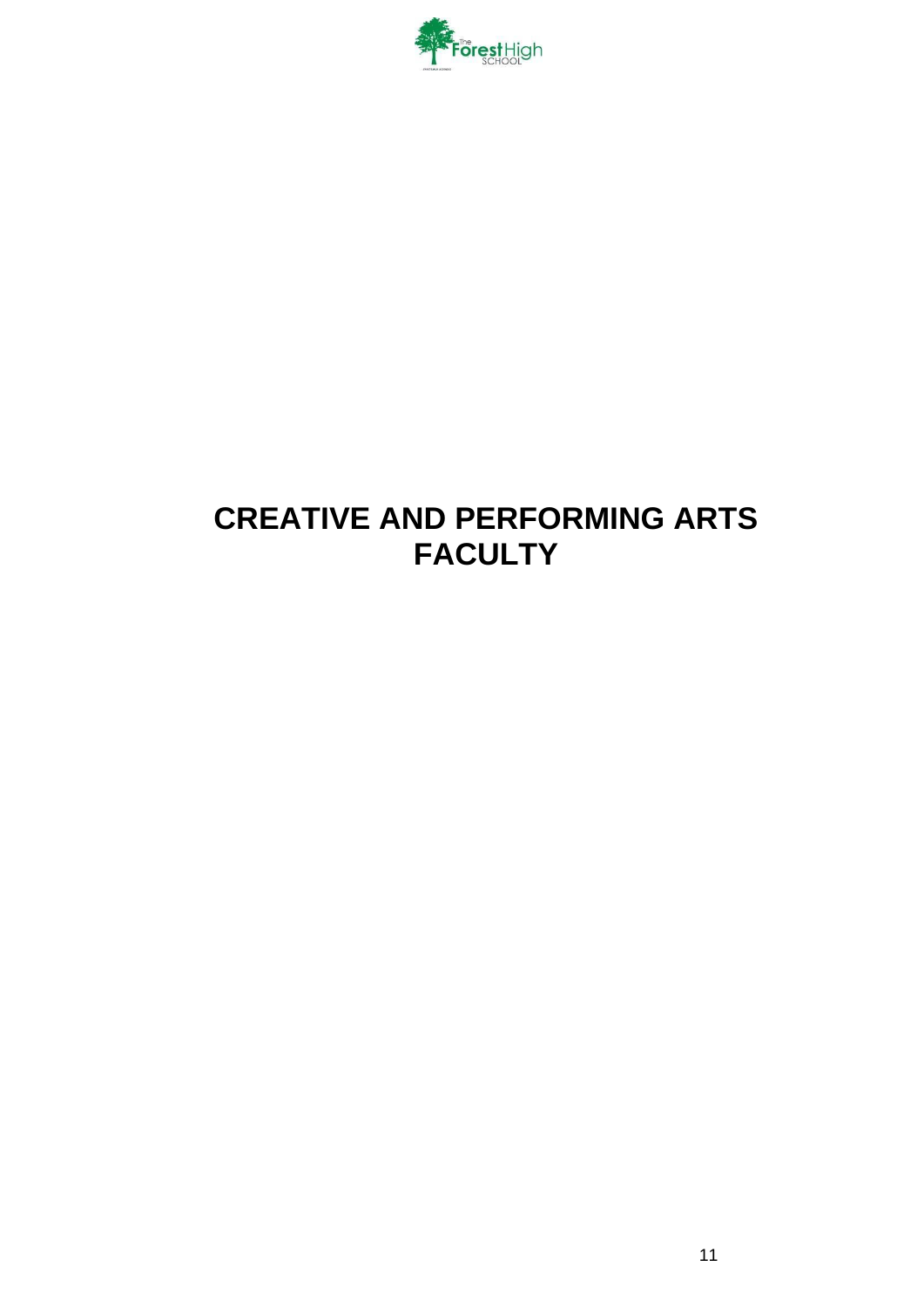# CREATIVE AND PERFORMING ARTS FACULTY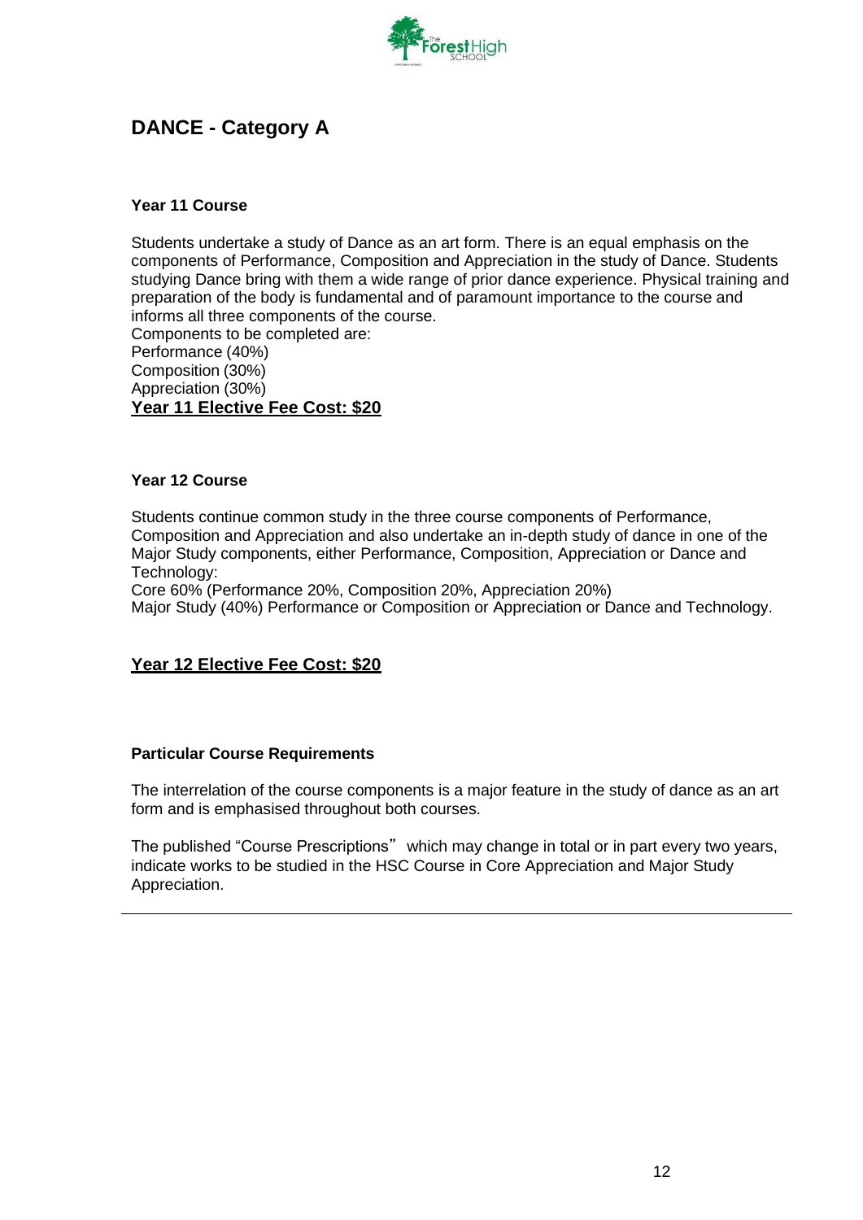## DANCE - Category A

### Year 11 Course

Students undertake a study of Dance as an art form. There is an equal emphasis on the components of Performance, Composition and Appreciation in the study of Dance. Students studying Dance bring with them a wide range of prior dance experience. Physical training and preparation of the body is fundamental and of paramount importance to the course and informs all three components of the course.
Components to be completed are:
Performance (40%)
Composition (30%)
Appreciation (30%)

**Year 11 Elective Fee Cost: $20**

### Year 12 Course

Students continue common study in the three course components of Performance, Composition and Appreciation and also undertake an in-depth study of dance in one of the Major Study components, either Performance, Composition, Appreciation or Dance and Technology:
Core 60% (Performance 20%, Composition 20%, Appreciation 20%)
Major Study (40%) Performance or Composition or Appreciation or Dance and Technology.

**Year 12 Elective Fee Cost: $20**

### Particular Course Requirements

The interrelation of the course components is a major feature in the study of dance as an art form and is emphasised throughout both courses.

The published "Course Prescriptions" which may change in total or in part every two years, indicate works to be studied in the HSC Course in Core Appreciation and Major Study Appreciation.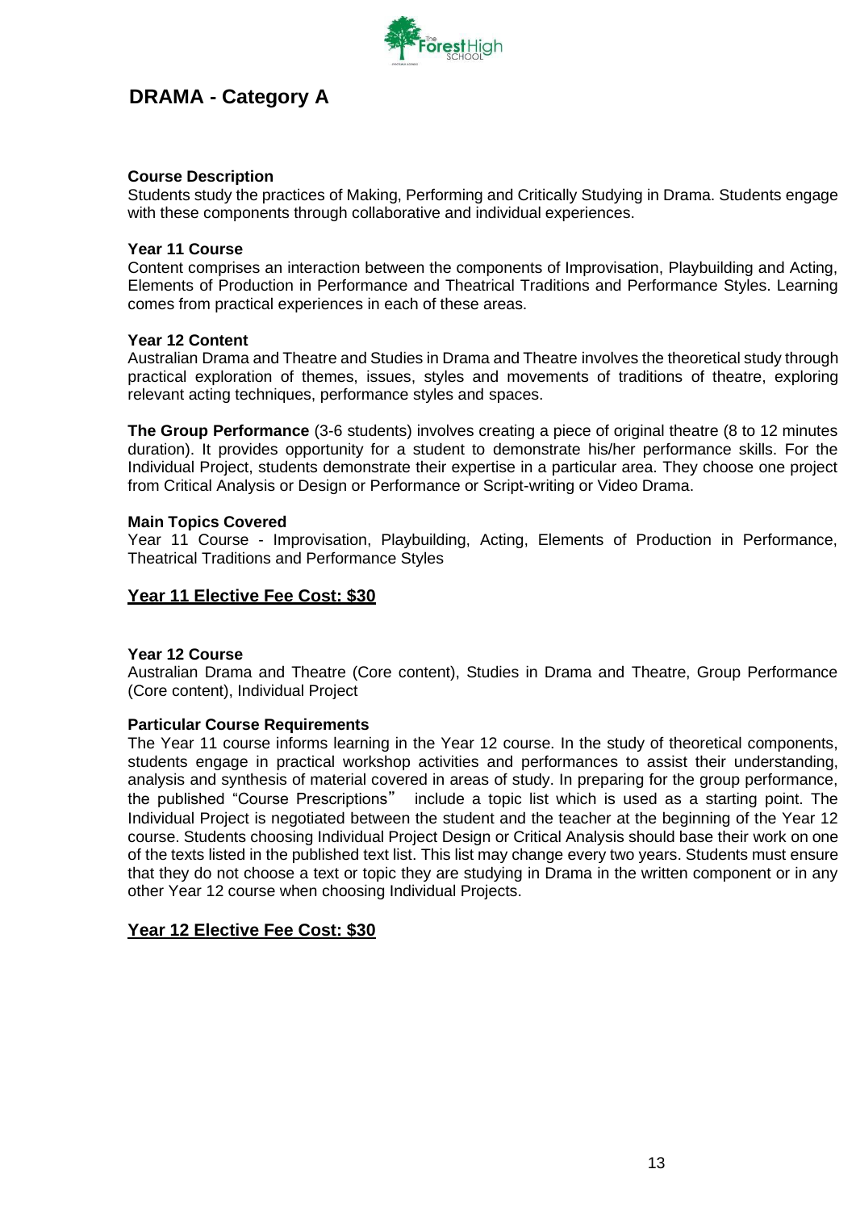# DRAMA - Category A

**Course Description**
Students study the practices of Making, Performing and Critically Studying in Drama. Students engage with these components through collaborative and individual experiences.

**Year 11 Course**
Content comprises an interaction between the components of Improvisation, Playbuilding and Acting, Elements of Production in Performance and Theatrical Traditions and Performance Styles. Learning comes from practical experiences in each of these areas.

**Year 12 Content**
Australian Drama and Theatre and Studies in Drama and Theatre involves the theoretical study through practical exploration of themes, issues, styles and movements of traditions of theatre, exploring relevant acting techniques, performance styles and spaces.

**The Group Performance** (3-6 students) involves creating a piece of original theatre (8 to 12 minutes duration). It provides opportunity for a student to demonstrate his/her performance skills. For the Individual Project, students demonstrate their expertise in a particular area. They choose one project from Critical Analysis or Design or Performance or Script-writing or Video Drama.

**Main Topics Covered**
Year 11 Course - Improvisation, Playbuilding, Acting, Elements of Production in Performance, Theatrical Traditions and Performance Styles

**Year 11 Elective Fee Cost: $30**

**Year 12 Course**
Australian Drama and Theatre (Core content), Studies in Drama and Theatre, Group Performance (Core content), Individual Project

**Particular Course Requirements**
The Year 11 course informs learning in the Year 12 course. In the study of theoretical components, students engage in practical workshop activities and performances to assist their understanding, analysis and synthesis of material covered in areas of study. In preparing for the group performance, the published "Course Prescriptions" include a topic list which is used as a starting point. The Individual Project is negotiated between the student and the teacher at the beginning of the Year 12 course. Students choosing Individual Project Design or Critical Analysis should base their work on one of the texts listed in the published text list. This list may change every two years. Students must ensure that they do not choose a text or topic they are studying in Drama in the written component or in any other Year 12 course when choosing Individual Projects.

**Year 12 Elective Fee Cost: $30**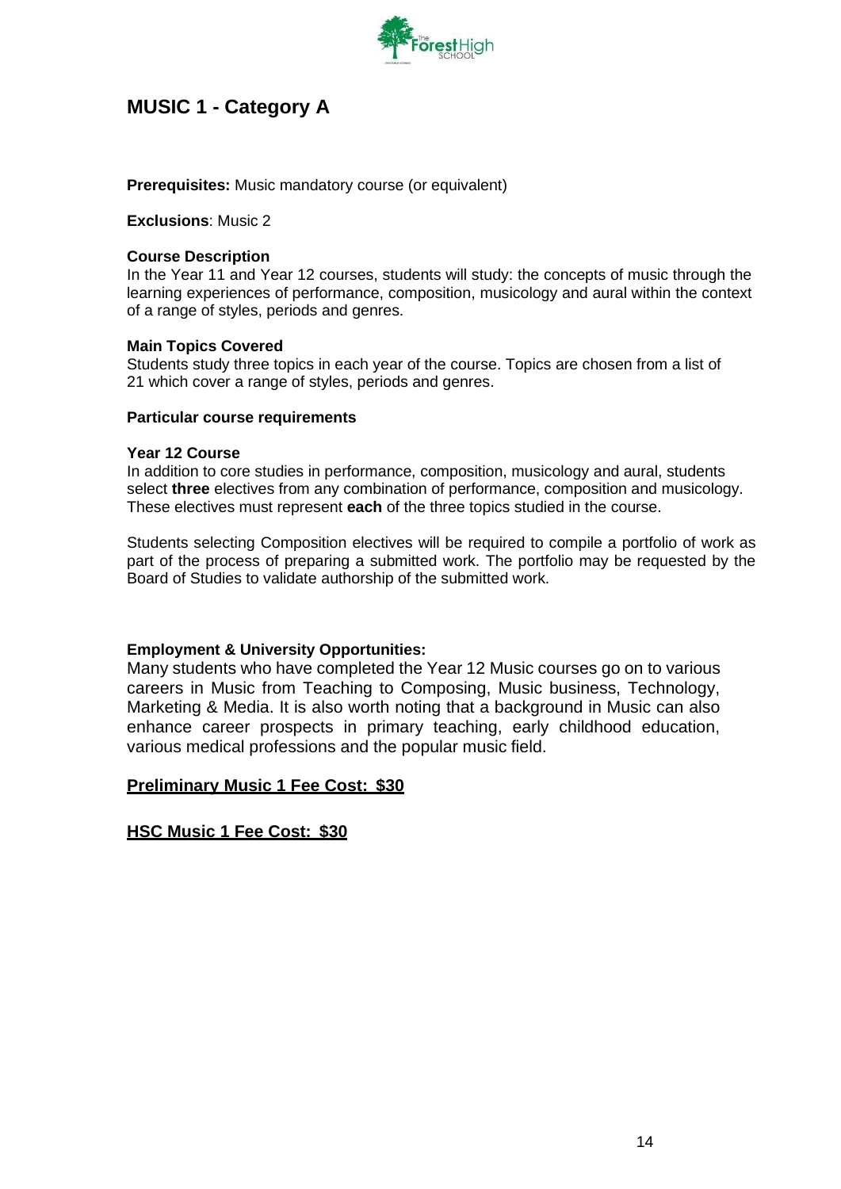## MUSIC 1 - Category A

**Prerequisites:** Music mandatory course (or equivalent)

**Exclusions**: Music 2

**Course Description**
In the Year 11 and Year 12 courses, students will study: the concepts of music through the learning experiences of performance, composition, musicology and aural within the context of a range of styles, periods and genres.

**Main Topics Covered**
Students study three topics in each year of the course. Topics are chosen from a list of 21 which cover a range of styles, periods and genres.

**Particular course requirements**

**Year 12 Course**
In addition to core studies in performance, composition, musicology and aural, students select **three** electives from any combination of performance, composition and musicology. These electives must represent **each** of the three topics studied in the course.

Students selecting Composition electives will be required to compile a portfolio of work as part of the process of preparing a submitted work. The portfolio may be requested by the Board of Studies to validate authorship of the submitted work.

**Employment & University Opportunities:**
Many students who have completed the Year 12 Music courses go on to various careers in Music from Teaching to Composing, Music business, Technology, Marketing & Media. It is also worth noting that a background in Music can also enhance career prospects in primary teaching, early childhood education, various medical professions and the popular music field.

**<u>Preliminary Music 1 Fee Cost: $30</u>**

**<u>HSC Music 1 Fee Cost: $30</u>**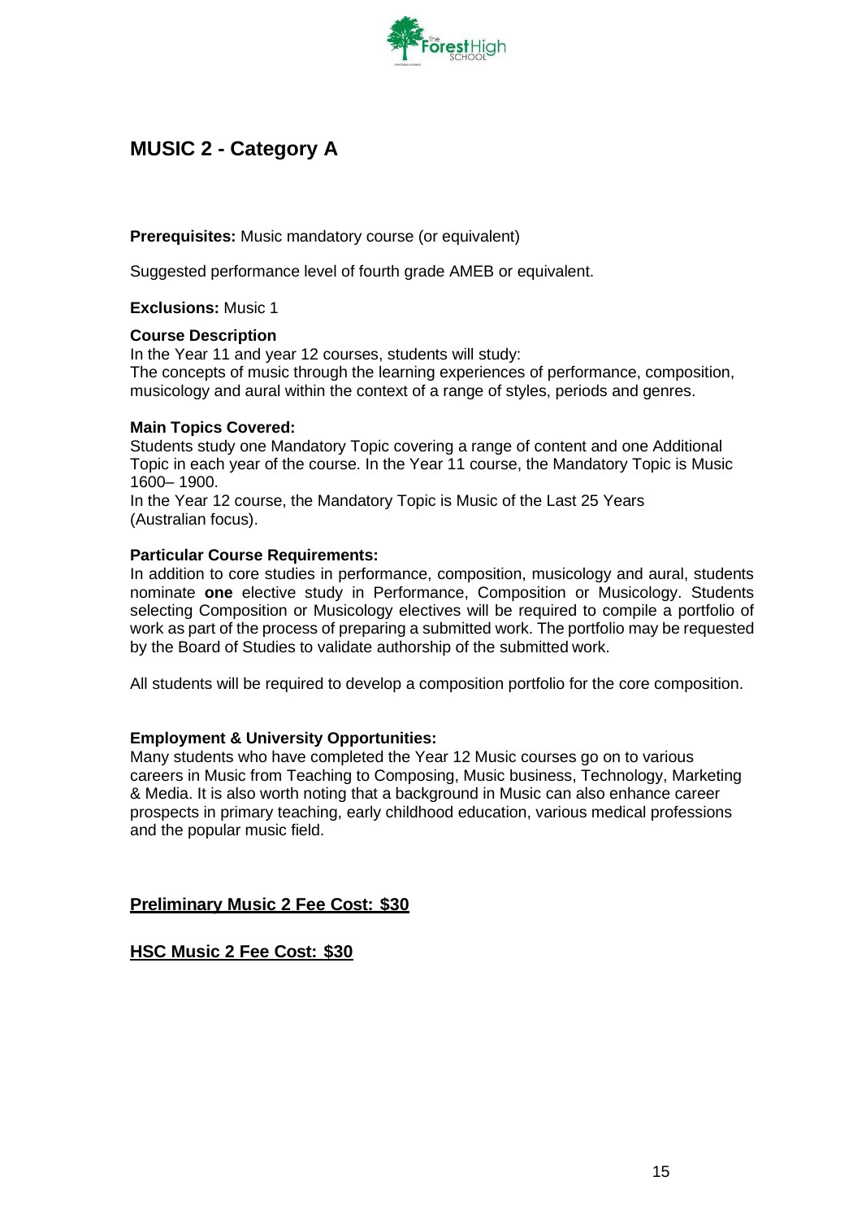# MUSIC 2 - Category A

**Prerequisites:** Music mandatory course (or equivalent)

Suggested performance level of fourth grade AMEB or equivalent.

**Exclusions:** Music 1

**Course Description**

In the Year 11 and year 12 courses, students will study:
The concepts of music through the learning experiences of performance, composition, musicology and aural within the context of a range of styles, periods and genres.

**Main Topics Covered:**

Students study one Mandatory Topic covering a range of content and one Additional Topic in each year of the course. In the Year 11 course, the Mandatory Topic is Music 1600– 1900.
In the Year 12 course, the Mandatory Topic is Music of the Last 25 Years (Australian focus).

**Particular Course Requirements:**

In addition to core studies in performance, composition, musicology and aural, students nominate **one** elective study in Performance, Composition or Musicology. Students selecting Composition or Musicology electives will be required to compile a portfolio of work as part of the process of preparing a submitted work. The portfolio may be requested by the Board of Studies to validate authorship of the submitted work.

All students will be required to develop a composition portfolio for the core composition.

**Employment & University Opportunities:**

Many students who have completed the Year 12 Music courses go on to various careers in Music from Teaching to Composing, Music business, Technology, Marketing & Media. It is also worth noting that a background in Music can also enhance career prospects in primary teaching, early childhood education, various medical professions and the popular music field.

**Preliminary Music 2 Fee Cost: $30**

**HSC Music 2 Fee Cost: $30**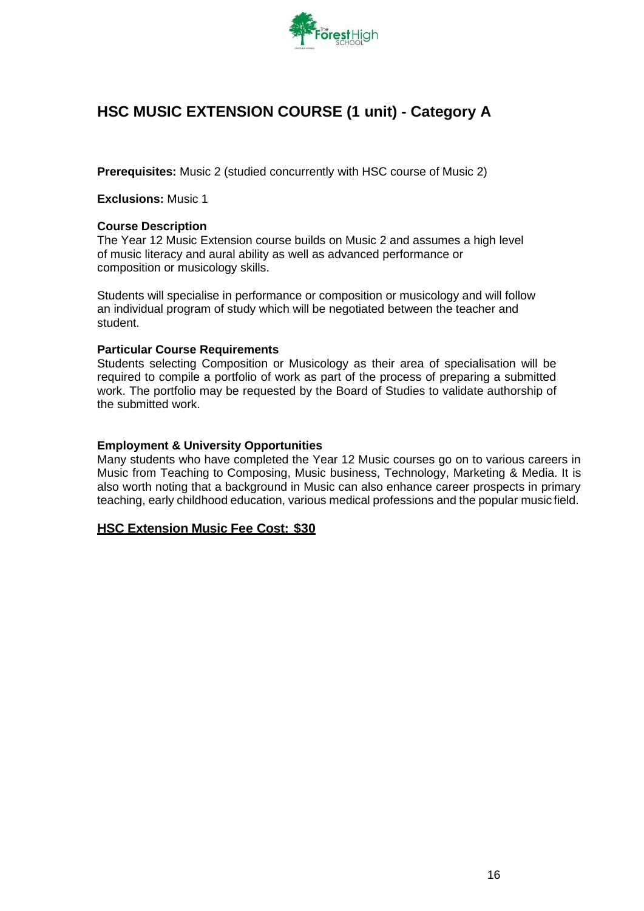## HSC MUSIC EXTENSION COURSE (1 unit) - Category A

**Prerequisites:** Music 2 (studied concurrently with HSC course of Music 2)

**Exclusions:** Music 1

**Course Description**

The Year 12 Music Extension course builds on Music 2 and assumes a high level of music literacy and aural ability as well as advanced performance or composition or musicology skills.

Students will specialise in performance or composition or musicology and will follow an individual program of study which will be negotiated between the teacher and student.

**Particular Course Requirements**

Students selecting Composition or Musicology as their area of specialisation will be required to compile a portfolio of work as part of the process of preparing a submitted work. The portfolio may be requested by the Board of Studies to validate authorship of the submitted work.

**Employment & University Opportunities**

Many students who have completed the Year 12 Music courses go on to various careers in Music from Teaching to Composing, Music business, Technology, Marketing & Media. It is also worth noting that a background in Music can also enhance career prospects in primary teaching, early childhood education, various medical professions and the popular music field.

**HSC Extension Music Fee Cost: $30**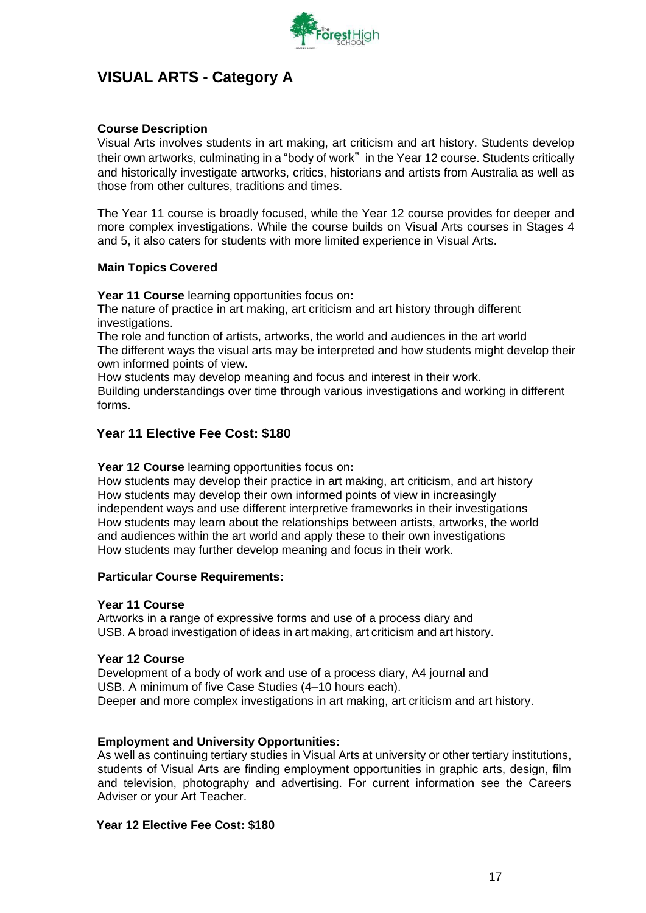# VISUAL ARTS - Category A

**Course Description**

Visual Arts involves students in art making, art criticism and art history. Students develop their own artworks, culminating in a "body of work" in the Year 12 course. Students critically and historically investigate artworks, critics, historians and artists from Australia as well as those from other cultures, traditions and times.

The Year 11 course is broadly focused, while the Year 12 course provides for deeper and more complex investigations. While the course builds on Visual Arts courses in Stages 4 and 5, it also caters for students with more limited experience in Visual Arts.

**Main Topics Covered**

**Year 11 Course** learning opportunities focus on**:**

The nature of practice in art making, art criticism and art history through different investigations.
The role and function of artists, artworks, the world and audiences in the art world
The different ways the visual arts may be interpreted and how students might develop their own informed points of view.
How students may develop meaning and focus and interest in their work.
Building understandings over time through various investigations and working in different forms.

**Year 11 Elective Fee Cost: $180**

**Year 12 Course** learning opportunities focus on**:**

How students may develop their practice in art making, art criticism, and art history
How students may develop their own informed points of view in increasingly independent ways and use different interpretive frameworks in their investigations
How students may learn about the relationships between artists, artworks, the world and audiences within the art world and apply these to their own investigations
How students may further develop meaning and focus in their work.

**Particular Course Requirements:**

**Year 11 Course**

Artworks in a range of expressive forms and use of a process diary and USB. A broad investigation of ideas in art making, art criticism and art history.

**Year 12 Course**

Development of a body of work and use of a process diary, A4 journal and USB. A minimum of five Case Studies (4–10 hours each).
Deeper and more complex investigations in art making, art criticism and art history.

**Employment and University Opportunities:**

As well as continuing tertiary studies in Visual Arts at university or other tertiary institutions, students of Visual Arts are finding employment opportunities in graphic arts, design, film and television, photography and advertising. For current information see the Careers Adviser or your Art Teacher.

**Year 12 Elective Fee Cost: $180**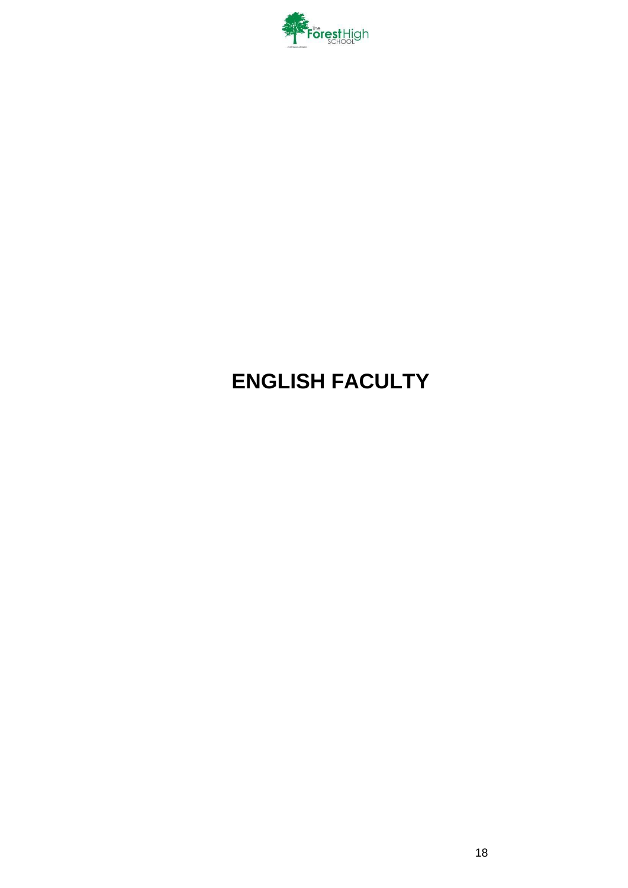# ENGLISH FACULTY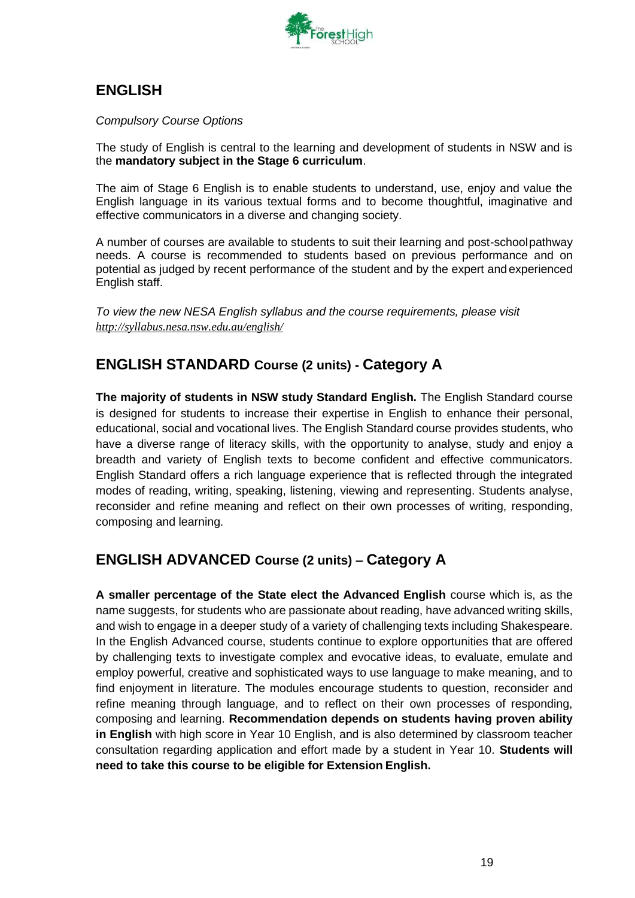## ENGLISH

*Compulsory Course Options*

The study of English is central to the learning and development of students in NSW and is the **mandatory subject in the Stage 6 curriculum**.

The aim of Stage 6 English is to enable students to understand, use, enjoy and value the English language in its various textual forms and to become thoughtful, imaginative and effective communicators in a diverse and changing society.

A number of courses are available to students to suit their learning and post-school pathway needs. A course is recommended to students based on previous performance and on potential as judged by recent performance of the student and by the expert and experienced English staff.

*To view the new NESA English syllabus and the course requirements, please visit http://syllabus.nesa.nsw.edu.au/english/*

## ENGLISH STANDARD Course (2 units) - Category A

**The majority of students in NSW study Standard English.** The English Standard course is designed for students to increase their expertise in English to enhance their personal, educational, social and vocational lives. The English Standard course provides students, who have a diverse range of literacy skills, with the opportunity to analyse, study and enjoy a breadth and variety of English texts to become confident and effective communicators. English Standard offers a rich language experience that is reflected through the integrated modes of reading, writing, speaking, listening, viewing and representing. Students analyse, reconsider and refine meaning and reflect on their own processes of writing, responding, composing and learning.

## ENGLISH ADVANCED Course (2 units) – Category A

**A smaller percentage of the State elect the Advanced English** course which is, as the name suggests, for students who are passionate about reading, have advanced writing skills, and wish to engage in a deeper study of a variety of challenging texts including Shakespeare. In the English Advanced course, students continue to explore opportunities that are offered by challenging texts to investigate complex and evocative ideas, to evaluate, emulate and employ powerful, creative and sophisticated ways to use language to make meaning, and to find enjoyment in literature. The modules encourage students to question, reconsider and refine meaning through language, and to reflect on their own processes of responding, composing and learning. **Recommendation depends on students having proven ability in English** with high score in Year 10 English, and is also determined by classroom teacher consultation regarding application and effort made by a student in Year 10. **Students will need to take this course to be eligible for Extension English.**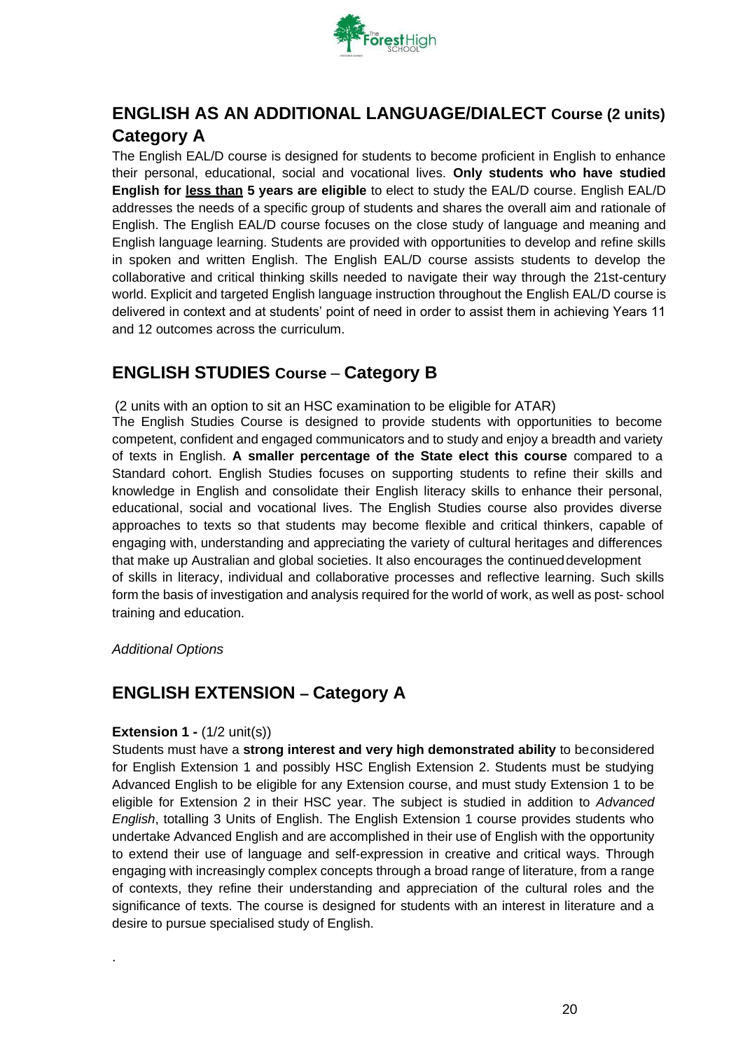## ENGLISH AS AN ADDITIONAL LANGUAGE/DIALECT Course (2 units) Category A

The English EAL/D course is designed for students to become proficient in English to enhance their personal, educational, social and vocational lives. **Only students who have studied English for <u>less than</u> 5 years are eligible** to elect to study the EAL/D course. English EAL/D addresses the needs of a specific group of students and shares the overall aim and rationale of English. The English EAL/D course focuses on the close study of language and meaning and English language learning. Students are provided with opportunities to develop and refine skills in spoken and written English. The English EAL/D course assists students to develop the collaborative and critical thinking skills needed to navigate their way through the 21st-century world. Explicit and targeted English language instruction throughout the English EAL/D course is delivered in context and at students' point of need in order to assist them in achieving Years 11 and 12 outcomes across the curriculum.

## ENGLISH STUDIES Course – Category B

(2 units with an option to sit an HSC examination to be eligible for ATAR)

The English Studies Course is designed to provide students with opportunities to become competent, confident and engaged communicators and to study and enjoy a breadth and variety of texts in English. **A smaller percentage of the State elect this course** compared to a Standard cohort. English Studies focuses on supporting students to refine their skills and knowledge in English and consolidate their English literacy skills to enhance their personal, educational, social and vocational lives. The English Studies course also provides diverse approaches to texts so that students may become flexible and critical thinkers, capable of engaging with, understanding and appreciating the variety of cultural heritages and differences that make up Australian and global societies. It also encourages the continued development of skills in literacy, individual and collaborative processes and reflective learning. Such skills form the basis of investigation and analysis required for the world of work, as well as post- school training and education.

*Additional Options*

## ENGLISH EXTENSION – Category A

**Extension 1 -** (1/2 unit(s))

Students must have a **strong interest and very high demonstrated ability** to be considered for English Extension 1 and possibly HSC English Extension 2. Students must be studying Advanced English to be eligible for any Extension course, and must study Extension 1 to be eligible for Extension 2 in their HSC year. The subject is studied in addition to *Advanced English*, totalling 3 Units of English. The English Extension 1 course provides students who undertake Advanced English and are accomplished in their use of English with the opportunity to extend their use of language and self-expression in creative and critical ways. Through engaging with increasingly complex concepts through a broad range of literature, from a range of contexts, they refine their understanding and appreciation of the cultural roles and the significance of texts. The course is designed for students with an interest in literature and a desire to pursue specialised study of English.

.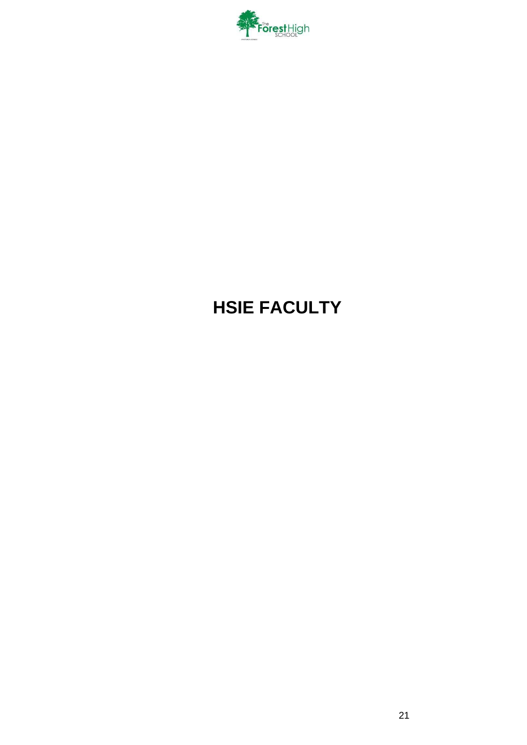# HSIE FACULTY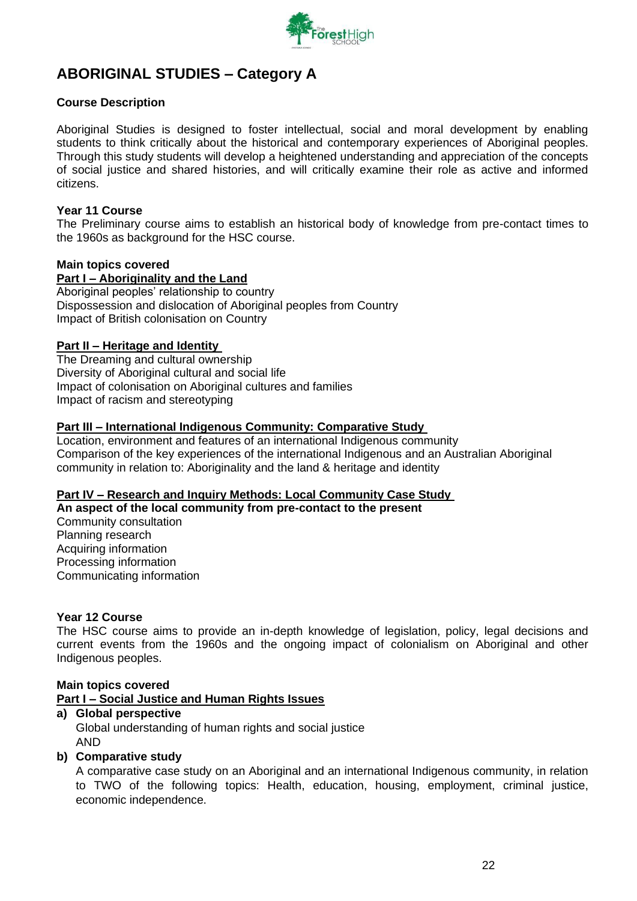# ABORIGINAL STUDIES – Category A

**Course Description**

Aboriginal Studies is designed to foster intellectual, social and moral development by enabling students to think critically about the historical and contemporary experiences of Aboriginal peoples. Through this study students will develop a heightened understanding and appreciation of the concepts of social justice and shared histories, and will critically examine their role as active and informed citizens.

**Year 11 Course**
The Preliminary course aims to establish an historical body of knowledge from pre-contact times to the 1960s as background for the HSC course.

**Main topics covered**
**Part I – Aboriginality and the Land**
Aboriginal peoples' relationship to country
Dispossession and dislocation of Aboriginal peoples from Country
Impact of British colonisation on Country

**Part II – Heritage and Identity**
The Dreaming and cultural ownership
Diversity of Aboriginal cultural and social life
Impact of colonisation on Aboriginal cultures and families
Impact of racism and stereotyping

**Part III – International Indigenous Community: Comparative Study**
Location, environment and features of an international Indigenous community
Comparison of the key experiences of the international Indigenous and an Australian Aboriginal community in relation to: Aboriginality and the land & heritage and identity

**Part IV – Research and Inquiry Methods: Local Community Case Study**
**An aspect of the local community from pre-contact to the present**
Community consultation
Planning research
Acquiring information
Processing information
Communicating information

**Year 12 Course**
The HSC course aims to provide an in-depth knowledge of legislation, policy, legal decisions and current events from the 1960s and the ongoing impact of colonialism on Aboriginal and other Indigenous peoples.

**Main topics covered**
**Part I – Social Justice and Human Rights Issues**

**a) Global perspective**
Global understanding of human rights and social justice
AND

**b) Comparative study**
A comparative case study on an Aboriginal and an international Indigenous community, in relation to TWO of the following topics: Health, education, housing, employment, criminal justice, economic independence.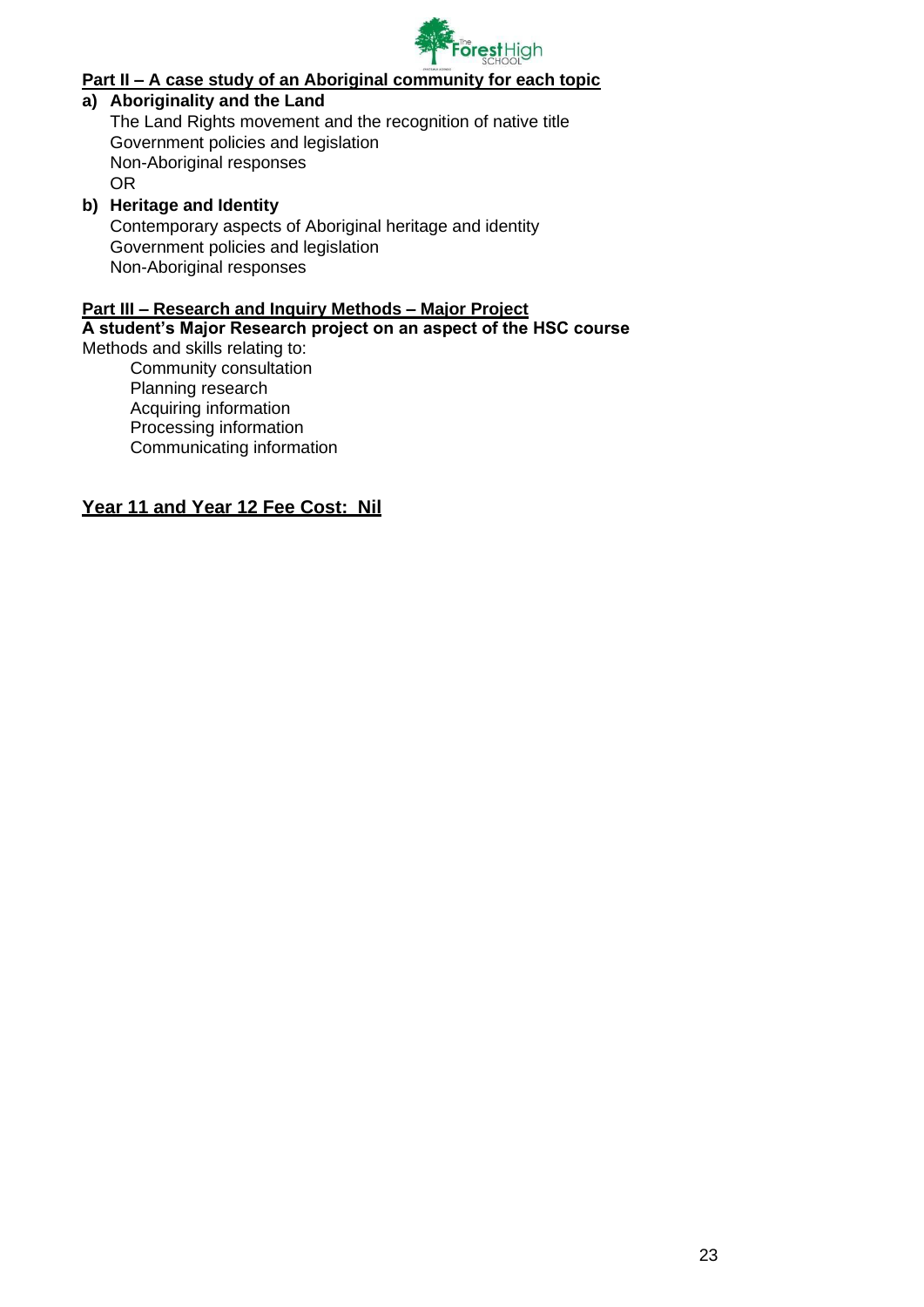**Part II – A case study of an Aboriginal community for each topic**

**a) Aboriginality and the Land**

The Land Rights movement and the recognition of native title
Government policies and legislation
Non-Aboriginal responses
OR

**b) Heritage and Identity**

Contemporary aspects of Aboriginal heritage and identity
Government policies and legislation
Non-Aboriginal responses

**Part III – Research and Inquiry Methods – Major Project**

**A student's Major Research project on an aspect of the HSC course**

Methods and skills relating to:

- Community consultation
- Planning research
- Acquiring information
- Processing information
- Communicating information

**Year 11 and Year 12 Fee Cost: Nil**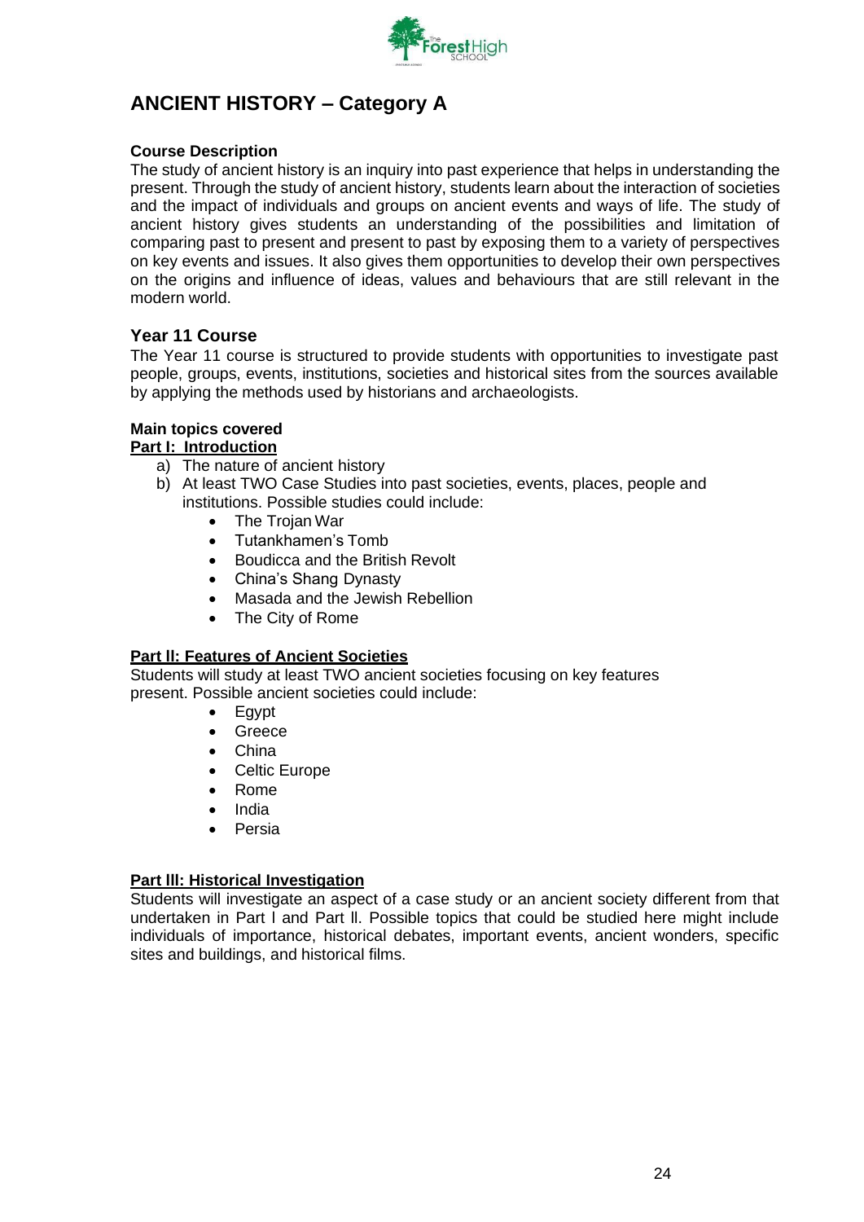# ANCIENT HISTORY – Category A

**Course Description**

The study of ancient history is an inquiry into past experience that helps in understanding the present. Through the study of ancient history, students learn about the interaction of societies and the impact of individuals and groups on ancient events and ways of life. The study of ancient history gives students an understanding of the possibilities and limitation of comparing past to present and present to past by exposing them to a variety of perspectives on key events and issues. It also gives them opportunities to develop their own perspectives on the origins and influence of ideas, values and behaviours that are still relevant in the modern world.

## Year 11 Course

The Year 11 course is structured to provide students with opportunities to investigate past people, groups, events, institutions, societies and historical sites from the sources available by applying the methods used by historians and archaeologists.

**Main topics covered**

**Part I: Introduction**

a) The nature of ancient history
b) At least TWO Case Studies into past societies, events, places, people and institutions. Possible studies could include:
   - The Trojan War
   - Tutankhamen's Tomb
   - Boudicca and the British Revolt
   - China's Shang Dynasty
   - Masada and the Jewish Rebellion
   - The City of Rome

**Part II: Features of Ancient Societies**

Students will study at least TWO ancient societies focusing on key features present. Possible ancient societies could include:

- Egypt
- Greece
- China
- Celtic Europe
- Rome
- India
- Persia

**Part III: Historical Investigation**

Students will investigate an aspect of a case study or an ancient society different from that undertaken in Part I and Part II. Possible topics that could be studied here might include individuals of importance, historical debates, important events, ancient wonders, specific sites and buildings, and historical films.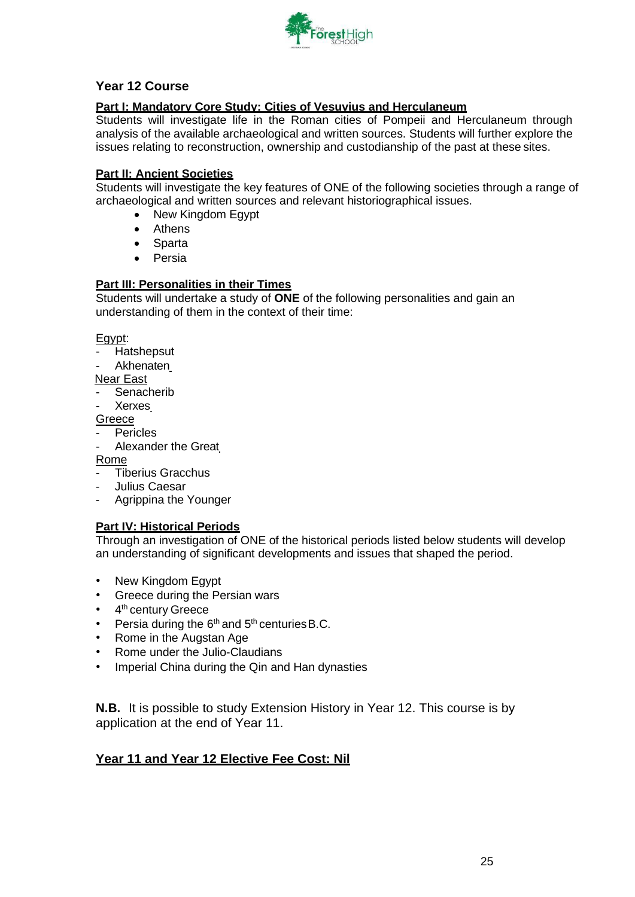## Year 12 Course

**Part I: Mandatory Core Study: Cities of Vesuvius and Herculaneum**

Students will investigate life in the Roman cities of Pompeii and Herculaneum through analysis of the available archaeological and written sources. Students will further explore the issues relating to reconstruction, ownership and custodianship of the past at these sites.

**Part II: Ancient Societies**

Students will investigate the key features of ONE of the following societies through a range of archaeological and written sources and relevant historiographical issues.

- New Kingdom Egypt
- Athens
- Sparta
- Persia

**Part III: Personalities in their Times**

Students will undertake a study of **ONE** of the following personalities and gain an understanding of them in the context of their time:

Egypt:
- Hatshepsut
- Akhenaten

Near East
- Senacherib
- Xerxes

Greece
- Pericles
- Alexander the Great

Rome
- Tiberius Gracchus
- Julius Caesar
- Agrippina the Younger

**Part IV: Historical Periods**

Through an investigation of ONE of the historical periods listed below students will develop an understanding of significant developments and issues that shaped the period.

- New Kingdom Egypt
- Greece during the Persian wars
- 4th century Greece
- Persia during the 6th and 5th centuries B.C.
- Rome in the Augstan Age
- Rome under the Julio-Claudians
- Imperial China during the Qin and Han dynasties

**N.B.** It is possible to study Extension History in Year 12. This course is by application at the end of Year 11.

**Year 11 and Year 12 Elective Fee Cost: Nil**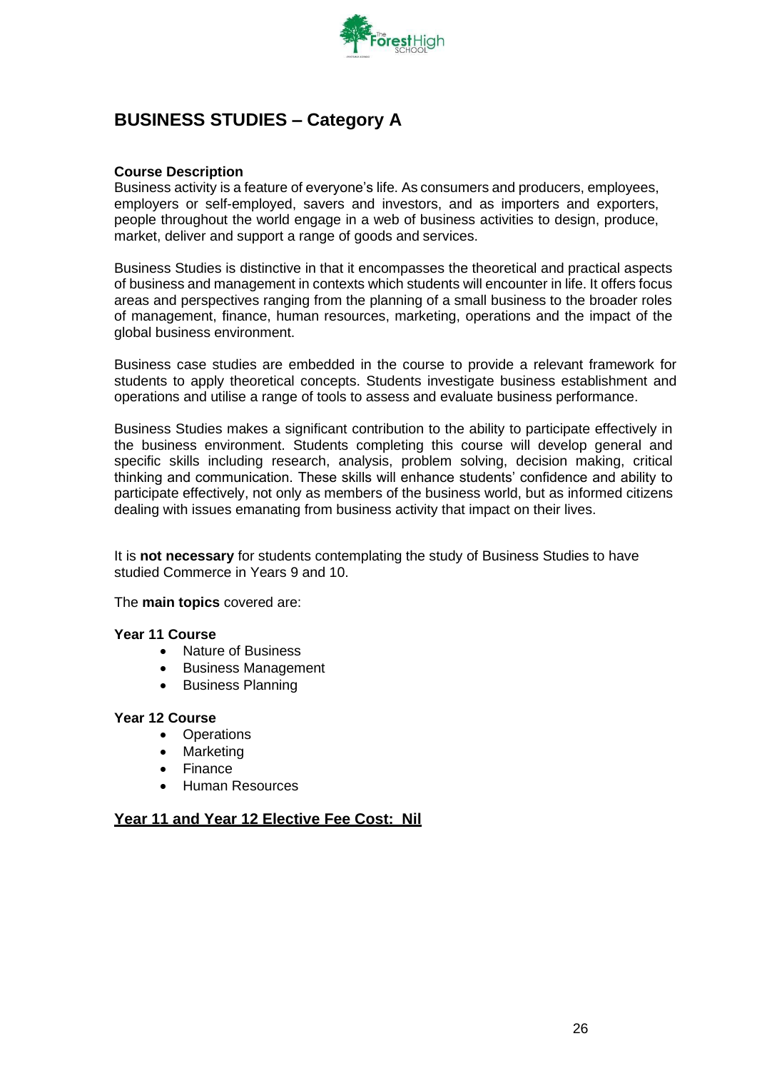# BUSINESS STUDIES – Category A

**Course Description**

Business activity is a feature of everyone's life. As consumers and producers, employees, employers or self-employed, savers and investors, and as importers and exporters, people throughout the world engage in a web of business activities to design, produce, market, deliver and support a range of goods and services.

Business Studies is distinctive in that it encompasses the theoretical and practical aspects of business and management in contexts which students will encounter in life. It offers focus areas and perspectives ranging from the planning of a small business to the broader roles of management, finance, human resources, marketing, operations and the impact of the global business environment.

Business case studies are embedded in the course to provide a relevant framework for students to apply theoretical concepts. Students investigate business establishment and operations and utilise a range of tools to assess and evaluate business performance.

Business Studies makes a significant contribution to the ability to participate effectively in the business environment. Students completing this course will develop general and specific skills including research, analysis, problem solving, decision making, critical thinking and communication. These skills will enhance students' confidence and ability to participate effectively, not only as members of the business world, but as informed citizens dealing with issues emanating from business activity that impact on their lives.

It is **not necessary** for students contemplating the study of Business Studies to have studied Commerce in Years 9 and 10.

The **main topics** covered are:

**Year 11 Course**

- Nature of Business
- Business Management
- Business Planning

**Year 12 Course**

- Operations
- Marketing
- Finance
- Human Resources

**<u>Year 11 and Year 12 Elective Fee Cost: Nil</u>**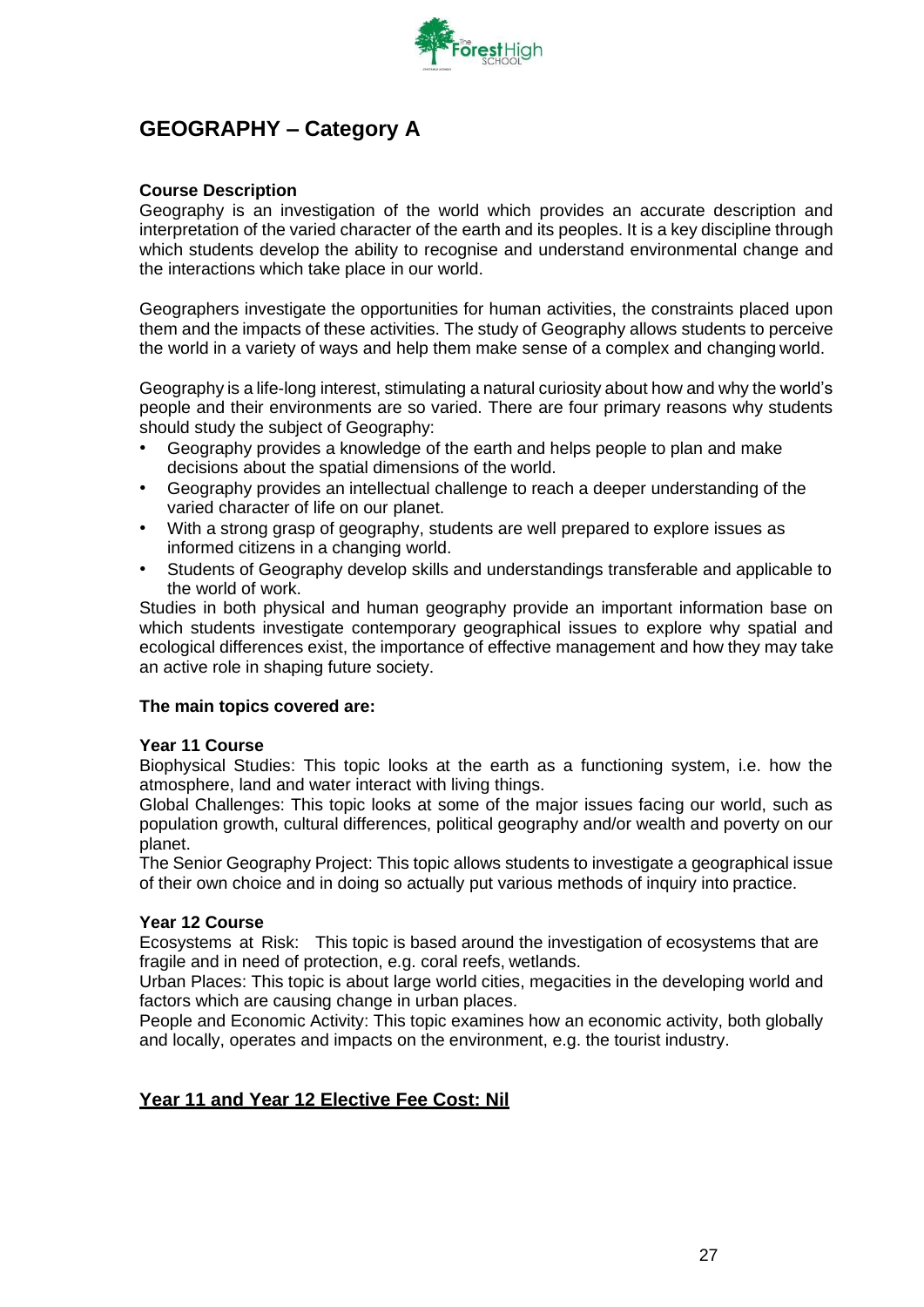# GEOGRAPHY – Category A

**Course Description**

Geography is an investigation of the world which provides an accurate description and interpretation of the varied character of the earth and its peoples. It is a key discipline through which students develop the ability to recognise and understand environmental change and the interactions which take place in our world.

Geographers investigate the opportunities for human activities, the constraints placed upon them and the impacts of these activities. The study of Geography allows students to perceive the world in a variety of ways and help them make sense of a complex and changing world.

Geography is a life-long interest, stimulating a natural curiosity about how and why the world's people and their environments are so varied. There are four primary reasons why students should study the subject of Geography:

- Geography provides a knowledge of the earth and helps people to plan and make decisions about the spatial dimensions of the world.
- Geography provides an intellectual challenge to reach a deeper understanding of the varied character of life on our planet.
- With a strong grasp of geography, students are well prepared to explore issues as informed citizens in a changing world.
- Students of Geography develop skills and understandings transferable and applicable to the world of work.

Studies in both physical and human geography provide an important information base on which students investigate contemporary geographical issues to explore why spatial and ecological differences exist, the importance of effective management and how they may take an active role in shaping future society.

**The main topics covered are:**

**Year 11 Course**

Biophysical Studies: This topic looks at the earth as a functioning system, i.e. how the atmosphere, land and water interact with living things.

Global Challenges: This topic looks at some of the major issues facing our world, such as population growth, cultural differences, political geography and/or wealth and poverty on our planet.

The Senior Geography Project: This topic allows students to investigate a geographical issue of their own choice and in doing so actually put various methods of inquiry into practice.

**Year 12 Course**

Ecosystems at Risk: This topic is based around the investigation of ecosystems that are fragile and in need of protection, e.g. coral reefs, wetlands.

Urban Places: This topic is about large world cities, megacities in the developing world and factors which are causing change in urban places.

People and Economic Activity: This topic examines how an economic activity, both globally and locally, operates and impacts on the environment, e.g. the tourist industry.

**Year 11 and Year 12 Elective Fee Cost: Nil**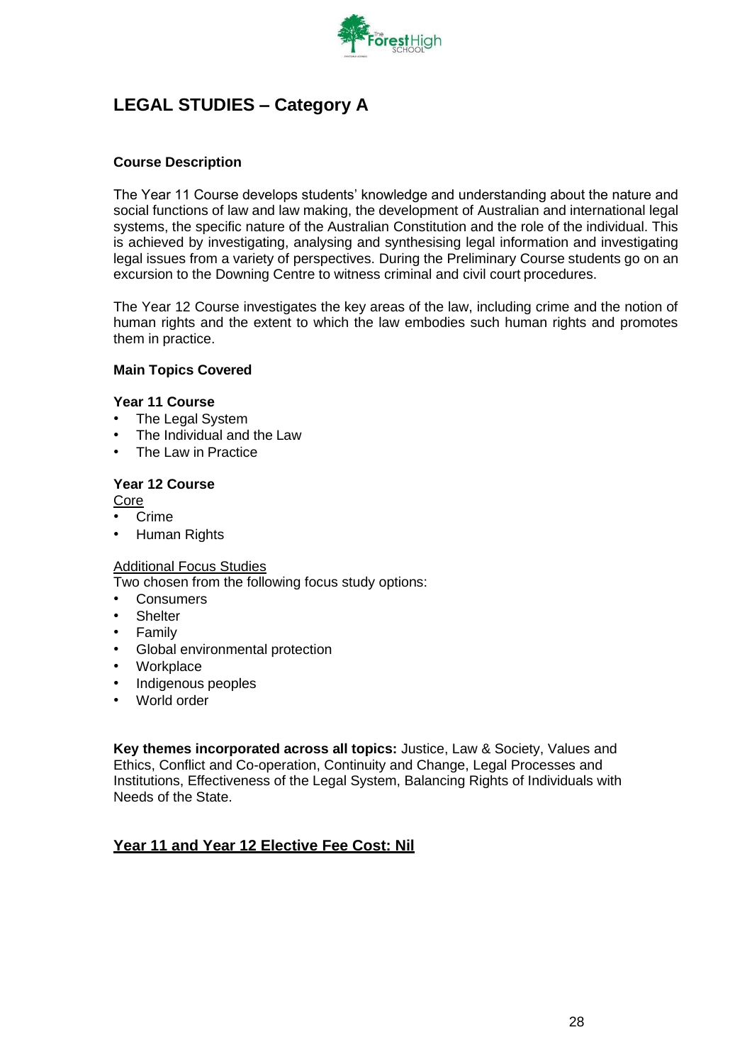# LEGAL STUDIES – Category A

**Course Description**

The Year 11 Course develops students' knowledge and understanding about the nature and social functions of law and law making, the development of Australian and international legal systems, the specific nature of the Australian Constitution and the role of the individual. This is achieved by investigating, analysing and synthesising legal information and investigating legal issues from a variety of perspectives. During the Preliminary Course students go on an excursion to the Downing Centre to witness criminal and civil court procedures.

The Year 12 Course investigates the key areas of the law, including crime and the notion of human rights and the extent to which the law embodies such human rights and promotes them in practice.

**Main Topics Covered**

**Year 11 Course**

- The Legal System
- The Individual and the Law
- The Law in Practice

**Year 12 Course**

<u>Core</u>

- Crime
- Human Rights

<u>Additional Focus Studies</u>

Two chosen from the following focus study options:

- Consumers
- Shelter
- Family
- Global environmental protection
- Workplace
- Indigenous peoples
- World order

**Key themes incorporated across all topics:** Justice, Law & Society, Values and Ethics, Conflict and Co-operation, Continuity and Change, Legal Processes and Institutions, Effectiveness of the Legal System, Balancing Rights of Individuals with Needs of the State.

**<u>Year 11 and Year 12 Elective Fee Cost: Nil</u>**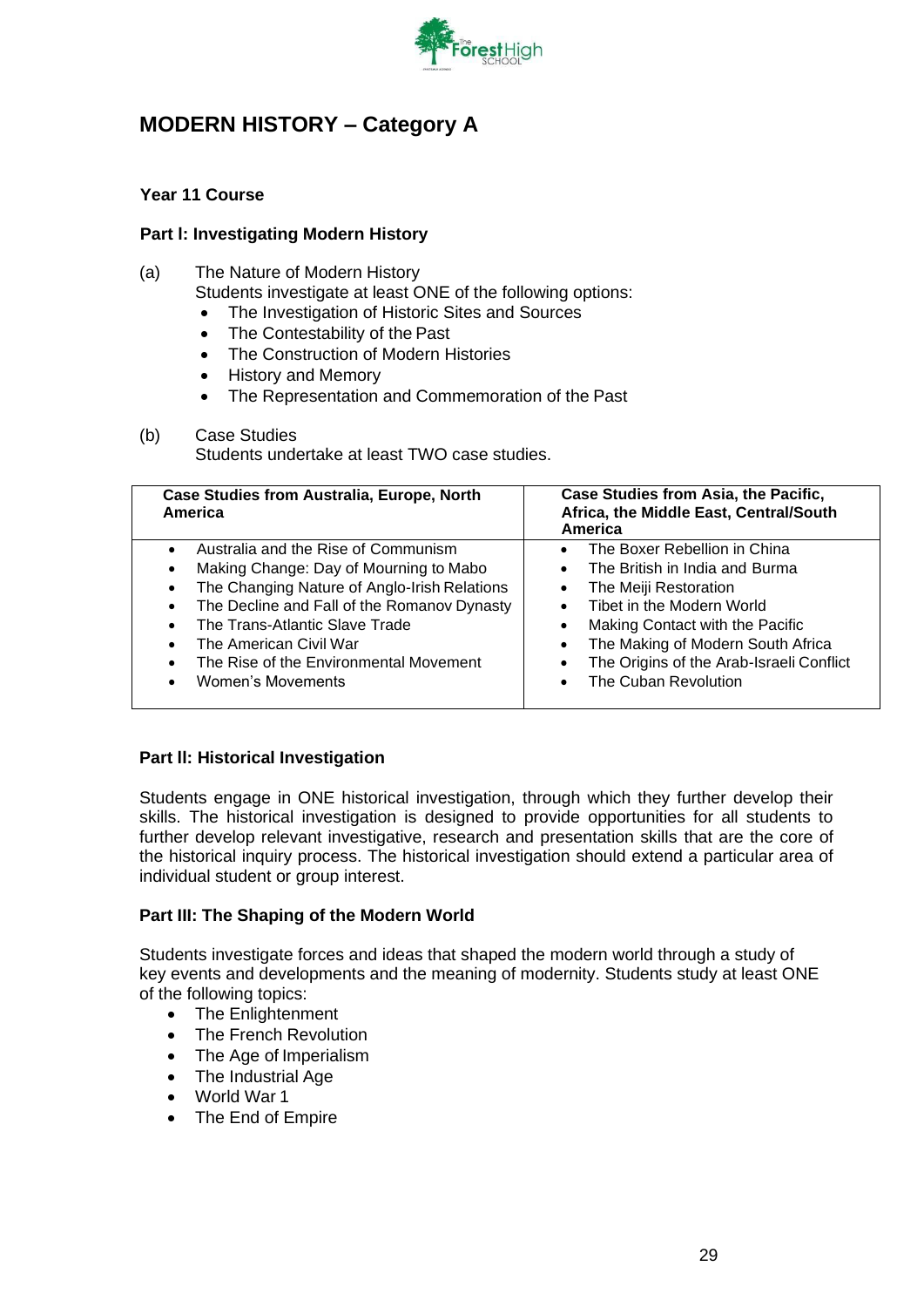## MODERN HISTORY – Category A

**Year 11 Course**

**Part I: Investigating Modern History**

(a) The Nature of Modern History
Students investigate at least ONE of the following options:
- The Investigation of Historic Sites and Sources
- The Contestability of the Past
- The Construction of Modern Histories
- History and Memory
- The Representation and Commemoration of the Past

(b) Case Studies
Students undertake at least TWO case studies.

| Case Studies from Australia, Europe, North America | Case Studies from Asia, the Pacific, Africa, the Middle East, Central/South America |
|---|---|
| • Australia and the Rise of Communism<br>• Making Change: Day of Mourning to Mabo<br>• The Changing Nature of Anglo-Irish Relations<br>• The Decline and Fall of the Romanov Dynasty<br>• The Trans-Atlantic Slave Trade<br>• The American Civil War<br>• The Rise of the Environmental Movement<br>• Women's Movements | • The Boxer Rebellion in China<br>• The British in India and Burma<br>• The Meiji Restoration<br>• Tibet in the Modern World<br>• Making Contact with the Pacific<br>• The Making of Modern South Africa<br>• The Origins of the Arab-Israeli Conflict<br>• The Cuban Revolution |

**Part II: Historical Investigation**

Students engage in ONE historical investigation, through which they further develop their skills. The historical investigation is designed to provide opportunities for all students to further develop relevant investigative, research and presentation skills that are the core of the historical inquiry process. The historical investigation should extend a particular area of individual student or group interest.

**Part III: The Shaping of the Modern World**

Students investigate forces and ideas that shaped the modern world through a study of key events and developments and the meaning of modernity. Students study at least ONE of the following topics:
- The Enlightenment
- The French Revolution
- The Age of Imperialism
- The Industrial Age
- World War 1
- The End of Empire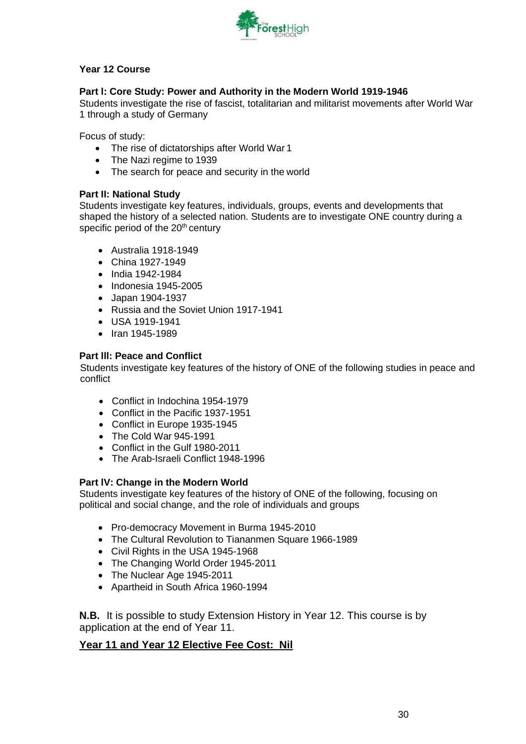### Year 12 Course

**Part I: Core Study: Power and Authority in the Modern World 1919-1946**

Students investigate the rise of fascist, totalitarian and militarist movements after World War 1 through a study of Germany

Focus of study:

- The rise of dictatorships after World War 1
- The Nazi regime to 1939
- The search for peace and security in the world

**Part II: National Study**

Students investigate key features, individuals, groups, events and developments that shaped the history of a selected nation. Students are to investigate ONE country during a specific period of the 20th century

- Australia 1918-1949
- China 1927-1949
- India 1942-1984
- Indonesia 1945-2005
- Japan 1904-1937
- Russia and the Soviet Union 1917-1941
- USA 1919-1941
- Iran 1945-1989

**Part III: Peace and Conflict**

Students investigate key features of the history of ONE of the following studies in peace and conflict

- Conflict in Indochina 1954-1979
- Conflict in the Pacific 1937-1951
- Conflict in Europe 1935-1945
- The Cold War 945-1991
- Conflict in the Gulf 1980-2011
- The Arab-Israeli Conflict 1948-1996

**Part IV: Change in the Modern World**

Students investigate key features of the history of ONE of the following, focusing on political and social change, and the role of individuals and groups

- Pro-democracy Movement in Burma 1945-2010
- The Cultural Revolution to Tiananmen Square 1966-1989
- Civil Rights in the USA 1945-1968
- The Changing World Order 1945-2011
- The Nuclear Age 1945-2011
- Apartheid in South Africa 1960-1994

**N.B.** It is possible to study Extension History in Year 12. This course is by application at the end of Year 11.

**<u>Year 11 and Year 12 Elective Fee Cost: Nil</u>**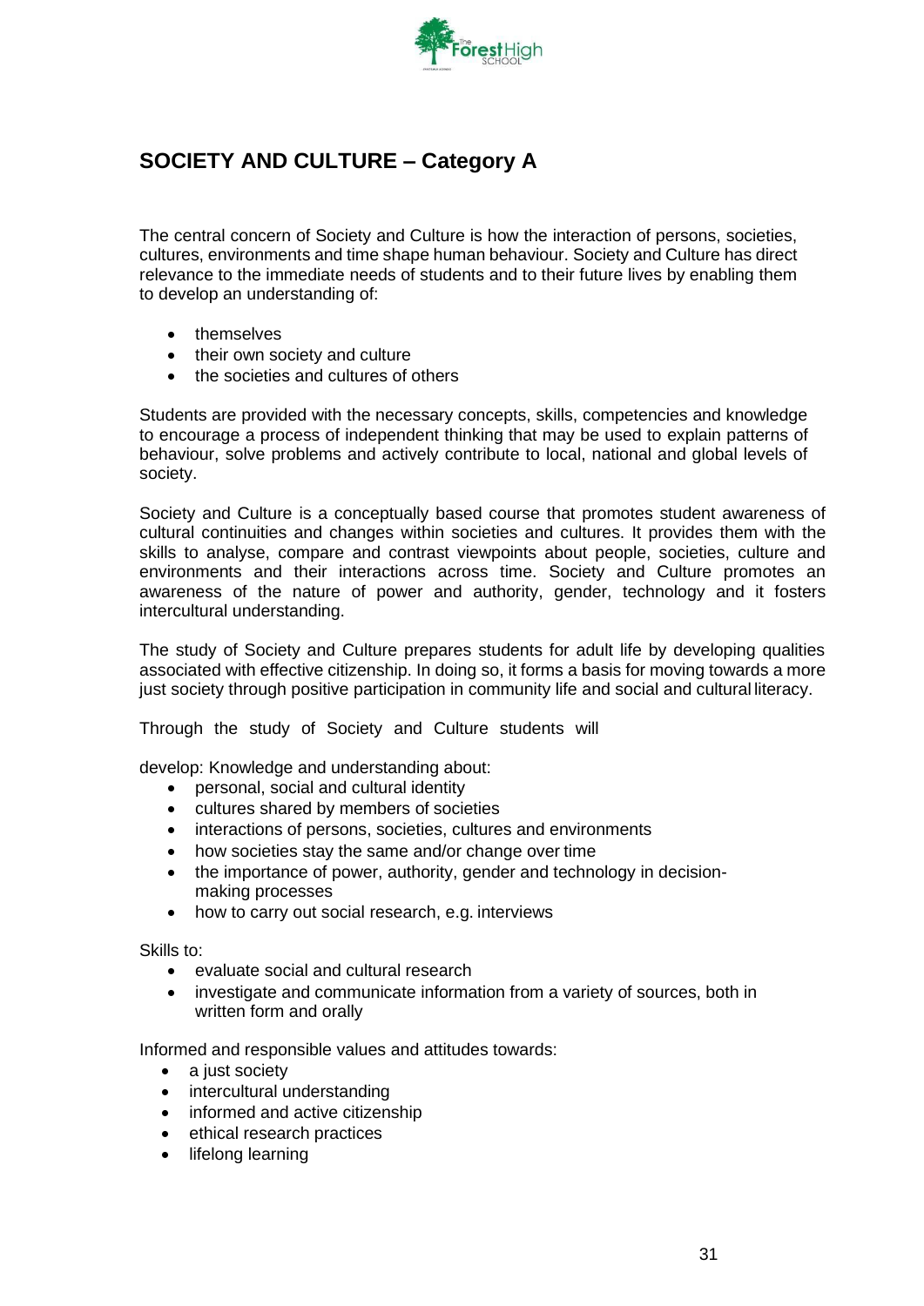## SOCIETY AND CULTURE – Category A

The central concern of Society and Culture is how the interaction of persons, societies, cultures, environments and time shape human behaviour. Society and Culture has direct relevance to the immediate needs of students and to their future lives by enabling them to develop an understanding of:

- themselves
- their own society and culture
- the societies and cultures of others

Students are provided with the necessary concepts, skills, competencies and knowledge to encourage a process of independent thinking that may be used to explain patterns of behaviour, solve problems and actively contribute to local, national and global levels of society.

Society and Culture is a conceptually based course that promotes student awareness of cultural continuities and changes within societies and cultures. It provides them with the skills to analyse, compare and contrast viewpoints about people, societies, culture and environments and their interactions across time. Society and Culture promotes an awareness of the nature of power and authority, gender, technology and it fosters intercultural understanding.

The study of Society and Culture prepares students for adult life by developing qualities associated with effective citizenship. In doing so, it forms a basis for moving towards a more just society through positive participation in community life and social and cultural literacy.

Through the study of Society and Culture students will

develop: Knowledge and understanding about:

- personal, social and cultural identity
- cultures shared by members of societies
- interactions of persons, societies, cultures and environments
- how societies stay the same and/or change over time
- the importance of power, authority, gender and technology in decision-making processes
- how to carry out social research, e.g. interviews

Skills to:

- evaluate social and cultural research
- investigate and communicate information from a variety of sources, both in written form and orally

Informed and responsible values and attitudes towards:

- a just society
- intercultural understanding
- informed and active citizenship
- ethical research practices
- lifelong learning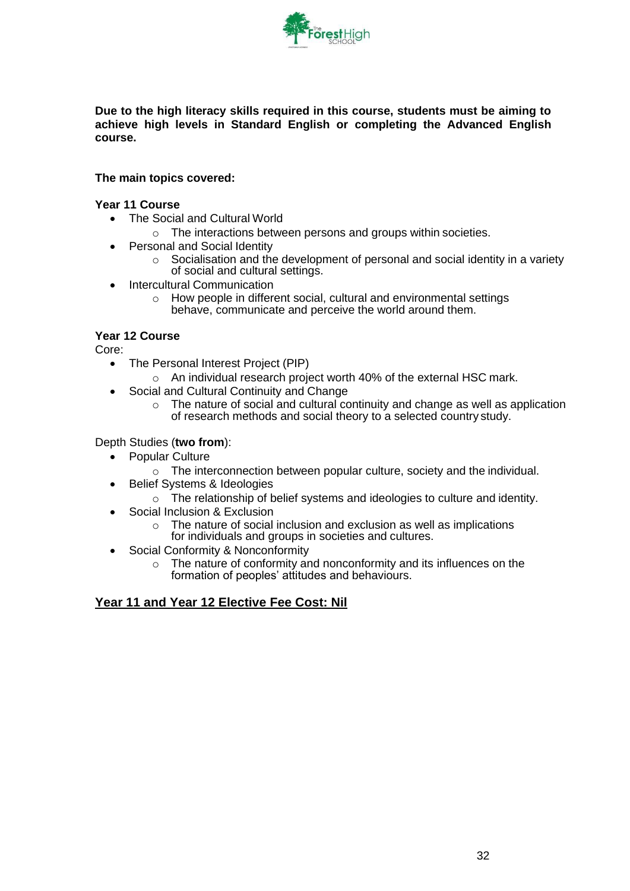**Due to the high literacy skills required in this course, students must be aiming to achieve high levels in Standard English or completing the Advanced English course.**

**The main topics covered:**

**Year 11 Course**

- The Social and Cultural World
  - The interactions between persons and groups within societies.
- Personal and Social Identity
  - Socialisation and the development of personal and social identity in a variety of social and cultural settings.
- Intercultural Communication
  - How people in different social, cultural and environmental settings behave, communicate and perceive the world around them.

**Year 12 Course**

Core:

- The Personal Interest Project (PIP)
  - An individual research project worth 40% of the external HSC mark.
- Social and Cultural Continuity and Change
  - The nature of social and cultural continuity and change as well as application of research methods and social theory to a selected country study.

Depth Studies (**two from**):

- Popular Culture
  - The interconnection between popular culture, society and the individual.
- Belief Systems & Ideologies
  - The relationship of belief systems and ideologies to culture and identity.
- Social Inclusion & Exclusion
  - The nature of social inclusion and exclusion as well as implications for individuals and groups in societies and cultures.
- Social Conformity & Nonconformity
  - The nature of conformity and nonconformity and its influences on the formation of peoples' attitudes and behaviours.

**<u>Year 11 and Year 12 Elective Fee Cost: Nil</u>**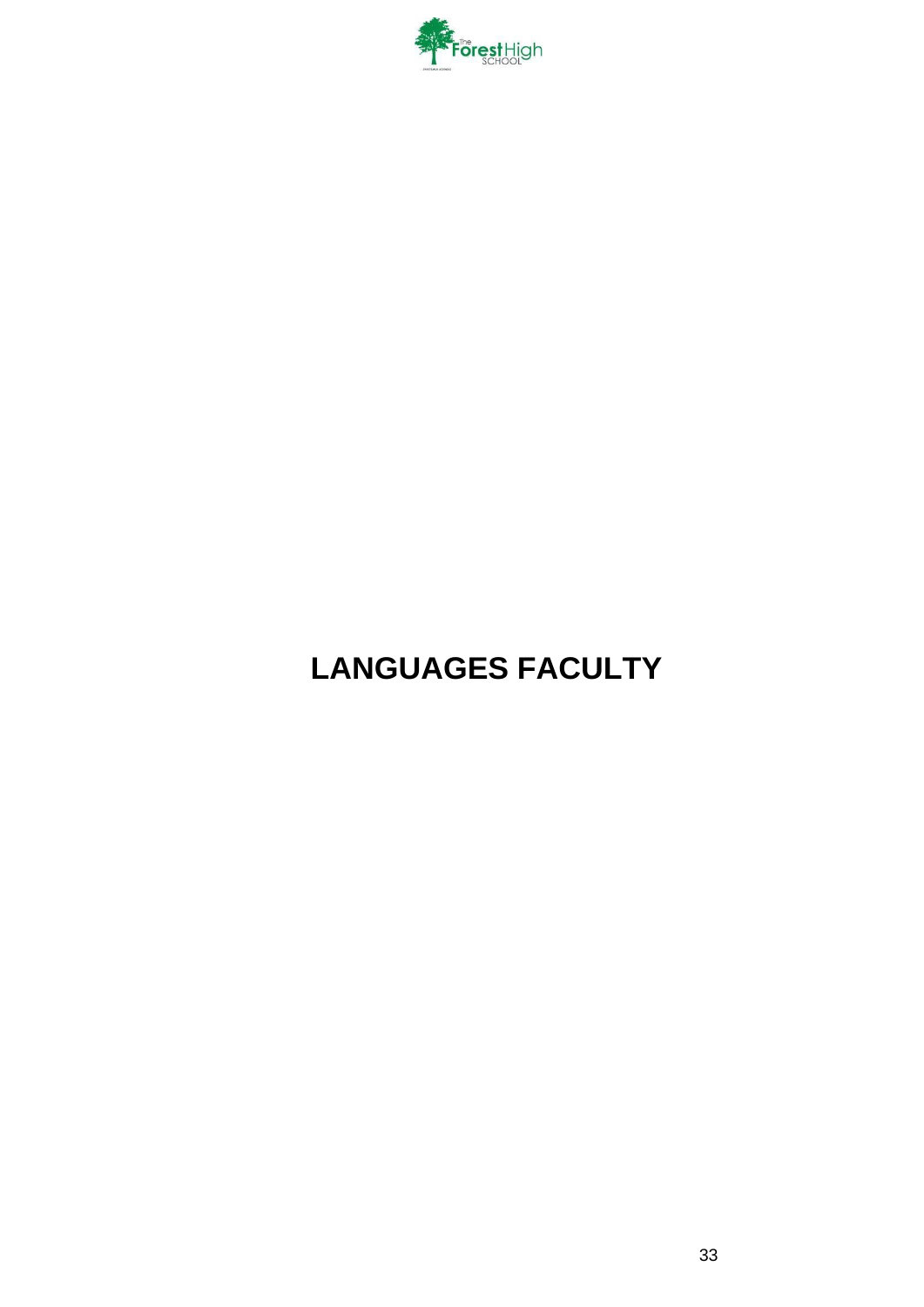# LANGUAGES FACULTY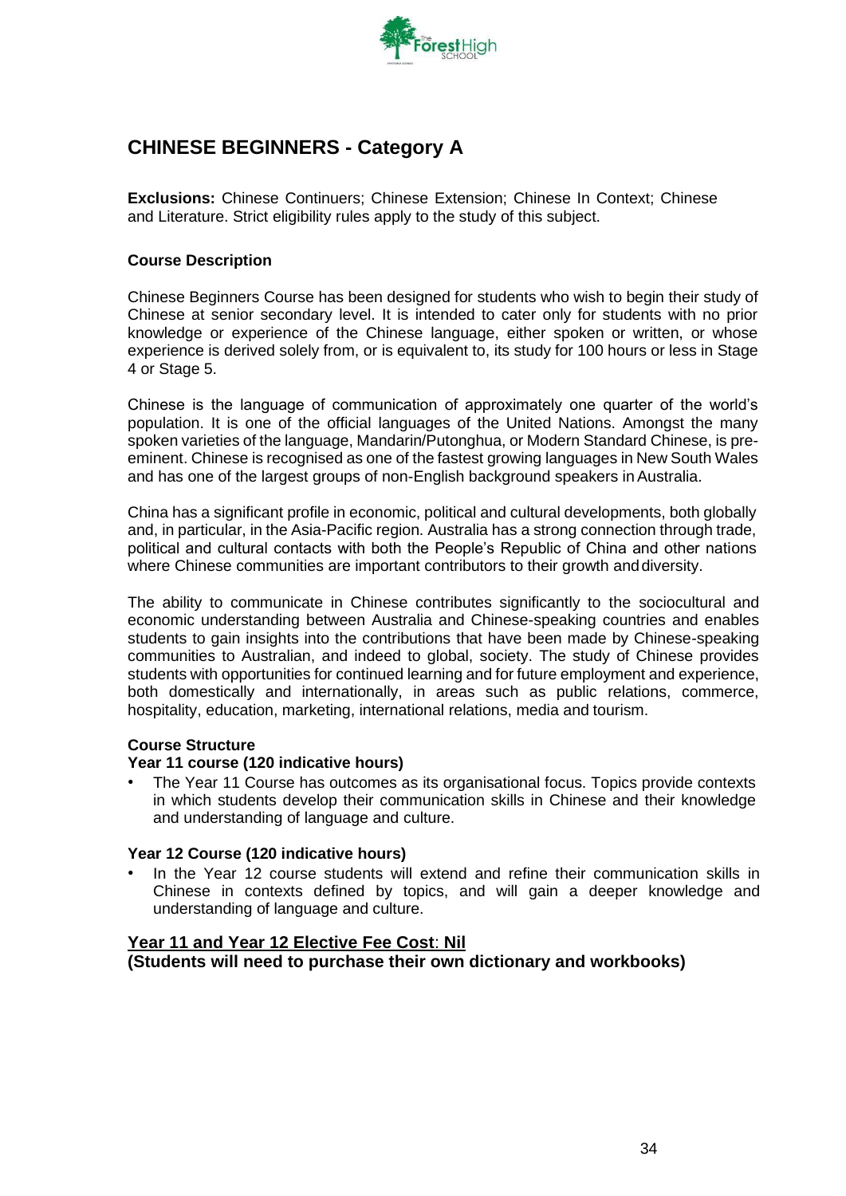# CHINESE BEGINNERS - Category A

**Exclusions:** Chinese Continuers; Chinese Extension; Chinese In Context; Chinese and Literature. Strict eligibility rules apply to the study of this subject.

### Course Description

Chinese Beginners Course has been designed for students who wish to begin their study of Chinese at senior secondary level. It is intended to cater only for students with no prior knowledge or experience of the Chinese language, either spoken or written, or whose experience is derived solely from, or is equivalent to, its study for 100 hours or less in Stage 4 or Stage 5.

Chinese is the language of communication of approximately one quarter of the world's population. It is one of the official languages of the United Nations. Amongst the many spoken varieties of the language, Mandarin/Putonghua, or Modern Standard Chinese, is pre-eminent. Chinese is recognised as one of the fastest growing languages in New South Wales and has one of the largest groups of non-English background speakers in Australia.

China has a significant profile in economic, political and cultural developments, both globally and, in particular, in the Asia-Pacific region. Australia has a strong connection through trade, political and cultural contacts with both the People's Republic of China and other nations where Chinese communities are important contributors to their growth and diversity.

The ability to communicate in Chinese contributes significantly to the sociocultural and economic understanding between Australia and Chinese-speaking countries and enables students to gain insights into the contributions that have been made by Chinese-speaking communities to Australian, and indeed to global, society. The study of Chinese provides students with opportunities for continued learning and for future employment and experience, both domestically and internationally, in areas such as public relations, commerce, hospitality, education, marketing, international relations, media and tourism.

### Course Structure

**Year 11 course (120 indicative hours)**

- The Year 11 Course has outcomes as its organisational focus. Topics provide contexts in which students develop their communication skills in Chinese and their knowledge and understanding of language and culture.

**Year 12 Course (120 indicative hours)**

- In the Year 12 course students will extend and refine their communication skills in Chinese in contexts defined by topics, and will gain a deeper knowledge and understanding of language and culture.

**Year 11 and Year 12 Elective Fee Cost: Nil**
**(Students will need to purchase their own dictionary and workbooks)**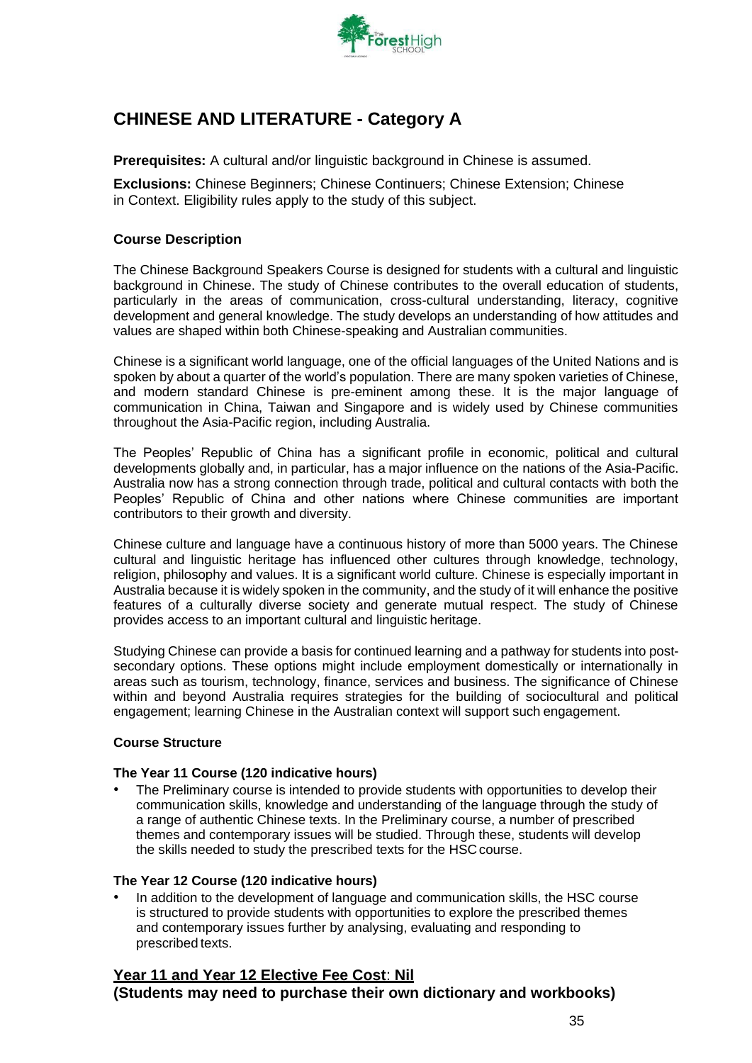# CHINESE AND LITERATURE - Category A

**Prerequisites:** A cultural and/or linguistic background in Chinese is assumed.

**Exclusions:** Chinese Beginners; Chinese Continuers; Chinese Extension; Chinese in Context. Eligibility rules apply to the study of this subject.

### Course Description

The Chinese Background Speakers Course is designed for students with a cultural and linguistic background in Chinese. The study of Chinese contributes to the overall education of students, particularly in the areas of communication, cross-cultural understanding, literacy, cognitive development and general knowledge. The study develops an understanding of how attitudes and values are shaped within both Chinese-speaking and Australian communities.

Chinese is a significant world language, one of the official languages of the United Nations and is spoken by about a quarter of the world's population. There are many spoken varieties of Chinese, and modern standard Chinese is pre-eminent among these. It is the major language of communication in China, Taiwan and Singapore and is widely used by Chinese communities throughout the Asia-Pacific region, including Australia.

The Peoples' Republic of China has a significant profile in economic, political and cultural developments globally and, in particular, has a major influence on the nations of the Asia-Pacific. Australia now has a strong connection through trade, political and cultural contacts with both the Peoples' Republic of China and other nations where Chinese communities are important contributors to their growth and diversity.

Chinese culture and language have a continuous history of more than 5000 years. The Chinese cultural and linguistic heritage has influenced other cultures through knowledge, technology, religion, philosophy and values. It is a significant world culture. Chinese is especially important in Australia because it is widely spoken in the community, and the study of it will enhance the positive features of a culturally diverse society and generate mutual respect. The study of Chinese provides access to an important cultural and linguistic heritage.

Studying Chinese can provide a basis for continued learning and a pathway for students into post-secondary options. These options might include employment domestically or internationally in areas such as tourism, technology, finance, services and business. The significance of Chinese within and beyond Australia requires strategies for the building of sociocultural and political engagement; learning Chinese in the Australian context will support such engagement.

### Course Structure

**The Year 11 Course (120 indicative hours)**

- The Preliminary course is intended to provide students with opportunities to develop their communication skills, knowledge and understanding of the language through the study of a range of authentic Chinese texts. In the Preliminary course, a number of prescribed themes and contemporary issues will be studied. Through these, students will develop the skills needed to study the prescribed texts for the HSC course.

**The Year 12 Course (120 indicative hours)**

- In addition to the development of language and communication skills, the HSC course is structured to provide students with opportunities to explore the prescribed themes and contemporary issues further by analysing, evaluating and responding to prescribed texts.

**Year 11 and Year 12 Elective Fee Cost: Nil**
**(Students may need to purchase their own dictionary and workbooks)**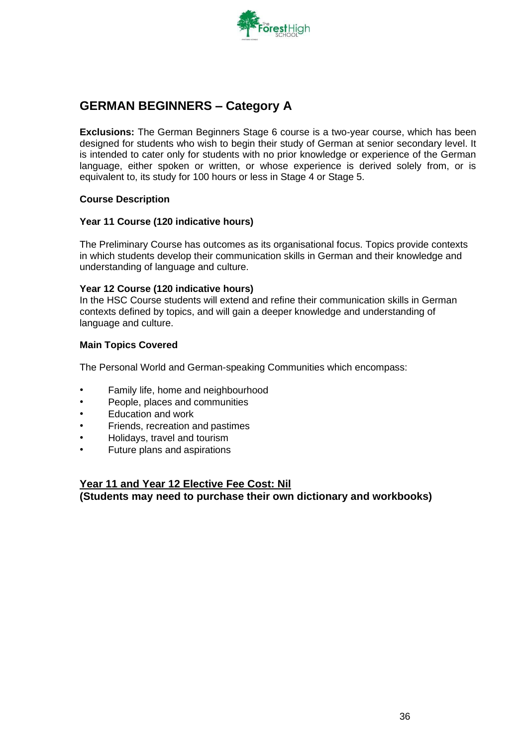## GERMAN BEGINNERS – Category A

**Exclusions:** The German Beginners Stage 6 course is a two-year course, which has been designed for students who wish to begin their study of German at senior secondary level. It is intended to cater only for students with no prior knowledge or experience of the German language, either spoken or written, or whose experience is derived solely from, or is equivalent to, its study for 100 hours or less in Stage 4 or Stage 5.

**Course Description**

**Year 11 Course (120 indicative hours)**

The Preliminary Course has outcomes as its organisational focus. Topics provide contexts in which students develop their communication skills in German and their knowledge and understanding of language and culture.

**Year 12 Course (120 indicative hours)**

In the HSC Course students will extend and refine their communication skills in German contexts defined by topics, and will gain a deeper knowledge and understanding of language and culture.

**Main Topics Covered**

The Personal World and German-speaking Communities which encompass:

- Family life, home and neighbourhood
- People, places and communities
- Education and work
- Friends, recreation and pastimes
- Holidays, travel and tourism
- Future plans and aspirations

**Year 11 and Year 12 Elective Fee Cost: Nil**
**(Students may need to purchase their own dictionary and workbooks)**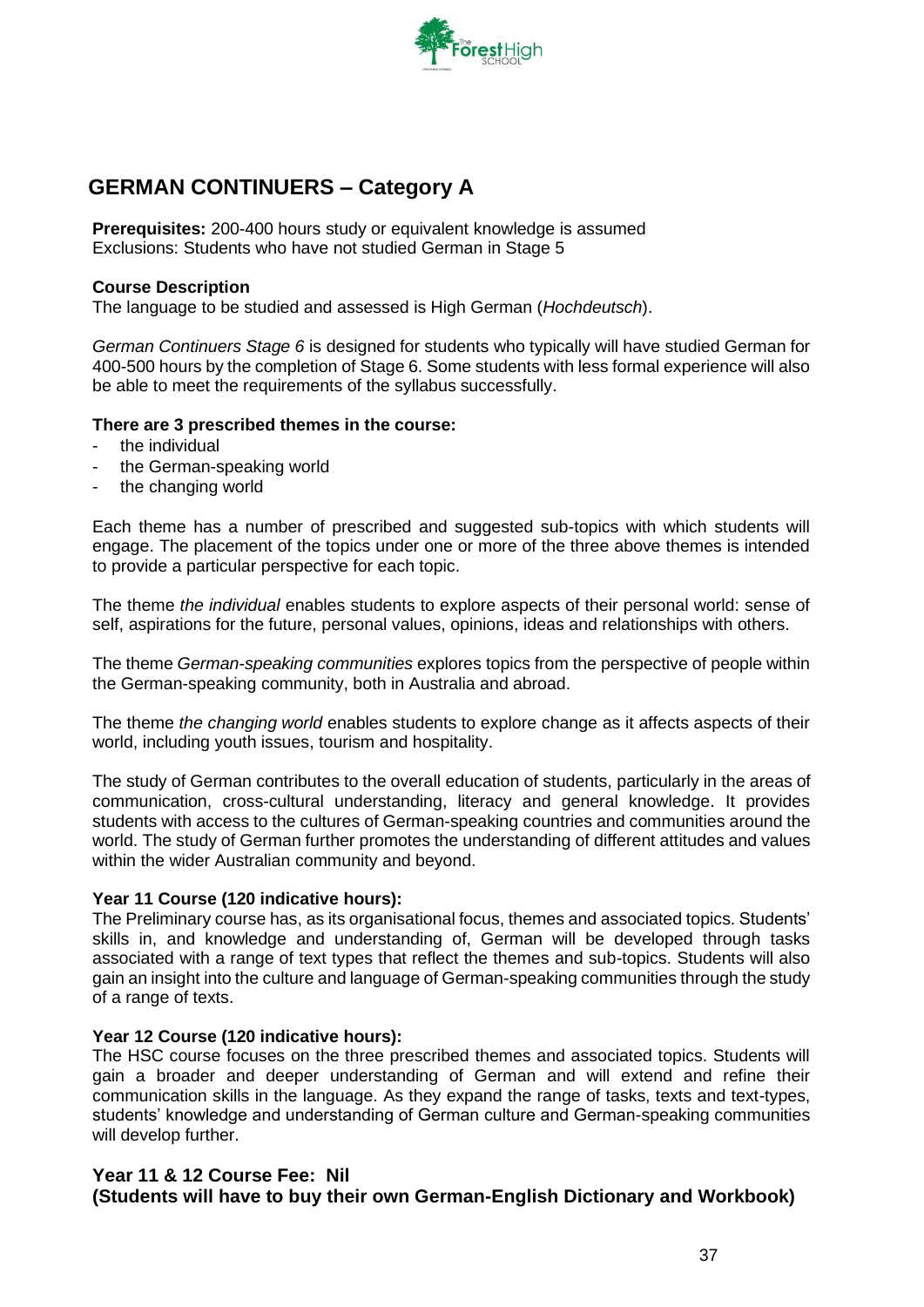# GERMAN CONTINUERS – Category A

**Prerequisites:** 200-400 hours study or equivalent knowledge is assumed
Exclusions: Students who have not studied German in Stage 5

**Course Description**
The language to be studied and assessed is High German (*Hochdeutsch*).

*German Continuers Stage 6* is designed for students who typically will have studied German for 400-500 hours by the completion of Stage 6. Some students with less formal experience will also be able to meet the requirements of the syllabus successfully.

**There are 3 prescribed themes in the course:**

- the individual
- the German-speaking world
- the changing world

Each theme has a number of prescribed and suggested sub-topics with which students will engage. The placement of the topics under one or more of the three above themes is intended to provide a particular perspective for each topic.

The theme *the individual* enables students to explore aspects of their personal world: sense of self, aspirations for the future, personal values, opinions, ideas and relationships with others.

The theme *German-speaking communities* explores topics from the perspective of people within the German-speaking community, both in Australia and abroad.

The theme *the changing world* enables students to explore change as it affects aspects of their world, including youth issues, tourism and hospitality.

The study of German contributes to the overall education of students, particularly in the areas of communication, cross-cultural understanding, literacy and general knowledge. It provides students with access to the cultures of German-speaking countries and communities around the world. The study of German further promotes the understanding of different attitudes and values within the wider Australian community and beyond.

**Year 11 Course (120 indicative hours):**
The Preliminary course has, as its organisational focus, themes and associated topics. Students' skills in, and knowledge and understanding of, German will be developed through tasks associated with a range of text types that reflect the themes and sub-topics. Students will also gain an insight into the culture and language of German-speaking communities through the study of a range of texts.

**Year 12 Course (120 indicative hours):**
The HSC course focuses on the three prescribed themes and associated topics. Students will gain a broader and deeper understanding of German and will extend and refine their communication skills in the language. As they expand the range of tasks, texts and text-types, students' knowledge and understanding of German culture and German-speaking communities will develop further.

**Year 11 & 12 Course Fee: Nil**
**(Students will have to buy their own German-English Dictionary and Workbook)**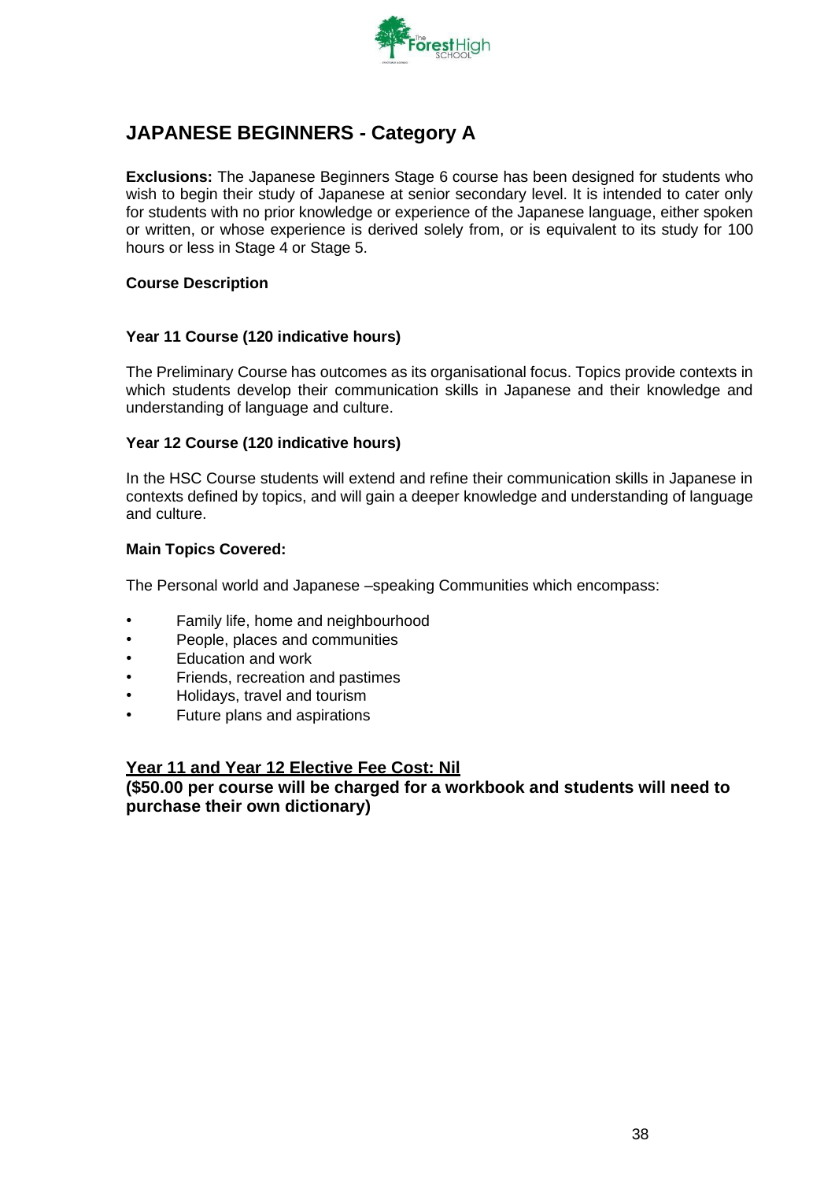# JAPANESE BEGINNERS - Category A

**Exclusions:** The Japanese Beginners Stage 6 course has been designed for students who wish to begin their study of Japanese at senior secondary level. It is intended to cater only for students with no prior knowledge or experience of the Japanese language, either spoken or written, or whose experience is derived solely from, or is equivalent to its study for 100 hours or less in Stage 4 or Stage 5.

**Course Description**

**Year 11 Course (120 indicative hours)**

The Preliminary Course has outcomes as its organisational focus. Topics provide contexts in which students develop their communication skills in Japanese and their knowledge and understanding of language and culture.

**Year 12 Course (120 indicative hours)**

In the HSC Course students will extend and refine their communication skills in Japanese in contexts defined by topics, and will gain a deeper knowledge and understanding of language and culture.

**Main Topics Covered:**

The Personal world and Japanese –speaking Communities which encompass:

- Family life, home and neighbourhood
- People, places and communities
- Education and work
- Friends, recreation and pastimes
- Holidays, travel and tourism
- Future plans and aspirations

**<u>Year 11 and Year 12 Elective Fee Cost: Nil</u>**
**($50.00 per course will be charged for a workbook and students will need to purchase their own dictionary)**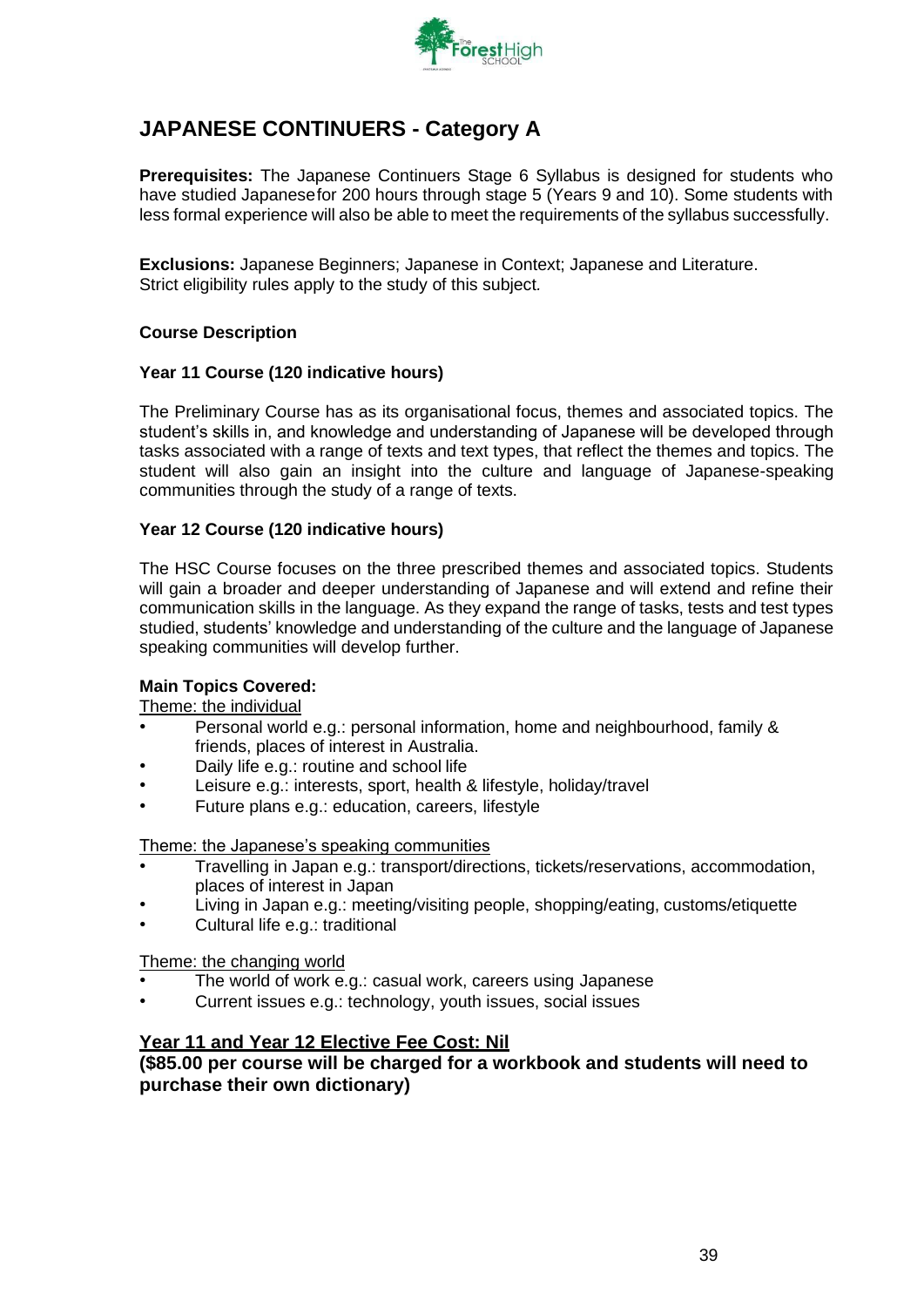# JAPANESE CONTINUERS - Category A

**Prerequisites:** The Japanese Continuers Stage 6 Syllabus is designed for students who have studied Japanesefor 200 hours through stage 5 (Years 9 and 10). Some students with less formal experience will also be able to meet the requirements of the syllabus successfully.

**Exclusions:** Japanese Beginners; Japanese in Context; Japanese and Literature.
Strict eligibility rules apply to the study of this subject.

### Course Description

#### Year 11 Course (120 indicative hours)

The Preliminary Course has as its organisational focus, themes and associated topics. The student's skills in, and knowledge and understanding of Japanese will be developed through tasks associated with a range of texts and text types, that reflect the themes and topics. The student will also gain an insight into the culture and language of Japanese-speaking communities through the study of a range of texts.

#### Year 12 Course (120 indicative hours)

The HSC Course focuses on the three prescribed themes and associated topics. Students will gain a broader and deeper understanding of Japanese and will extend and refine their communication skills in the language. As they expand the range of tasks, tests and test types studied, students' knowledge and understanding of the culture and the language of Japanese speaking communities will develop further.

**Main Topics Covered:**

Theme: the individual

- Personal world e.g.: personal information, home and neighbourhood, family & friends, places of interest in Australia.
- Daily life e.g.: routine and school life
- Leisure e.g.: interests, sport, health & lifestyle, holiday/travel
- Future plans e.g.: education, careers, lifestyle

Theme: the Japanese's speaking communities

- Travelling in Japan e.g.: transport/directions, tickets/reservations, accommodation, places of interest in Japan
- Living in Japan e.g.: meeting/visiting people, shopping/eating, customs/etiquette
- Cultural life e.g.: traditional

Theme: the changing world

- The world of work e.g.: casual work, careers using Japanese
- Current issues e.g.: technology, youth issues, social issues

**Year 11 and Year 12 Elective Fee Cost: Nil**

**($85.00 per course will be charged for a workbook and students will need to purchase their own dictionary)**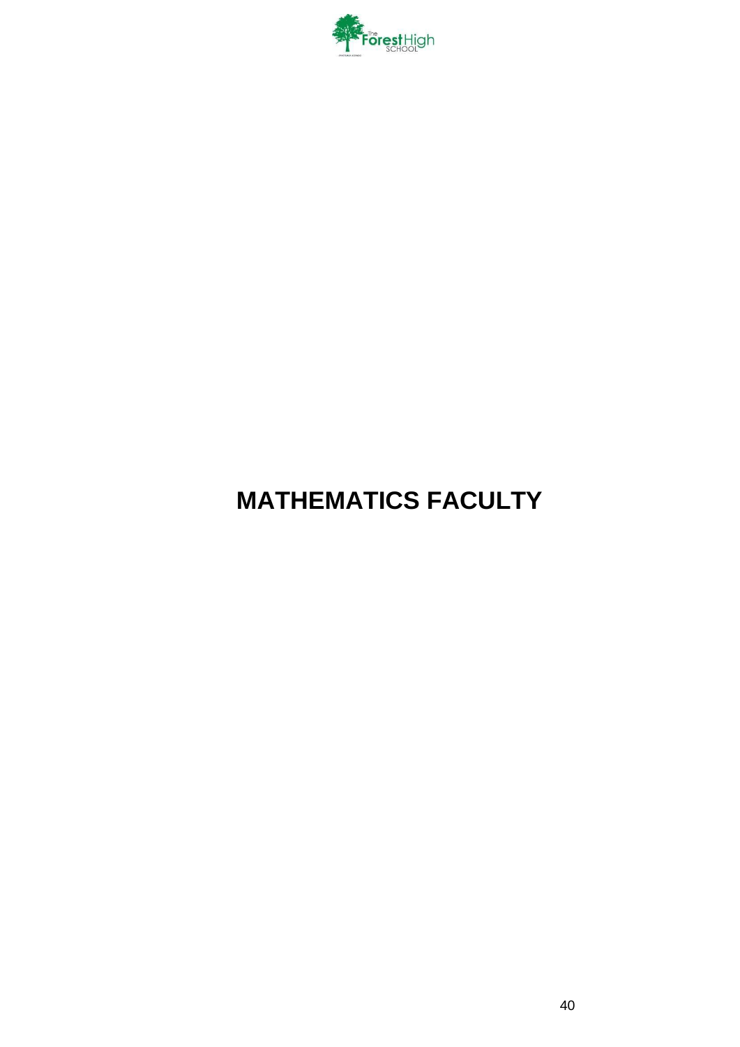# MATHEMATICS FACULTY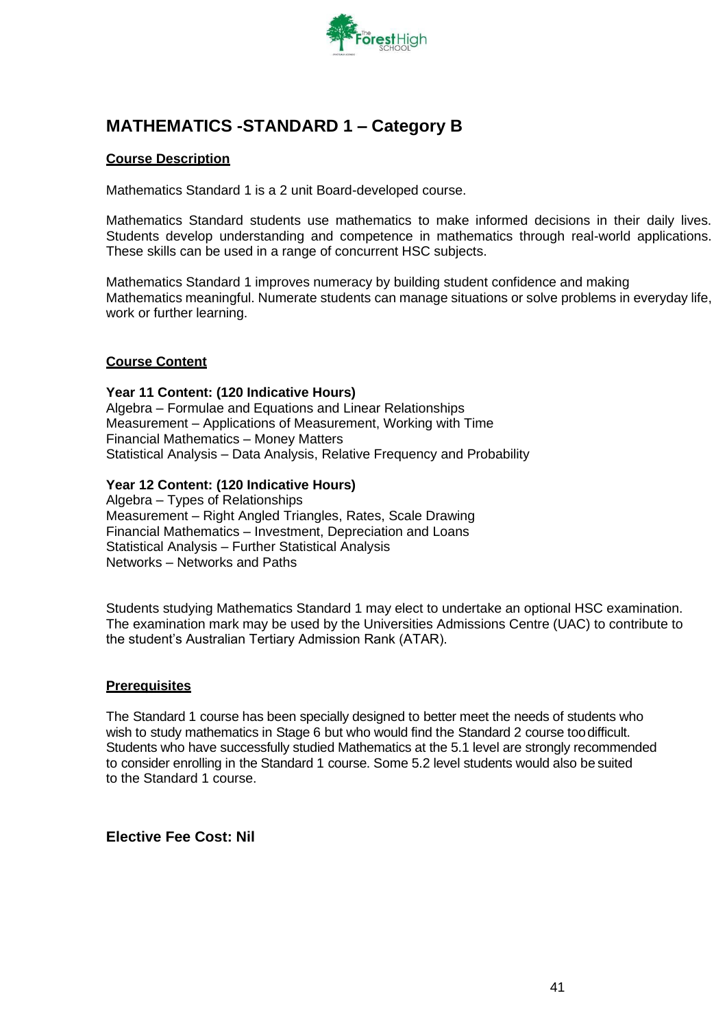## MATHEMATICS -STANDARD 1 – Category B

**Course Description**

Mathematics Standard 1 is a 2 unit Board-developed course.

Mathematics Standard students use mathematics to make informed decisions in their daily lives. Students develop understanding and competence in mathematics through real-world applications. These skills can be used in a range of concurrent HSC subjects.

Mathematics Standard 1 improves numeracy by building student confidence and making Mathematics meaningful. Numerate students can manage situations or solve problems in everyday life, work or further learning.

**Course Content**

**Year 11 Content: (120 Indicative Hours)**
Algebra – Formulae and Equations and Linear Relationships
Measurement – Applications of Measurement, Working with Time
Financial Mathematics – Money Matters
Statistical Analysis – Data Analysis, Relative Frequency and Probability

**Year 12 Content: (120 Indicative Hours)**
Algebra – Types of Relationships
Measurement – Right Angled Triangles, Rates, Scale Drawing
Financial Mathematics – Investment, Depreciation and Loans
Statistical Analysis – Further Statistical Analysis
Networks – Networks and Paths

Students studying Mathematics Standard 1 may elect to undertake an optional HSC examination. The examination mark may be used by the Universities Admissions Centre (UAC) to contribute to the student's Australian Tertiary Admission Rank (ATAR).

**Prerequisites**

The Standard 1 course has been specially designed to better meet the needs of students who wish to study mathematics in Stage 6 but who would find the Standard 2 course too difficult. Students who have successfully studied Mathematics at the 5.1 level are strongly recommended to consider enrolling in the Standard 1 course. Some 5.2 level students would also be suited to the Standard 1 course.

**Elective Fee Cost: Nil**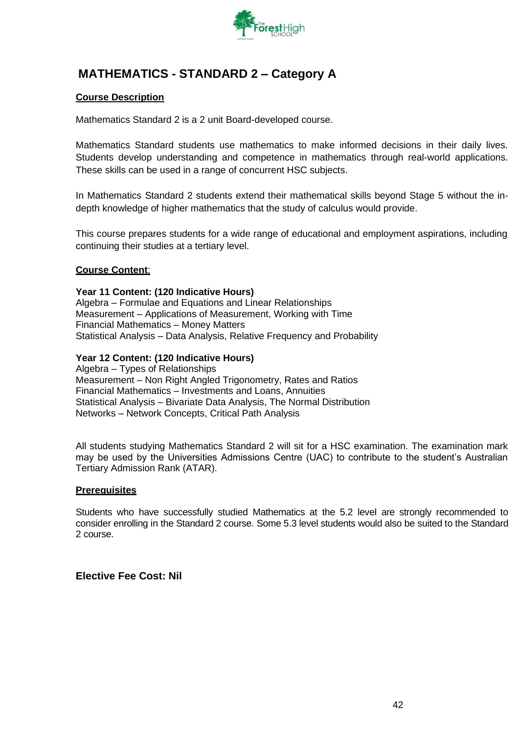# MATHEMATICS - STANDARD 2 – Category A

**Course Description**

Mathematics Standard 2 is a 2 unit Board-developed course.

Mathematics Standard students use mathematics to make informed decisions in their daily lives. Students develop understanding and competence in mathematics through real-world applications. These skills can be used in a range of concurrent HSC subjects.

In Mathematics Standard 2 students extend their mathematical skills beyond Stage 5 without the in-depth knowledge of higher mathematics that the study of calculus would provide.

This course prepares students for a wide range of educational and employment aspirations, including continuing their studies at a tertiary level.

**Course Content**:

**Year 11 Content: (120 Indicative Hours)**
Algebra – Formulae and Equations and Linear Relationships
Measurement – Applications of Measurement, Working with Time
Financial Mathematics – Money Matters
Statistical Analysis – Data Analysis, Relative Frequency and Probability

**Year 12 Content: (120 Indicative Hours)**
Algebra – Types of Relationships
Measurement – Non Right Angled Trigonometry, Rates and Ratios
Financial Mathematics – Investments and Loans, Annuities
Statistical Analysis – Bivariate Data Analysis, The Normal Distribution
Networks – Network Concepts, Critical Path Analysis

All students studying Mathematics Standard 2 will sit for a HSC examination. The examination mark may be used by the Universities Admissions Centre (UAC) to contribute to the student's Australian Tertiary Admission Rank (ATAR).

**Prerequisites**

Students who have successfully studied Mathematics at the 5.2 level are strongly recommended to consider enrolling in the Standard 2 course. Some 5.3 level students would also be suited to the Standard 2 course.

**Elective Fee Cost: Nil**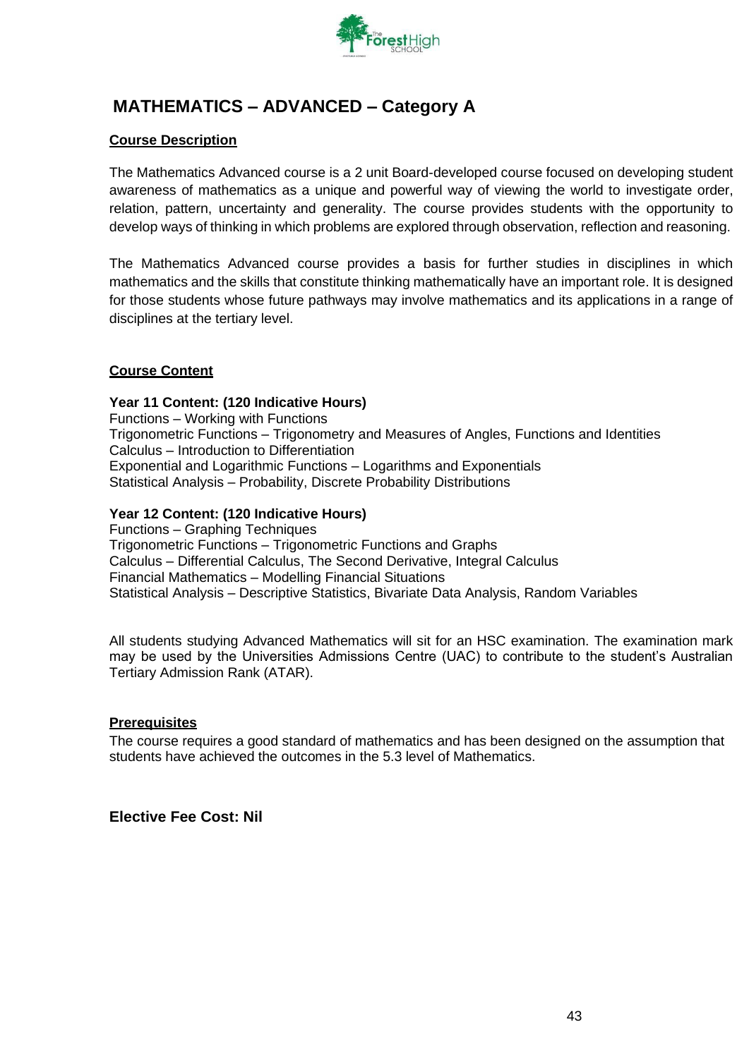# MATHEMATICS – ADVANCED – Category A

**Course Description**

The Mathematics Advanced course is a 2 unit Board-developed course focused on developing student awareness of mathematics as a unique and powerful way of viewing the world to investigate order, relation, pattern, uncertainty and generality. The course provides students with the opportunity to develop ways of thinking in which problems are explored through observation, reflection and reasoning.

The Mathematics Advanced course provides a basis for further studies in disciplines in which mathematics and the skills that constitute thinking mathematically have an important role. It is designed for those students whose future pathways may involve mathematics and its applications in a range of disciplines at the tertiary level.

**Course Content**

**Year 11 Content: (120 Indicative Hours)**
Functions – Working with Functions
Trigonometric Functions – Trigonometry and Measures of Angles, Functions and Identities
Calculus – Introduction to Differentiation
Exponential and Logarithmic Functions – Logarithms and Exponentials
Statistical Analysis – Probability, Discrete Probability Distributions

**Year 12 Content: (120 Indicative Hours)**
Functions – Graphing Techniques
Trigonometric Functions – Trigonometric Functions and Graphs
Calculus – Differential Calculus, The Second Derivative, Integral Calculus
Financial Mathematics – Modelling Financial Situations
Statistical Analysis – Descriptive Statistics, Bivariate Data Analysis, Random Variables

All students studying Advanced Mathematics will sit for an HSC examination. The examination mark may be used by the Universities Admissions Centre (UAC) to contribute to the student's Australian Tertiary Admission Rank (ATAR).

**Prerequisites**

The course requires a good standard of mathematics and has been designed on the assumption that students have achieved the outcomes in the 5.3 level of Mathematics.

**Elective Fee Cost: Nil**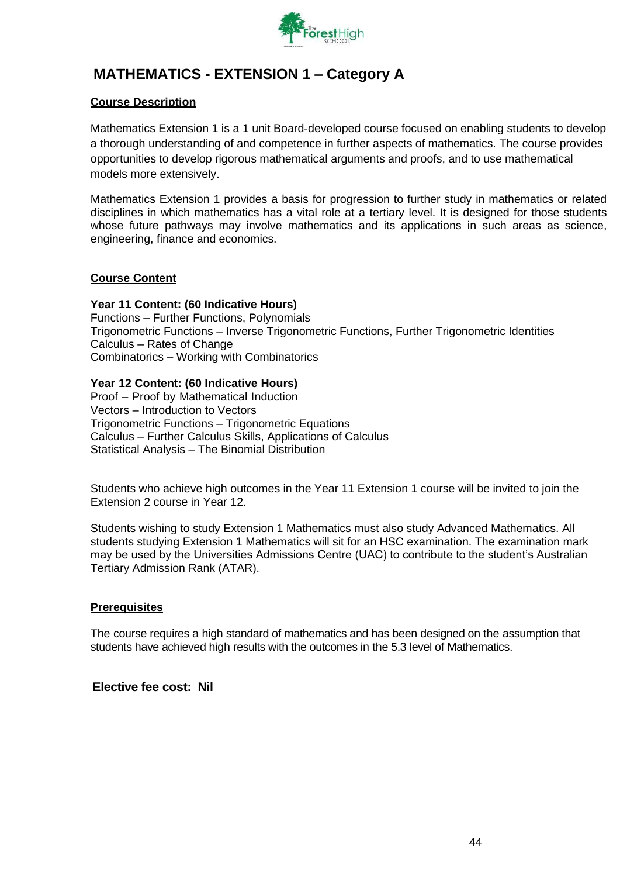# MATHEMATICS - EXTENSION 1 – Category A

## Course Description

Mathematics Extension 1 is a 1 unit Board-developed course focused on enabling students to develop a thorough understanding of and competence in further aspects of mathematics. The course provides opportunities to develop rigorous mathematical arguments and proofs, and to use mathematical models more extensively.

Mathematics Extension 1 provides a basis for progression to further study in mathematics or related disciplines in which mathematics has a vital role at a tertiary level. It is designed for those students whose future pathways may involve mathematics and its applications in such areas as science, engineering, finance and economics.

## Course Content

**Year 11 Content: (60 Indicative Hours)**
Functions – Further Functions, Polynomials
Trigonometric Functions – Inverse Trigonometric Functions, Further Trigonometric Identities
Calculus – Rates of Change
Combinatorics – Working with Combinatorics

**Year 12 Content: (60 Indicative Hours)**
Proof – Proof by Mathematical Induction
Vectors – Introduction to Vectors
Trigonometric Functions – Trigonometric Equations
Calculus – Further Calculus Skills, Applications of Calculus
Statistical Analysis – The Binomial Distribution

Students who achieve high outcomes in the Year 11 Extension 1 course will be invited to join the Extension 2 course in Year 12.

Students wishing to study Extension 1 Mathematics must also study Advanced Mathematics. All students studying Extension 1 Mathematics will sit for an HSC examination. The examination mark may be used by the Universities Admissions Centre (UAC) to contribute to the student's Australian Tertiary Admission Rank (ATAR).

## Prerequisites

The course requires a high standard of mathematics and has been designed on the assumption that students have achieved high results with the outcomes in the 5.3 level of Mathematics.

**Elective fee cost: Nil**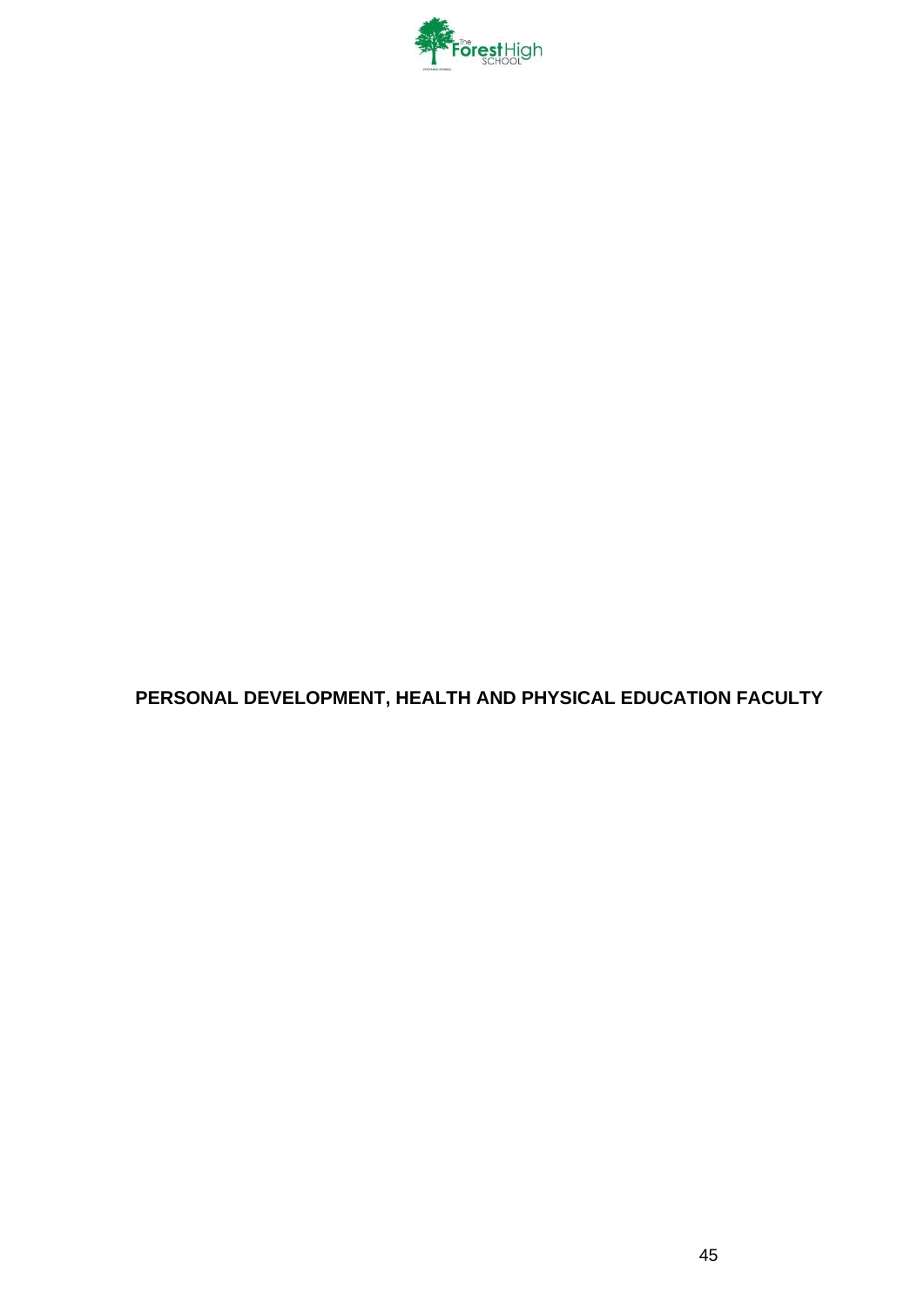# PERSONAL DEVELOPMENT, HEALTH AND PHYSICAL EDUCATION FACULTY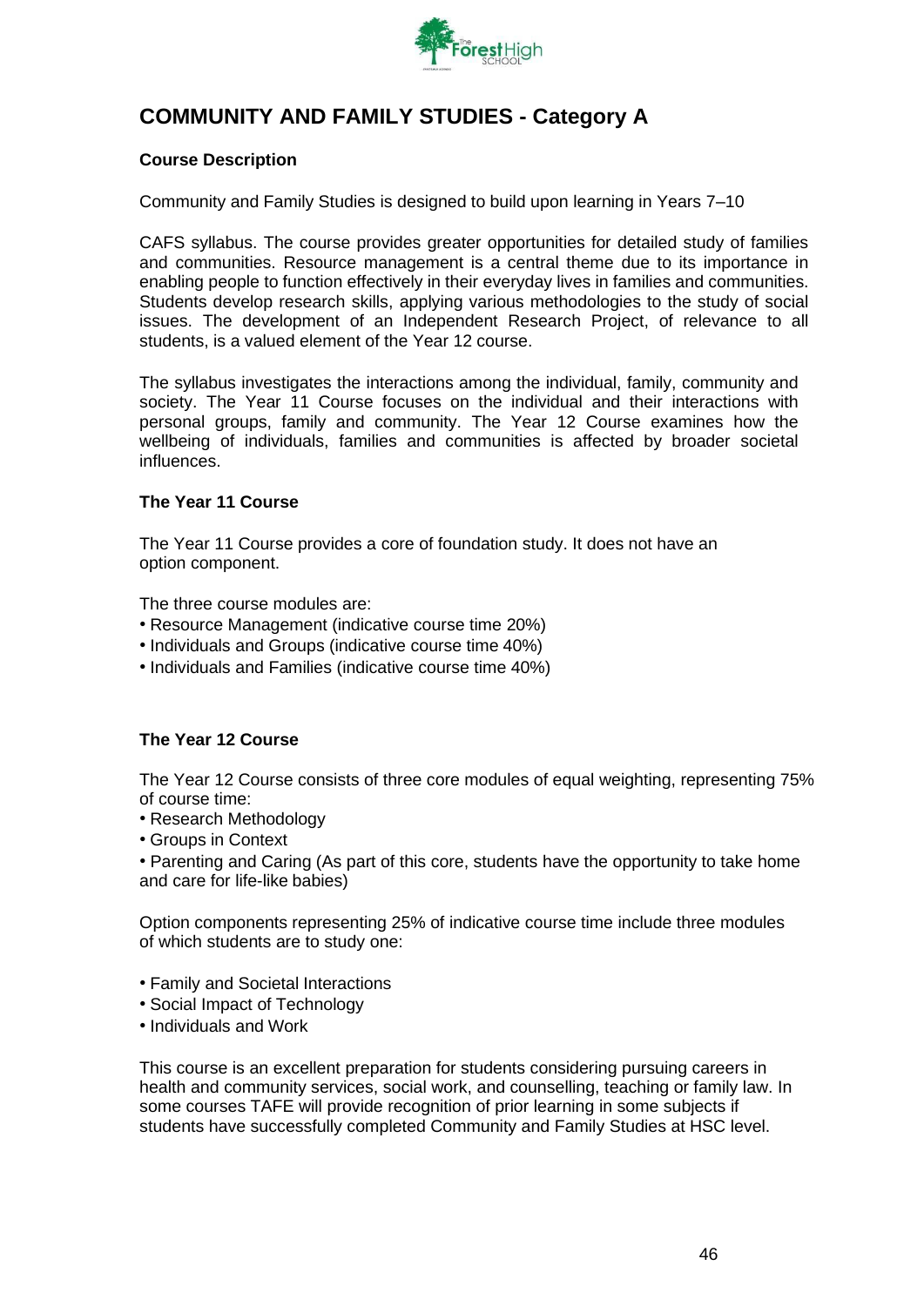# COMMUNITY AND FAMILY STUDIES - Category A

**Course Description**

Community and Family Studies is designed to build upon learning in Years 7–10

CAFS syllabus. The course provides greater opportunities for detailed study of families and communities. Resource management is a central theme due to its importance in enabling people to function effectively in their everyday lives in families and communities. Students develop research skills, applying various methodologies to the study of social issues. The development of an Independent Research Project, of relevance to all students, is a valued element of the Year 12 course.

The syllabus investigates the interactions among the individual, family, community and society. The Year 11 Course focuses on the individual and their interactions with personal groups, family and community. The Year 12 Course examines how the wellbeing of individuals, families and communities is affected by broader societal influences.

**The Year 11 Course**

The Year 11 Course provides a core of foundation study. It does not have an option component.

The three course modules are:

- Resource Management (indicative course time 20%)
- Individuals and Groups (indicative course time 40%)
- Individuals and Families (indicative course time 40%)

**The Year 12 Course**

The Year 12 Course consists of three core modules of equal weighting, representing 75% of course time:

- Research Methodology
- Groups in Context
- Parenting and Caring (As part of this core, students have the opportunity to take home and care for life-like babies)

Option components representing 25% of indicative course time include three modules of which students are to study one:

- Family and Societal Interactions
- Social Impact of Technology
- Individuals and Work

This course is an excellent preparation for students considering pursuing careers in health and community services, social work, and counselling, teaching or family law. In some courses TAFE will provide recognition of prior learning in some subjects if students have successfully completed Community and Family Studies at HSC level.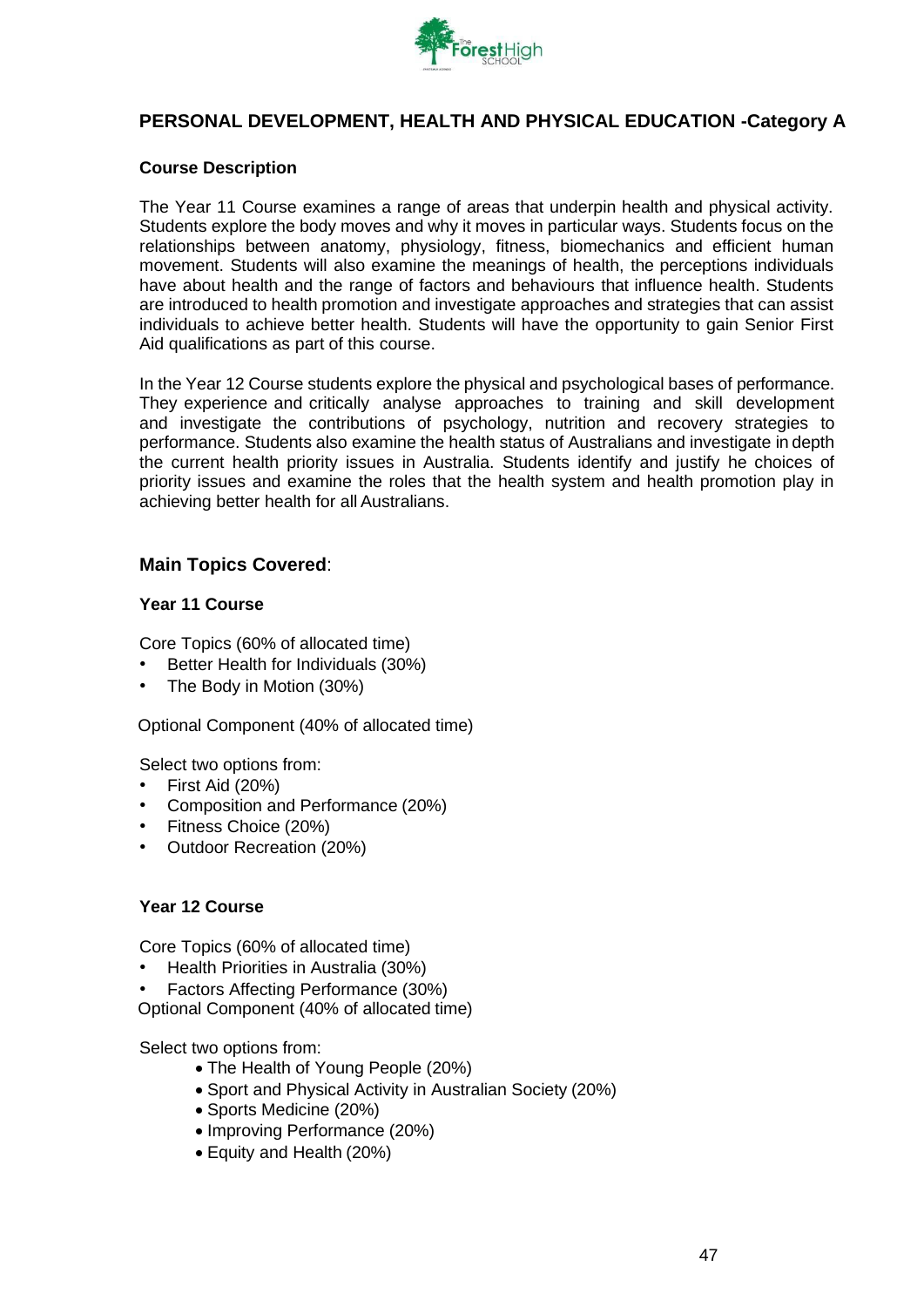## PERSONAL DEVELOPMENT, HEALTH AND PHYSICAL EDUCATION -Category A

### Course Description

The Year 11 Course examines a range of areas that underpin health and physical activity. Students explore the body moves and why it moves in particular ways. Students focus on the relationships between anatomy, physiology, fitness, biomechanics and efficient human movement. Students will also examine the meanings of health, the perceptions individuals have about health and the range of factors and behaviours that influence health. Students are introduced to health promotion and investigate approaches and strategies that can assist individuals to achieve better health. Students will have the opportunity to gain Senior First Aid qualifications as part of this course.

In the Year 12 Course students explore the physical and psychological bases of performance. They experience and critically analyse approaches to training and skill development and investigate the contributions of psychology, nutrition and recovery strategies to performance. Students also examine the health status of Australians and investigate in depth the current health priority issues in Australia. Students identify and justify he choices of priority issues and examine the roles that the health system and health promotion play in achieving better health for all Australians.

### Main Topics Covered:

#### Year 11 Course

Core Topics (60% of allocated time)

- Better Health for Individuals (30%)
- The Body in Motion (30%)

Optional Component (40% of allocated time)

Select two options from:

- First Aid (20%)
- Composition and Performance (20%)
- Fitness Choice (20%)
- Outdoor Recreation (20%)

#### Year 12 Course

Core Topics (60% of allocated time)

- Health Priorities in Australia (30%)
- Factors Affecting Performance (30%)

Optional Component (40% of allocated time)

Select two options from:

- The Health of Young People (20%)
- Sport and Physical Activity in Australian Society (20%)
- Sports Medicine (20%)
- Improving Performance (20%)
- Equity and Health (20%)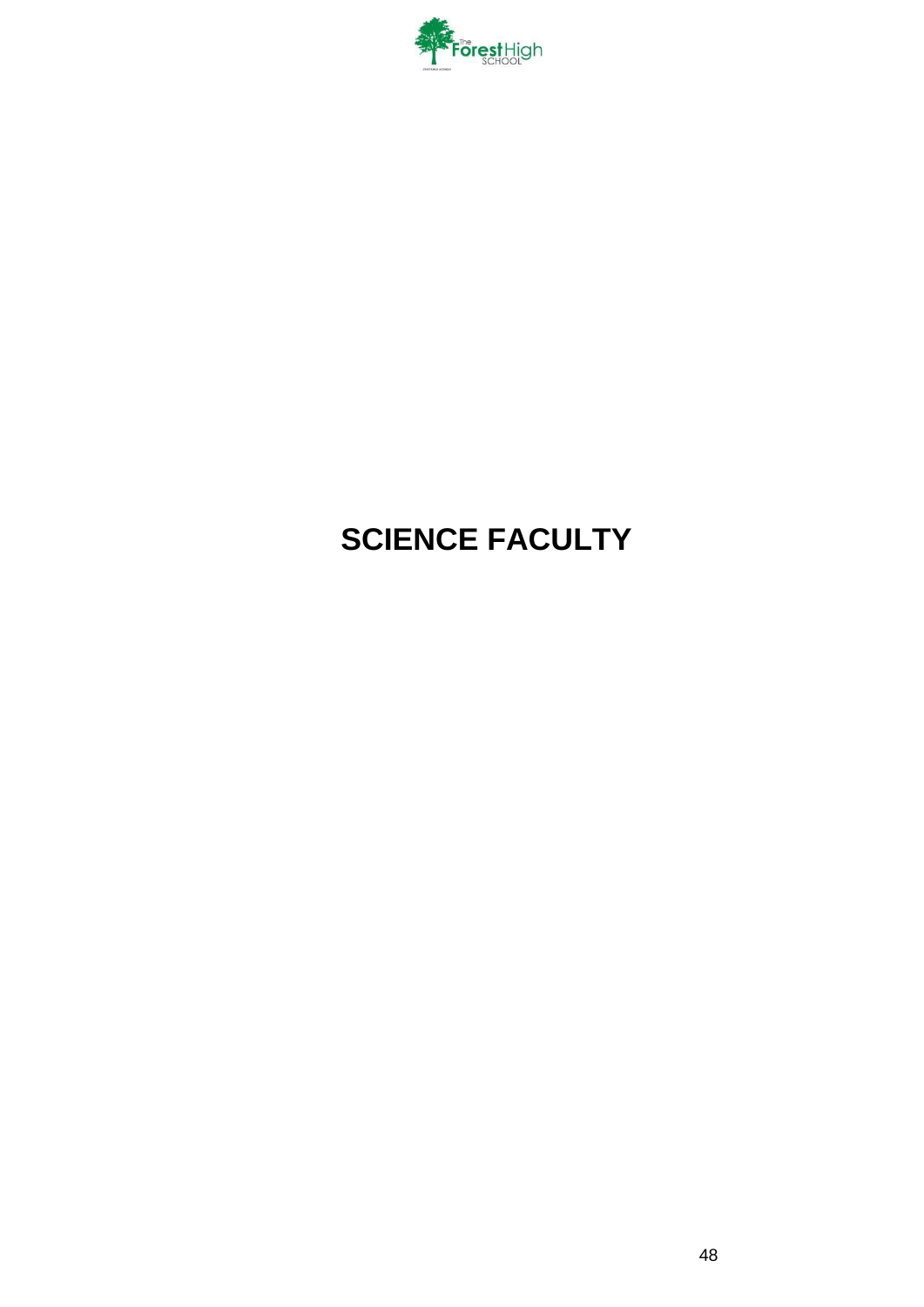# SCIENCE FACULTY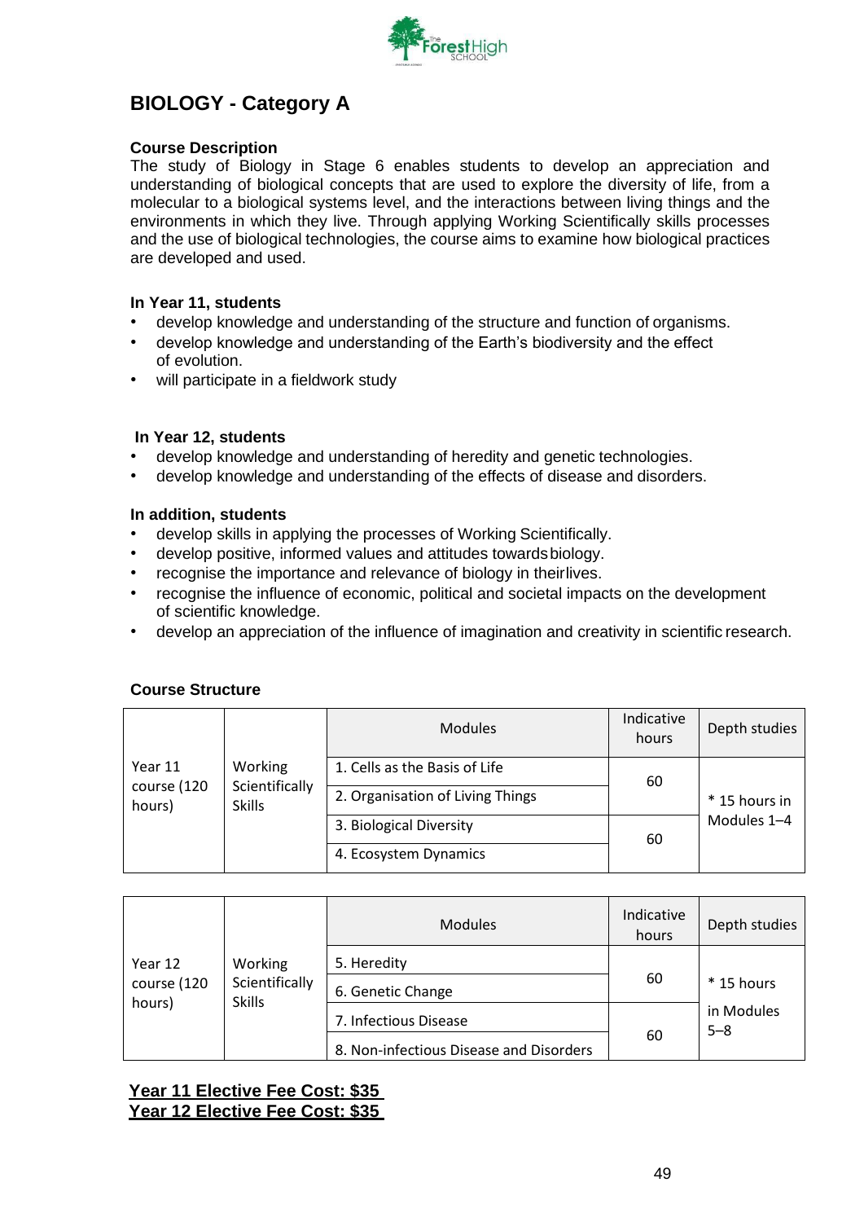# BIOLOGY - Category A

### Course Description

The study of Biology in Stage 6 enables students to develop an appreciation and understanding of biological concepts that are used to explore the diversity of life, from a molecular to a biological systems level, and the interactions between living things and the environments in which they live. Through applying Working Scientifically skills processes and the use of biological technologies, the course aims to examine how biological practices are developed and used.

### In Year 11, students

- develop knowledge and understanding of the structure and function of organisms.
- develop knowledge and understanding of the Earth's biodiversity and the effect of evolution.
- will participate in a fieldwork study

### In Year 12, students

- develop knowledge and understanding of heredity and genetic technologies.
- develop knowledge and understanding of the effects of disease and disorders.

### In addition, students

- develop skills in applying the processes of Working Scientifically.
- develop positive, informed values and attitudes towards biology.
- recognise the importance and relevance of biology in their lives.
- recognise the influence of economic, political and societal impacts on the development of scientific knowledge.
- develop an appreciation of the influence of imagination and creativity in scientific research.

### Course Structure

| | | Modules | Indicative hours | Depth studies |
|---|---|---|---|---|
| Year 11 course (120 hours) | Working Scientifically Skills | 1. Cells as the Basis of Life | 60 | * 15 hours in Modules 1–4 |
| | | 2. Organisation of Living Things | | |
| | | 3. Biological Diversity | 60 | |
| | | 4. Ecosystem Dynamics | | |

| | | Modules | Indicative hours | Depth studies |
|---|---|---|---|---|
| Year 12 course (120 hours) | Working Scientifically Skills | 5. Heredity | 60 | * 15 hours in Modules 5–8 |
| | | 6. Genetic Change | | |
| | | 7. Infectious Disease | 60 | |
| | | 8. Non-infectious Disease and Disorders | | |

**Year 11 Elective Fee Cost: $35**
**Year 12 Elective Fee Cost: $35**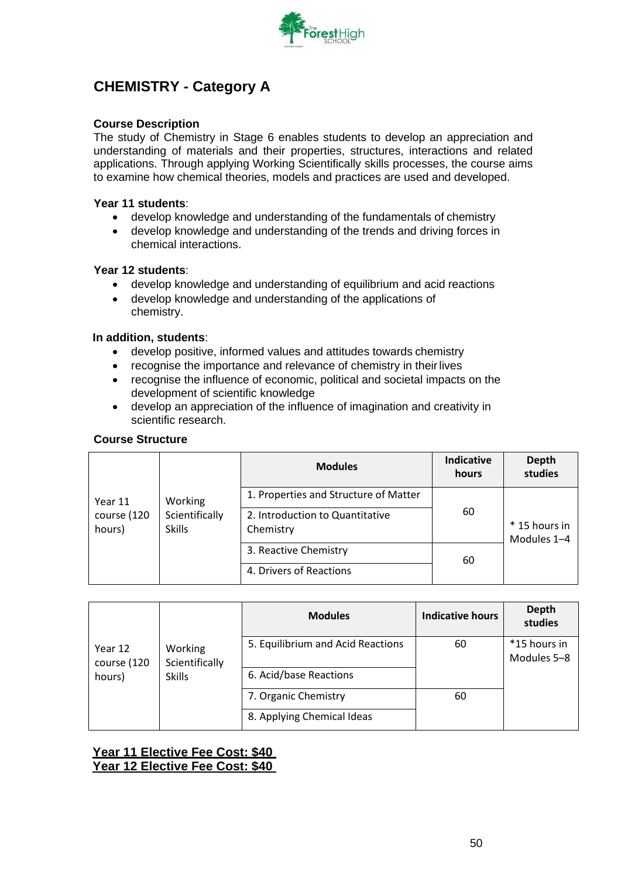## CHEMISTRY - Category A

**Course Description**

The study of Chemistry in Stage 6 enables students to develop an appreciation and understanding of materials and their properties, structures, interactions and related applications. Through applying Working Scientifically skills processes, the course aims to examine how chemical theories, models and practices are used and developed.

**Year 11 students**:

- develop knowledge and understanding of the fundamentals of chemistry
- develop knowledge and understanding of the trends and driving forces in chemical interactions.

**Year 12 students**:

- develop knowledge and understanding of equilibrium and acid reactions
- develop knowledge and understanding of the applications of chemistry.

**In addition, students**:

- develop positive, informed values and attitudes towards chemistry
- recognise the importance and relevance of chemistry in their lives
- recognise the influence of economic, political and societal impacts on the development of scientific knowledge
- develop an appreciation of the influence of imagination and creativity in scientific research.

**Course Structure**

| | | Modules | Indicative hours | Depth studies |
|---|---|---|---|---|
| Year 11 course (120 hours) | Working Scientifically Skills | 1. Properties and Structure of Matter | 60 | * 15 hours in Modules 1–4 |
| | | 2. Introduction to Quantitative Chemistry | | |
| | | 3. Reactive Chemistry | 60 | |
| | | 4. Drivers of Reactions | | |

| | | Modules | Indicative hours | Depth studies |
|---|---|---|---|---|
| Year 12 course (120 hours) | Working Scientifically Skills | 5. Equilibrium and Acid Reactions | 60 | *15 hours in Modules 5–8 |
| | | 6. Acid/base Reactions | | |
| | | 7. Organic Chemistry | 60 | |
| | | 8. Applying Chemical Ideas | | |

**Year 11 Elective Fee Cost: $40**
**Year 12 Elective Fee Cost: $40**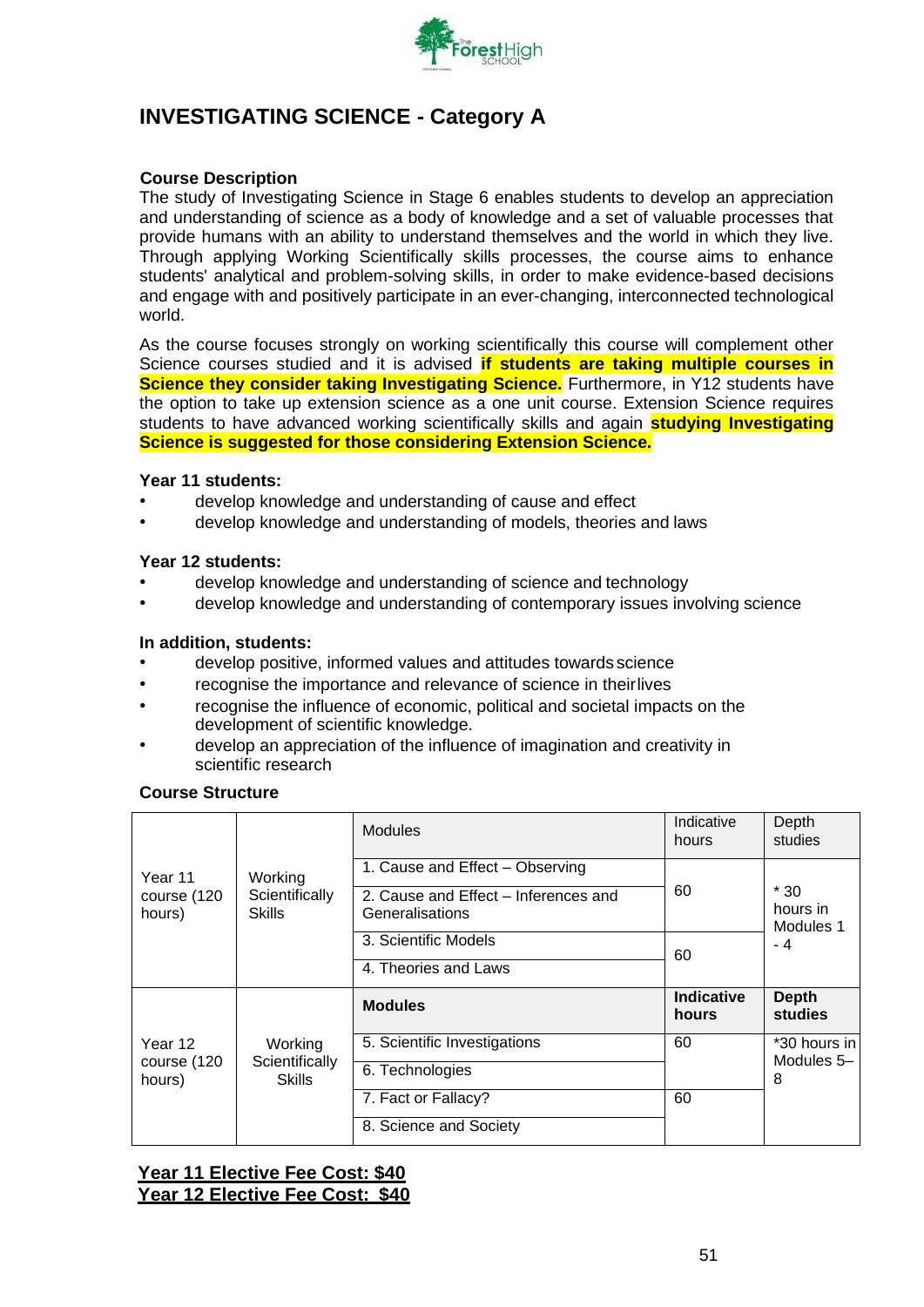# INVESTIGATING SCIENCE - Category A

**Course Description**

The study of Investigating Science in Stage 6 enables students to develop an appreciation and understanding of science as a body of knowledge and a set of valuable processes that provide humans with an ability to understand themselves and the world in which they live. Through applying Working Scientifically skills processes, the course aims to enhance students' analytical and problem-solving skills, in order to make evidence-based decisions and engage with and positively participate in an ever-changing, interconnected technological world.

As the course focuses strongly on working scientifically this course will complement other Science courses studied and it is advised **if students are taking multiple courses in Science they consider taking Investigating Science.** Furthermore, in Y12 students have the option to take up extension science as a one unit course. Extension Science requires students to have advanced working scientifically skills and again **studying Investigating Science is suggested for those considering Extension Science.**

**Year 11 students:**

- develop knowledge and understanding of cause and effect
- develop knowledge and understanding of models, theories and laws

**Year 12 students:**

- develop knowledge and understanding of science and technology
- develop knowledge and understanding of contemporary issues involving science

**In addition, students:**

- develop positive, informed values and attitudes towards science
- recognise the importance and relevance of science in their lives
- recognise the influence of economic, political and societal impacts on the development of scientific knowledge.
- develop an appreciation of the influence of imagination and creativity in scientific research

**Course Structure**

| | | Modules | Indicative hours | Depth studies |
|---|---|---|---|---|
| Year 11 course (120 hours) | Working Scientifically Skills | 1. Cause and Effect – Observing | 60 | * 30 hours in Modules 1 - 4 |
| | | 2. Cause and Effect – Inferences and Generalisations | | |
| | | 3. Scientific Models | 60 | |
| | | 4. Theories and Laws | | |
| | | **Modules** | **Indicative hours** | **Depth studies** |
| Year 12 course (120 hours) | Working Scientifically Skills | 5. Scientific Investigations | 60 | *30 hours in Modules 5–8 |
| | | 6. Technologies | | |
| | | 7. Fact or Fallacy? | 60 | |
| | | 8. Science and Society | | |

**Year 11 Elective Fee Cost: $40**

**Year 12 Elective Fee Cost: $40**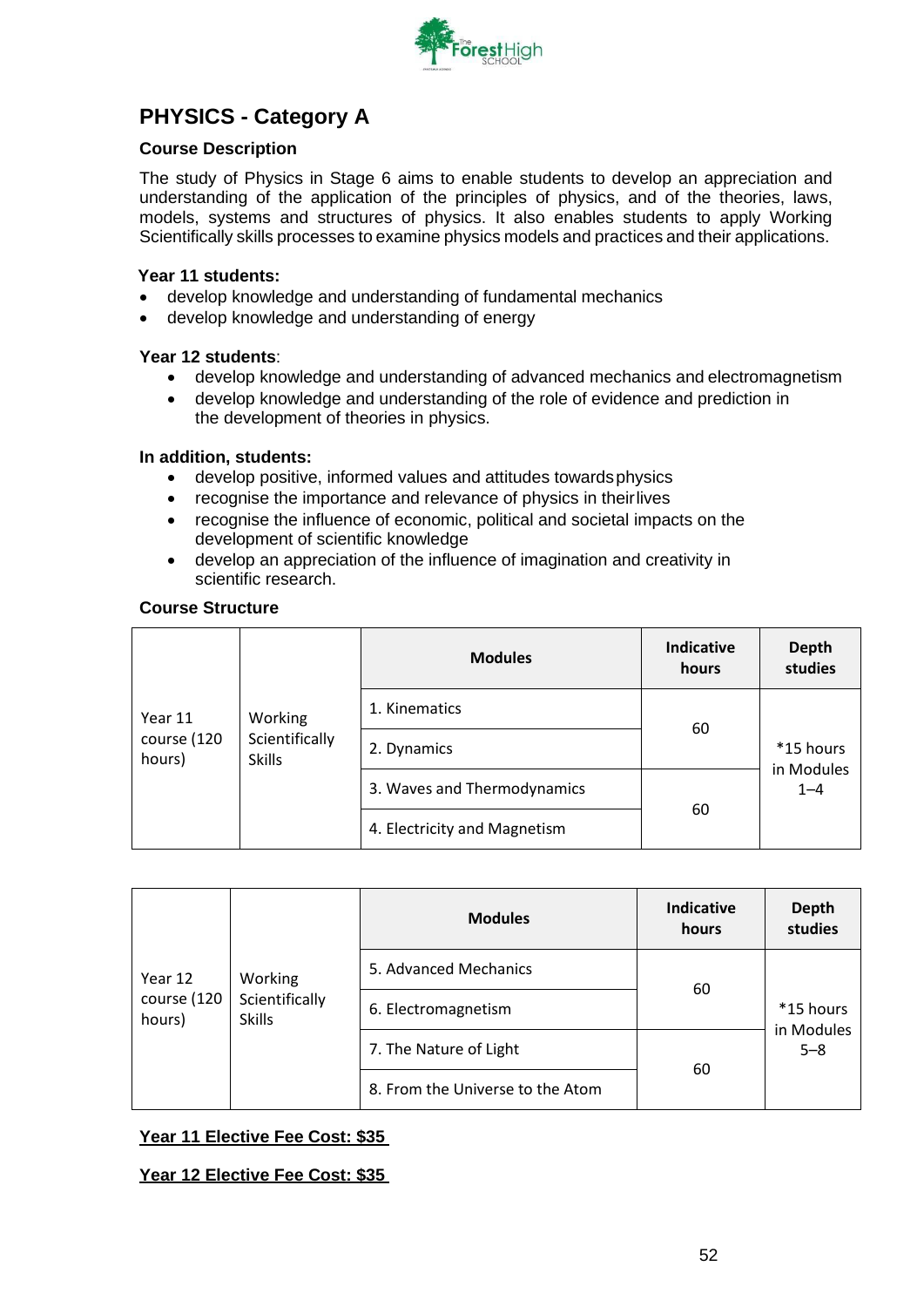## PHYSICS - Category A

### Course Description

The study of Physics in Stage 6 aims to enable students to develop an appreciation and understanding of the application of the principles of physics, and of the theories, laws, models, systems and structures of physics. It also enables students to apply Working Scientifically skills processes to examine physics models and practices and their applications.

**Year 11 students:**

- develop knowledge and understanding of fundamental mechanics
- develop knowledge and understanding of energy

**Year 12 students**:

- develop knowledge and understanding of advanced mechanics and electromagnetism
- develop knowledge and understanding of the role of evidence and prediction in the development of theories in physics.

**In addition, students:**

- develop positive, informed values and attitudes towards physics
- recognise the importance and relevance of physics in their lives
- recognise the influence of economic, political and societal impacts on the development of scientific knowledge
- develop an appreciation of the influence of imagination and creativity in scientific research.

### Course Structure

| | | Modules | Indicative hours | Depth studies |
|---|---|---|---|---|
| Year 11 course (120 hours) | Working Scientifically Skills | 1. Kinematics | 60 | *15 hours in Modules 1–4 |
| | | 2. Dynamics | | |
| | | 3. Waves and Thermodynamics | 60 | |
| | | 4. Electricity and Magnetism | | |

| | | Modules | Indicative hours | Depth studies |
|---|---|---|---|---|
| Year 12 course (120 hours) | Working Scientifically Skills | 5. Advanced Mechanics | 60 | *15 hours in Modules 5–8 |
| | | 6. Electromagnetism | | |
| | | 7. The Nature of Light | 60 | |
| | | 8. From the Universe to the Atom | | |

**Year 11 Elective Fee Cost: $35**

**Year 12 Elective Fee Cost: $35**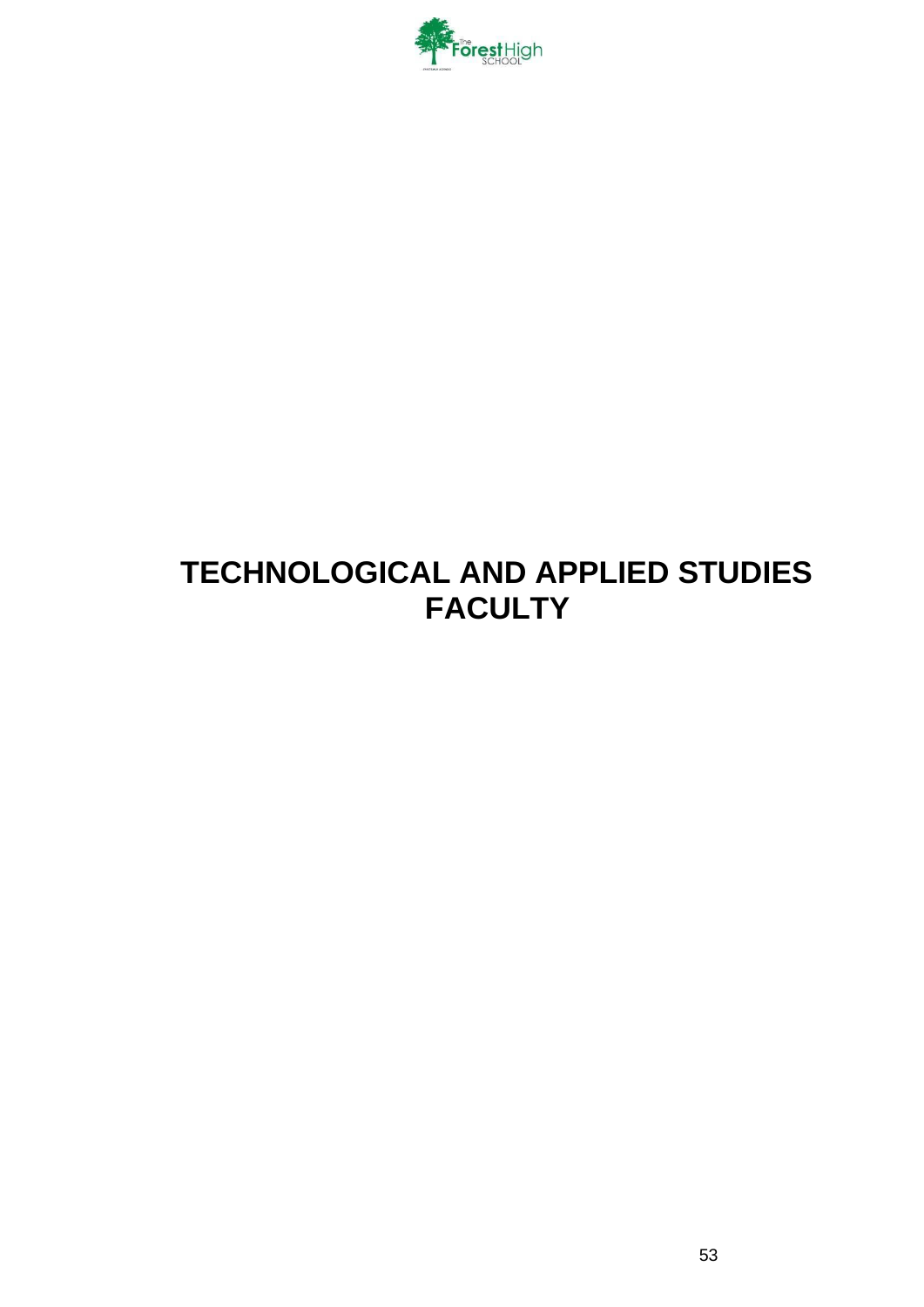# TECHNOLOGICAL AND APPLIED STUDIES FACULTY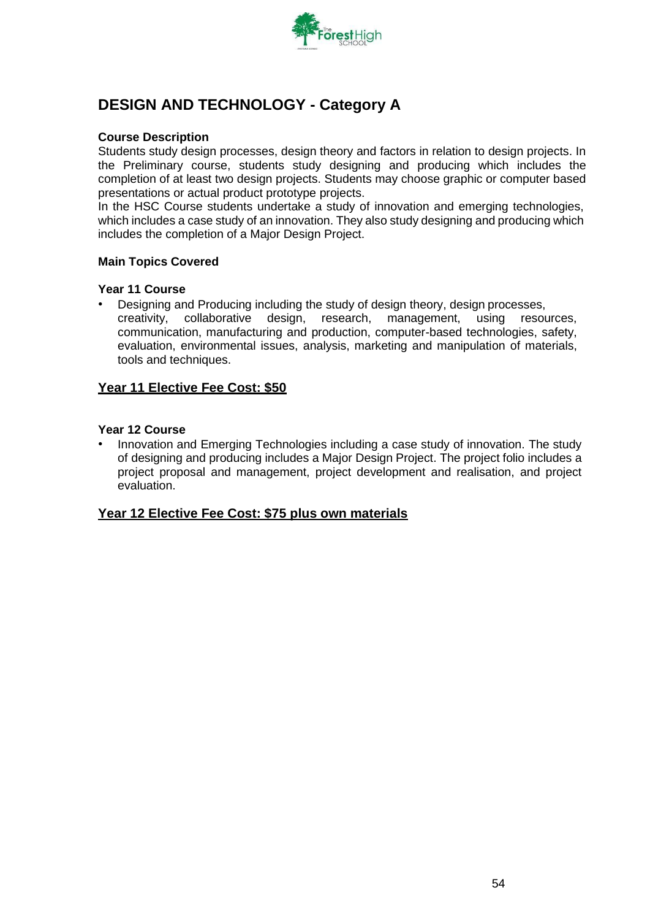## DESIGN AND TECHNOLOGY - Category A

**Course Description**

Students study design processes, design theory and factors in relation to design projects. In the Preliminary course, students study designing and producing which includes the completion of at least two design projects. Students may choose graphic or computer based presentations or actual product prototype projects.

In the HSC Course students undertake a study of innovation and emerging technologies, which includes a case study of an innovation. They also study designing and producing which includes the completion of a Major Design Project.

**Main Topics Covered**

**Year 11 Course**

- Designing and Producing including the study of design theory, design processes, creativity, collaborative design, research, management, using resources, communication, manufacturing and production, computer-based technologies, safety, evaluation, environmental issues, analysis, marketing and manipulation of materials, tools and techniques.

**<u>Year 11 Elective Fee Cost: $50</u>**

**Year 12 Course**

- Innovation and Emerging Technologies including a case study of innovation. The study of designing and producing includes a Major Design Project. The project folio includes a project proposal and management, project development and realisation, and project evaluation.

**<u>Year 12 Elective Fee Cost: $75 plus own materials</u>**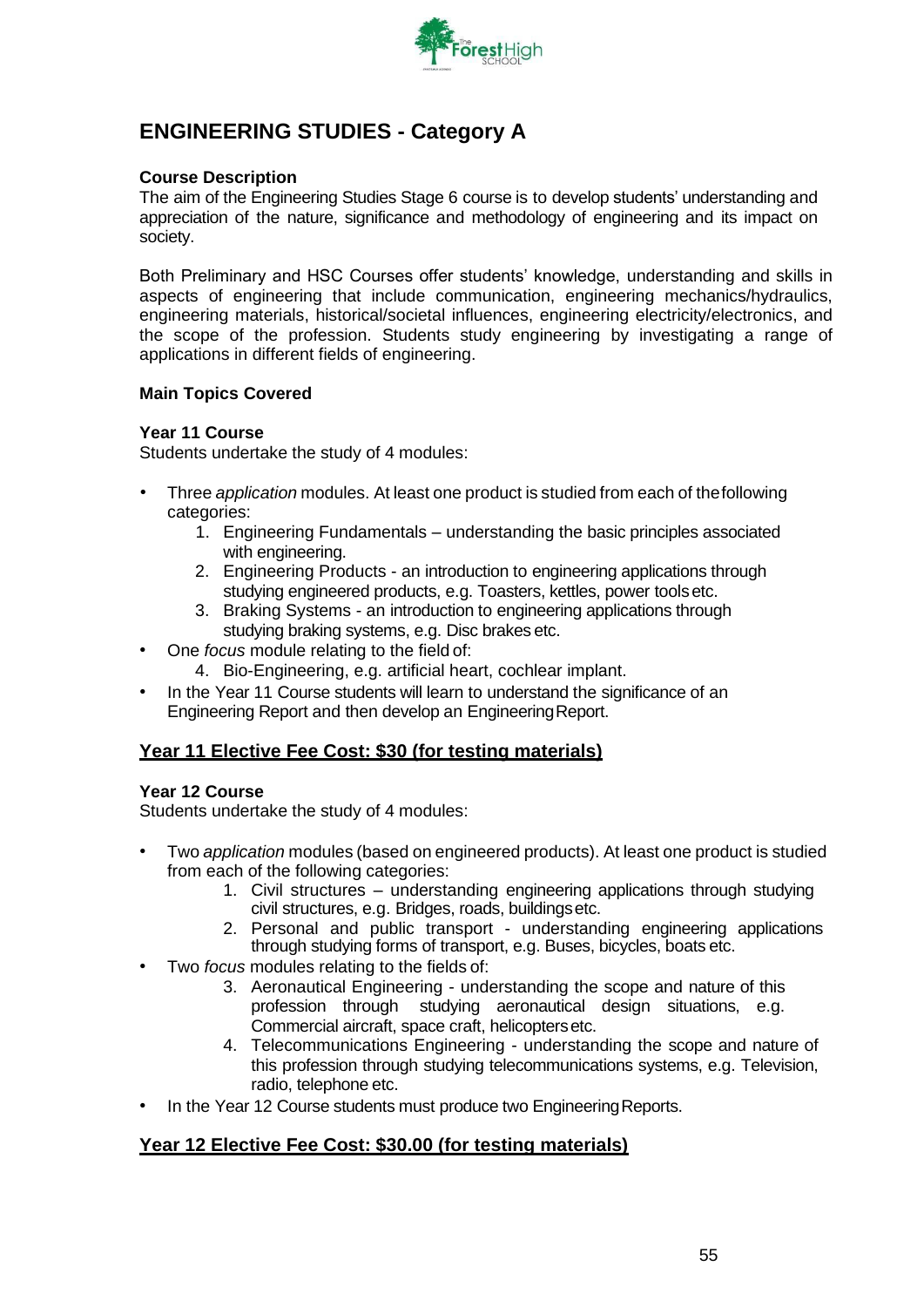## ENGINEERING STUDIES - Category A

**Course Description**

The aim of the Engineering Studies Stage 6 course is to develop students' understanding and appreciation of the nature, significance and methodology of engineering and its impact on society.

Both Preliminary and HSC Courses offer students' knowledge, understanding and skills in aspects of engineering that include communication, engineering mechanics/hydraulics, engineering materials, historical/societal influences, engineering electricity/electronics, and the scope of the profession. Students study engineering by investigating a range of applications in different fields of engineering.

**Main Topics Covered**

**Year 11 Course**

Students undertake the study of 4 modules:

- Three *application* modules. At least one product is studied from each of the following categories:
  1. Engineering Fundamentals – understanding the basic principles associated with engineering.
  2. Engineering Products - an introduction to engineering applications through studying engineered products, e.g. Toasters, kettles, power tools etc.
  3. Braking Systems - an introduction to engineering applications through studying braking systems, e.g. Disc brakes etc.
- One *focus* module relating to the field of:
  4. Bio-Engineering, e.g. artificial heart, cochlear implant.
- In the Year 11 Course students will learn to understand the significance of an Engineering Report and then develop an Engineering Report.

### <u>Year 11 Elective Fee Cost: $30 (for testing materials)</u>

**Year 12 Course**

Students undertake the study of 4 modules:

- Two *application* modules (based on engineered products). At least one product is studied from each of the following categories:
  1. Civil structures – understanding engineering applications through studying civil structures, e.g. Bridges, roads, buildings etc.
  2. Personal and public transport - understanding engineering applications through studying forms of transport, e.g. Buses, bicycles, boats etc.
- Two *focus* modules relating to the fields of:
  3. Aeronautical Engineering - understanding the scope and nature of this profession through studying aeronautical design situations, e.g. Commercial aircraft, space craft, helicopters etc.
  4. Telecommunications Engineering - understanding the scope and nature of this profession through studying telecommunications systems, e.g. Television, radio, telephone etc.
- In the Year 12 Course students must produce two Engineering Reports.

### <u>Year 12 Elective Fee Cost: $30.00 (for testing materials)</u>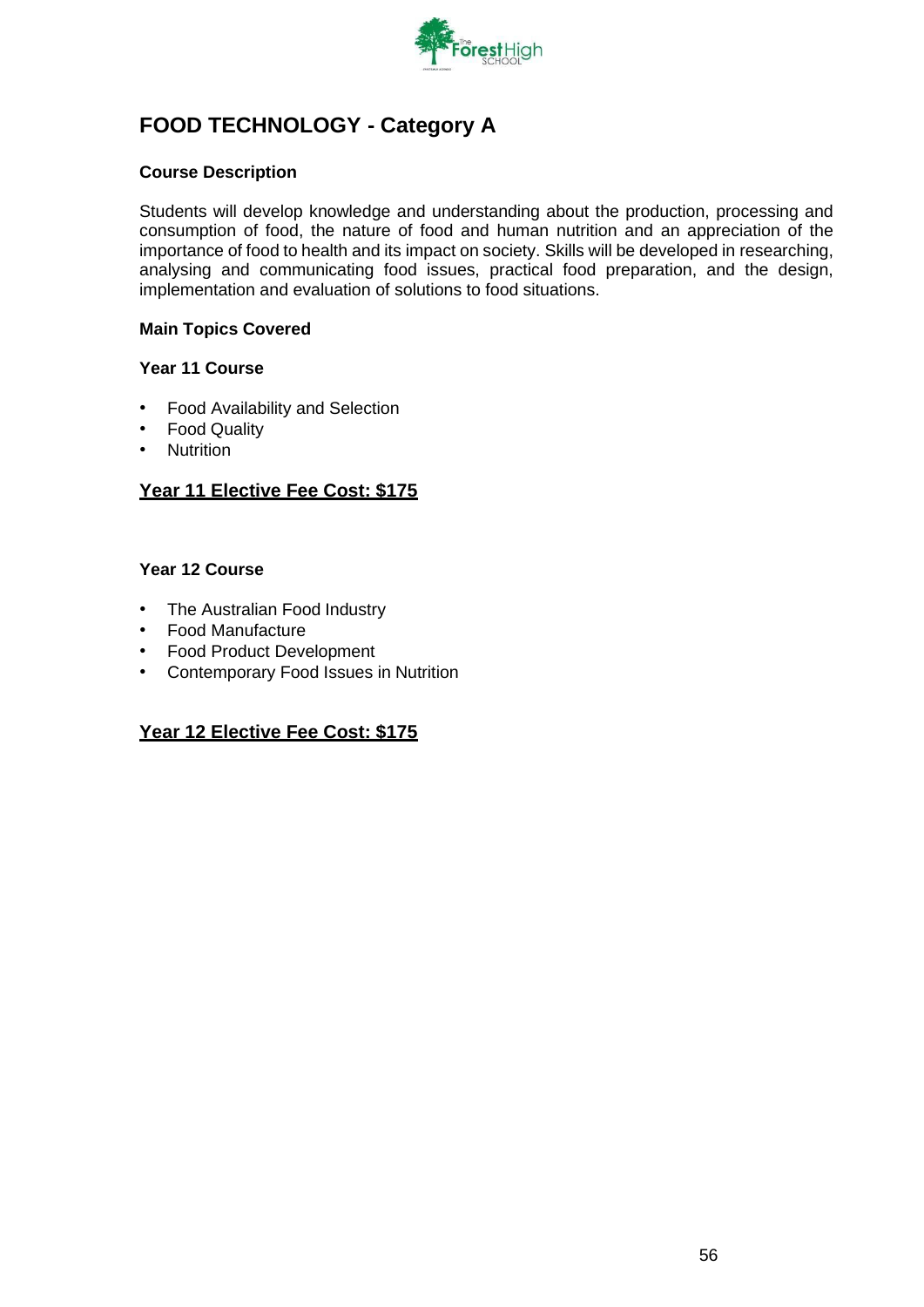# FOOD TECHNOLOGY - Category A

### Course Description

Students will develop knowledge and understanding about the production, processing and consumption of food, the nature of food and human nutrition and an appreciation of the importance of food to health and its impact on society. Skills will be developed in researching, analysing and communicating food issues, practical food preparation, and the design, implementation and evaluation of solutions to food situations.

### Main Topics Covered

### Year 11 Course

- Food Availability and Selection
- Food Quality
- Nutrition

**Year 11 Elective Fee Cost: $175**

### Year 12 Course

- The Australian Food Industry
- Food Manufacture
- Food Product Development
- Contemporary Food Issues in Nutrition

**Year 12 Elective Fee Cost: $175**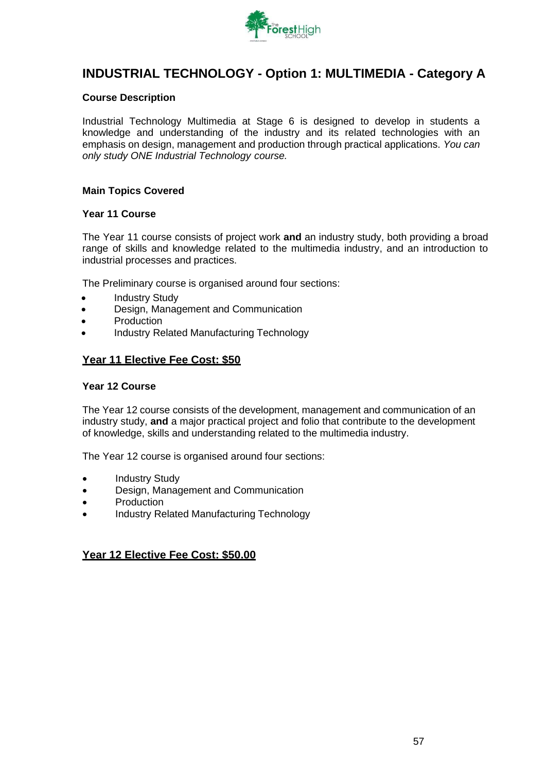# INDUSTRIAL TECHNOLOGY - Option 1: MULTIMEDIA - Category A

### Course Description

Industrial Technology Multimedia at Stage 6 is designed to develop in students a knowledge and understanding of the industry and its related technologies with an emphasis on design, management and production through practical applications. *You can only study ONE Industrial Technology course.*

### Main Topics Covered

### Year 11 Course

The Year 11 course consists of project work **and** an industry study, both providing a broad range of skills and knowledge related to the multimedia industry, and an introduction to industrial processes and practices.

The Preliminary course is organised around four sections:

- Industry Study
- Design, Management and Communication
- Production
- Industry Related Manufacturing Technology

## <u>Year 11 Elective Fee Cost: $50</u>

### Year 12 Course

The Year 12 course consists of the development, management and communication of an industry study, **and** a major practical project and folio that contribute to the development of knowledge, skills and understanding related to the multimedia industry.

The Year 12 course is organised around four sections:

- Industry Study
- Design, Management and Communication
- Production
- Industry Related Manufacturing Technology

## <u>Year 12 Elective Fee Cost: $50.00</u>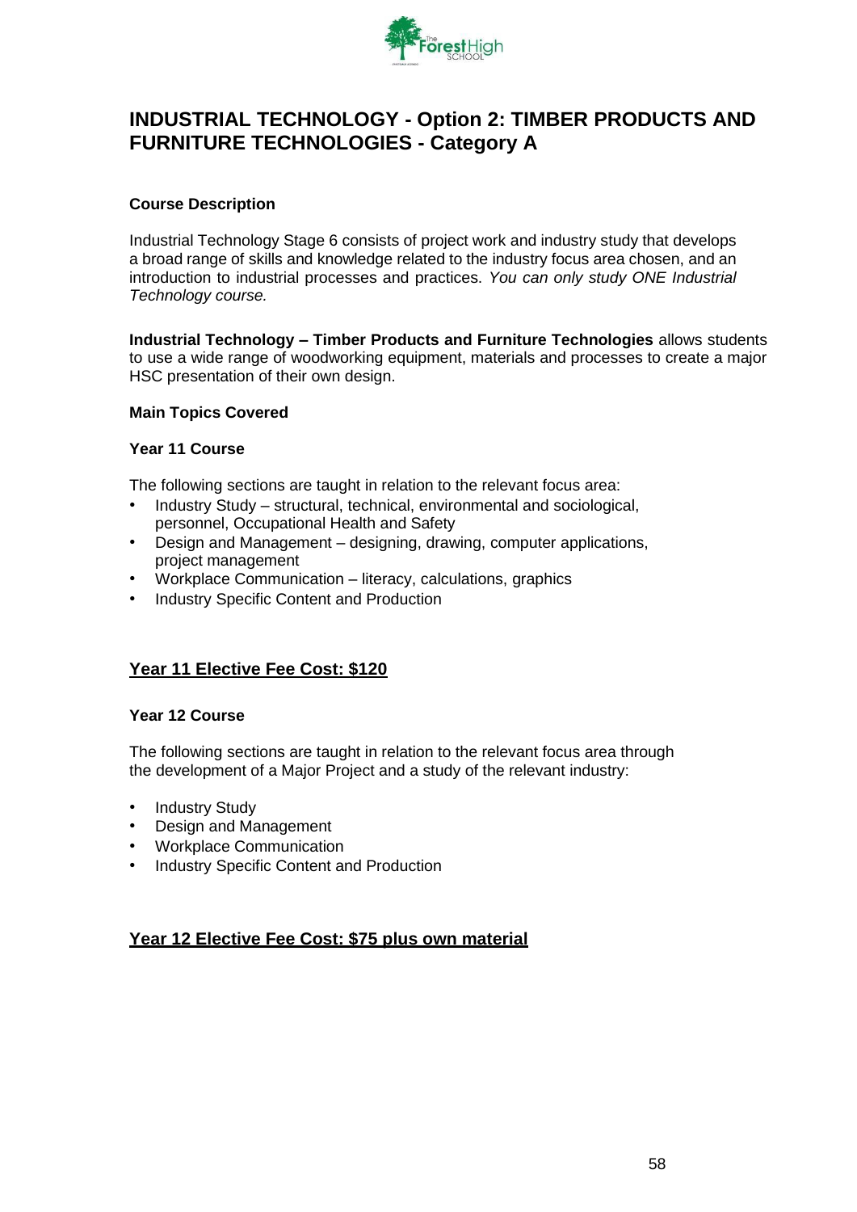# INDUSTRIAL TECHNOLOGY - Option 2: TIMBER PRODUCTS AND FURNITURE TECHNOLOGIES - Category A

### Course Description

Industrial Technology Stage 6 consists of project work and industry study that develops a broad range of skills and knowledge related to the industry focus area chosen, and an introduction to industrial processes and practices. *You can only study ONE Industrial Technology course.*

**Industrial Technology – Timber Products and Furniture Technologies** allows students to use a wide range of woodworking equipment, materials and processes to create a major HSC presentation of their own design.

### Main Topics Covered

#### Year 11 Course

The following sections are taught in relation to the relevant focus area:

- Industry Study – structural, technical, environmental and sociological, personnel, Occupational Health and Safety
- Design and Management – designing, drawing, computer applications, project management
- Workplace Communication – literacy, calculations, graphics
- Industry Specific Content and Production

**<u>Year 11 Elective Fee Cost: $120</u>**

#### Year 12 Course

The following sections are taught in relation to the relevant focus area through the development of a Major Project and a study of the relevant industry:

- Industry Study
- Design and Management
- Workplace Communication
- Industry Specific Content and Production

**<u>Year 12 Elective Fee Cost: $75 plus own material</u>**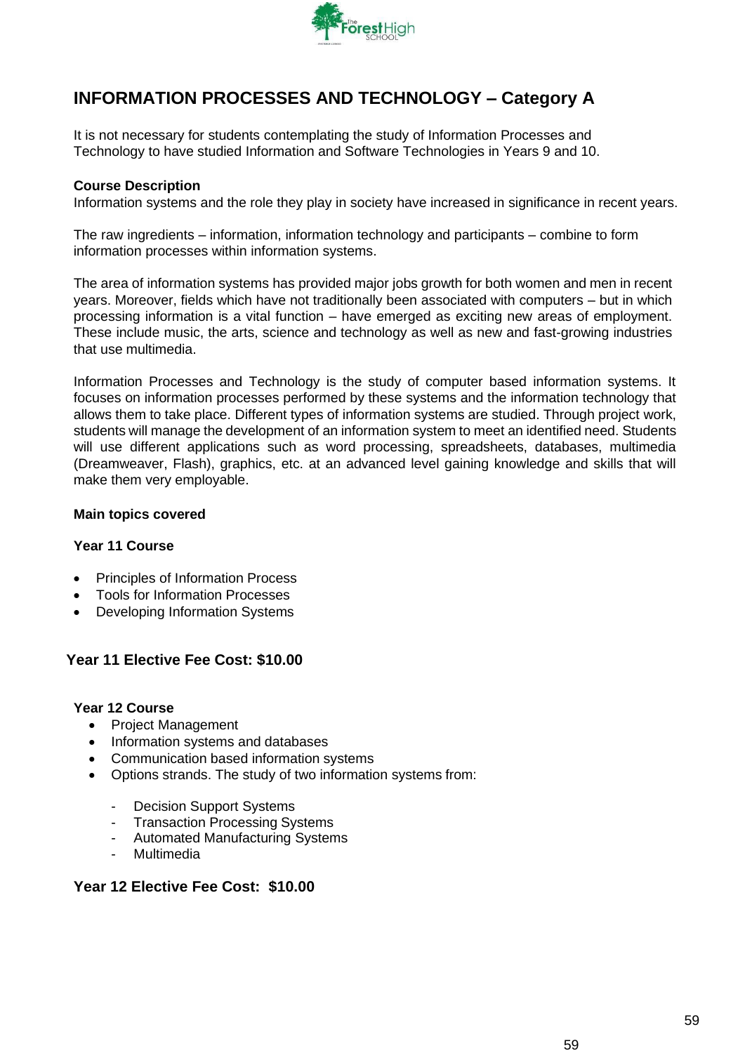## INFORMATION PROCESSES AND TECHNOLOGY – Category A

It is not necessary for students contemplating the study of Information Processes and Technology to have studied Information and Software Technologies in Years 9 and 10.

**Course Description**

Information systems and the role they play in society have increased in significance in recent years.

The raw ingredients – information, information technology and participants – combine to form information processes within information systems.

The area of information systems has provided major jobs growth for both women and men in recent years. Moreover, fields which have not traditionally been associated with computers – but in which processing information is a vital function – have emerged as exciting new areas of employment. These include music, the arts, science and technology as well as new and fast-growing industries that use multimedia.

Information Processes and Technology is the study of computer based information systems. It focuses on information processes performed by these systems and the information technology that allows them to take place. Different types of information systems are studied. Through project work, students will manage the development of an information system to meet an identified need. Students will use different applications such as word processing, spreadsheets, databases, multimedia (Dreamweaver, Flash), graphics, etc. at an advanced level gaining knowledge and skills that will make them very employable.

**Main topics covered**

**Year 11 Course**

- Principles of Information Process
- Tools for Information Processes
- Developing Information Systems

**Year 11 Elective Fee Cost: $10.00**

**Year 12 Course**

- Project Management
- Information systems and databases
- Communication based information systems
- Options strands. The study of two information systems from:
  - Decision Support Systems
  - Transaction Processing Systems
  - Automated Manufacturing Systems
  - Multimedia

**Year 12 Elective Fee Cost: $10.00**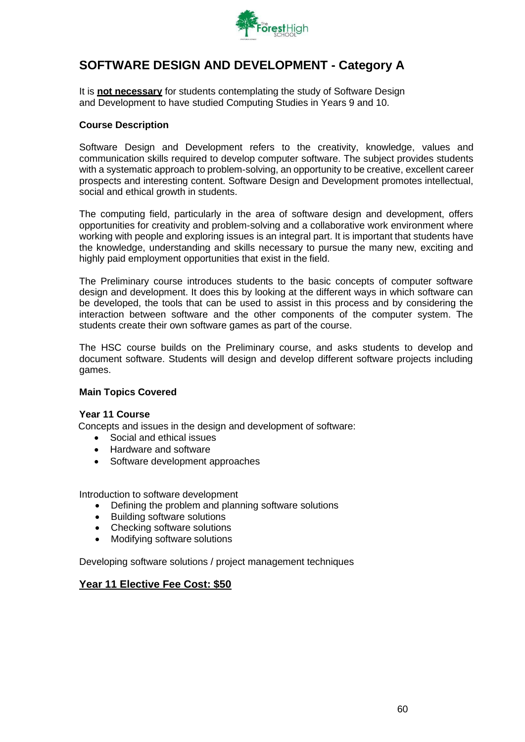# SOFTWARE DESIGN AND DEVELOPMENT - Category A

It is **not necessary** for students contemplating the study of Software Design and Development to have studied Computing Studies in Years 9 and 10.

### Course Description

Software Design and Development refers to the creativity, knowledge, values and communication skills required to develop computer software. The subject provides students with a systematic approach to problem-solving, an opportunity to be creative, excellent career prospects and interesting content. Software Design and Development promotes intellectual, social and ethical growth in students.

The computing field, particularly in the area of software design and development, offers opportunities for creativity and problem-solving and a collaborative work environment where working with people and exploring issues is an integral part. It is important that students have the knowledge, understanding and skills necessary to pursue the many new, exciting and highly paid employment opportunities that exist in the field.

The Preliminary course introduces students to the basic concepts of computer software design and development. It does this by looking at the different ways in which software can be developed, the tools that can be used to assist in this process and by considering the interaction between software and the other components of the computer system. The students create their own software games as part of the course.

The HSC course builds on the Preliminary course, and asks students to develop and document software. Students will design and develop different software projects including games.

### Main Topics Covered

**Year 11 Course**

Concepts and issues in the design and development of software:

- Social and ethical issues
- Hardware and software
- Software development approaches

Introduction to software development

- Defining the problem and planning software solutions
- Building software solutions
- Checking software solutions
- Modifying software solutions

Developing software solutions / project management techniques

**Year 11 Elective Fee Cost: $50**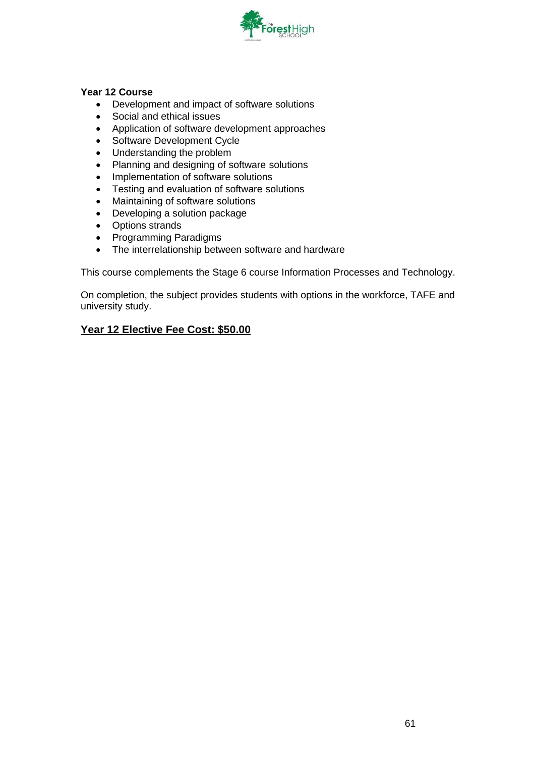**Year 12 Course**

- Development and impact of software solutions
- Social and ethical issues
- Application of software development approaches
- Software Development Cycle
- Understanding the problem
- Planning and designing of software solutions
- Implementation of software solutions
- Testing and evaluation of software solutions
- Maintaining of software solutions
- Developing a solution package
- Options strands
- Programming Paradigms
- The interrelationship between software and hardware

This course complements the Stage 6 course Information Processes and Technology.

On completion, the subject provides students with options in the workforce, TAFE and university study.

**<u>Year 12 Elective Fee Cost: $50.00</u>**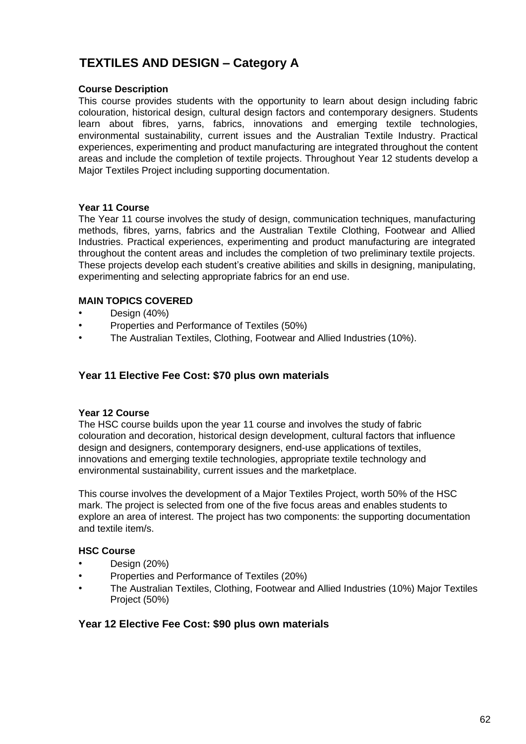# TEXTILES AND DESIGN – Category A

**Course Description**

This course provides students with the opportunity to learn about design including fabric colouration, historical design, cultural design factors and contemporary designers. Students learn about fibres, yarns, fabrics, innovations and emerging textile technologies, environmental sustainability, current issues and the Australian Textile Industry. Practical experiences, experimenting and product manufacturing are integrated throughout the content areas and include the completion of textile projects. Throughout Year 12 students develop a Major Textiles Project including supporting documentation.

**Year 11 Course**

The Year 11 course involves the study of design, communication techniques, manufacturing methods, fibres, yarns, fabrics and the Australian Textile Clothing, Footwear and Allied Industries. Practical experiences, experimenting and product manufacturing are integrated throughout the content areas and includes the completion of two preliminary textile projects. These projects develop each student's creative abilities and skills in designing, manipulating, experimenting and selecting appropriate fabrics for an end use.

**MAIN TOPICS COVERED**

- Design (40%)
- Properties and Performance of Textiles (50%)
- The Australian Textiles, Clothing, Footwear and Allied Industries (10%).

## Year 11 Elective Fee Cost: $70 plus own materials

**Year 12 Course**

The HSC course builds upon the year 11 course and involves the study of fabric colouration and decoration, historical design development, cultural factors that influence design and designers, contemporary designers, end-use applications of textiles, innovations and emerging textile technologies, appropriate textile technology and environmental sustainability, current issues and the marketplace.

This course involves the development of a Major Textiles Project, worth 50% of the HSC mark. The project is selected from one of the five focus areas and enables students to explore an area of interest. The project has two components: the supporting documentation and textile item/s.

**HSC Course**

- Design (20%)
- Properties and Performance of Textiles (20%)
- The Australian Textiles, Clothing, Footwear and Allied Industries (10%) Major Textiles Project (50%)

## Year 12 Elective Fee Cost: $90 plus own materials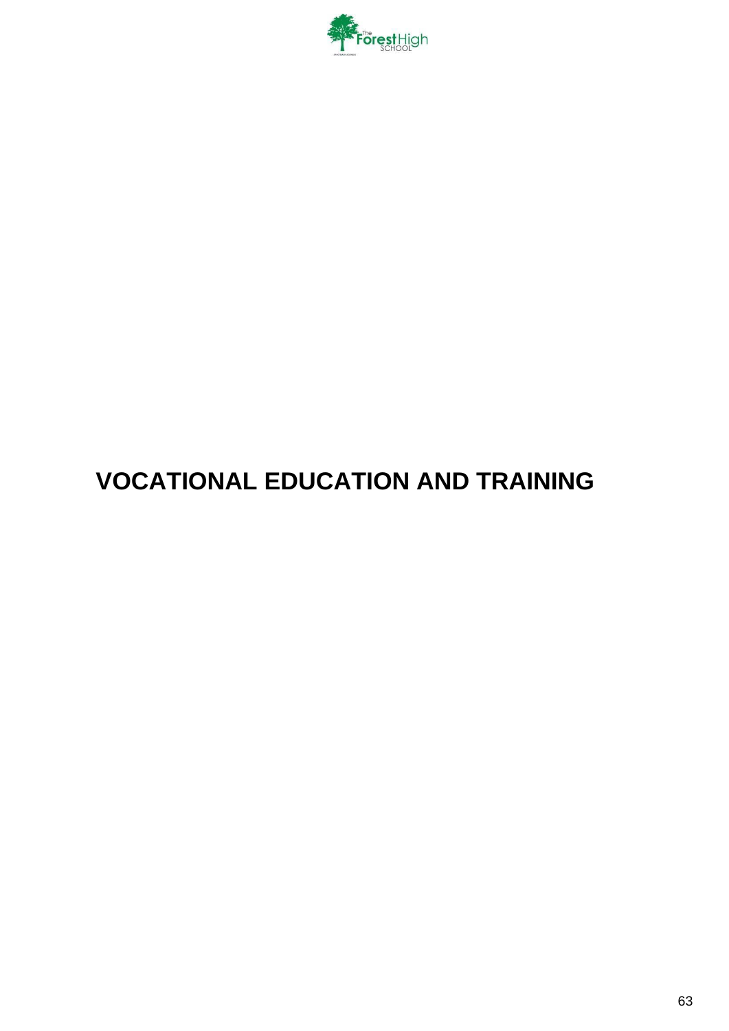# VOCATIONAL EDUCATION AND TRAINING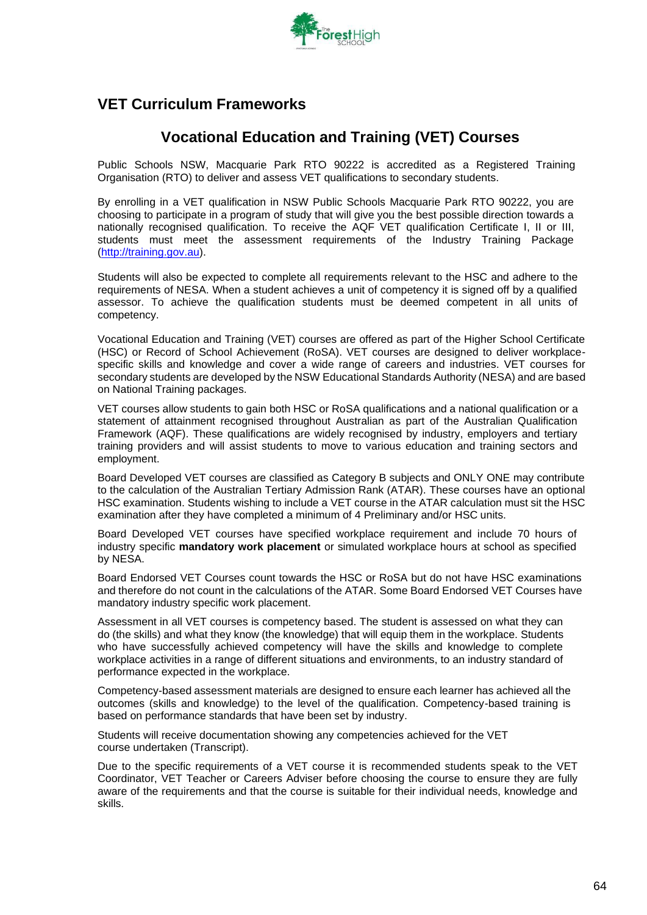## VET Curriculum Frameworks

### Vocational Education and Training (VET) Courses

Public Schools NSW, Macquarie Park RTO 90222 is accredited as a Registered Training Organisation (RTO) to deliver and assess VET qualifications to secondary students.

By enrolling in a VET qualification in NSW Public Schools Macquarie Park RTO 90222, you are choosing to participate in a program of study that will give you the best possible direction towards a nationally recognised qualification. To receive the AQF VET qualification Certificate I, II or III, students must meet the assessment requirements of the Industry Training Package (http://training.gov.au).

Students will also be expected to complete all requirements relevant to the HSC and adhere to the requirements of NESA. When a student achieves a unit of competency it is signed off by a qualified assessor. To achieve the qualification students must be deemed competent in all units of competency.

Vocational Education and Training (VET) courses are offered as part of the Higher School Certificate (HSC) or Record of School Achievement (RoSA). VET courses are designed to deliver workplace-specific skills and knowledge and cover a wide range of careers and industries. VET courses for secondary students are developed by the NSW Educational Standards Authority (NESA) and are based on National Training packages.

VET courses allow students to gain both HSC or RoSA qualifications and a national qualification or a statement of attainment recognised throughout Australian as part of the Australian Qualification Framework (AQF). These qualifications are widely recognised by industry, employers and tertiary training providers and will assist students to move to various education and training sectors and employment.

Board Developed VET courses are classified as Category B subjects and ONLY ONE may contribute to the calculation of the Australian Tertiary Admission Rank (ATAR). These courses have an optional HSC examination. Students wishing to include a VET course in the ATAR calculation must sit the HSC examination after they have completed a minimum of 4 Preliminary and/or HSC units.

Board Developed VET courses have specified workplace requirement and include 70 hours of industry specific **mandatory work placement** or simulated workplace hours at school as specified by NESA.

Board Endorsed VET Courses count towards the HSC or RoSA but do not have HSC examinations and therefore do not count in the calculations of the ATAR. Some Board Endorsed VET Courses have mandatory industry specific work placement.

Assessment in all VET courses is competency based. The student is assessed on what they can do (the skills) and what they know (the knowledge) that will equip them in the workplace. Students who have successfully achieved competency will have the skills and knowledge to complete workplace activities in a range of different situations and environments, to an industry standard of performance expected in the workplace.

Competency-based assessment materials are designed to ensure each learner has achieved all the outcomes (skills and knowledge) to the level of the qualification. Competency-based training is based on performance standards that have been set by industry.

Students will receive documentation showing any competencies achieved for the VET course undertaken (Transcript).

Due to the specific requirements of a VET course it is recommended students speak to the VET Coordinator, VET Teacher or Careers Adviser before choosing the course to ensure they are fully aware of the requirements and that the course is suitable for their individual needs, knowledge and skills.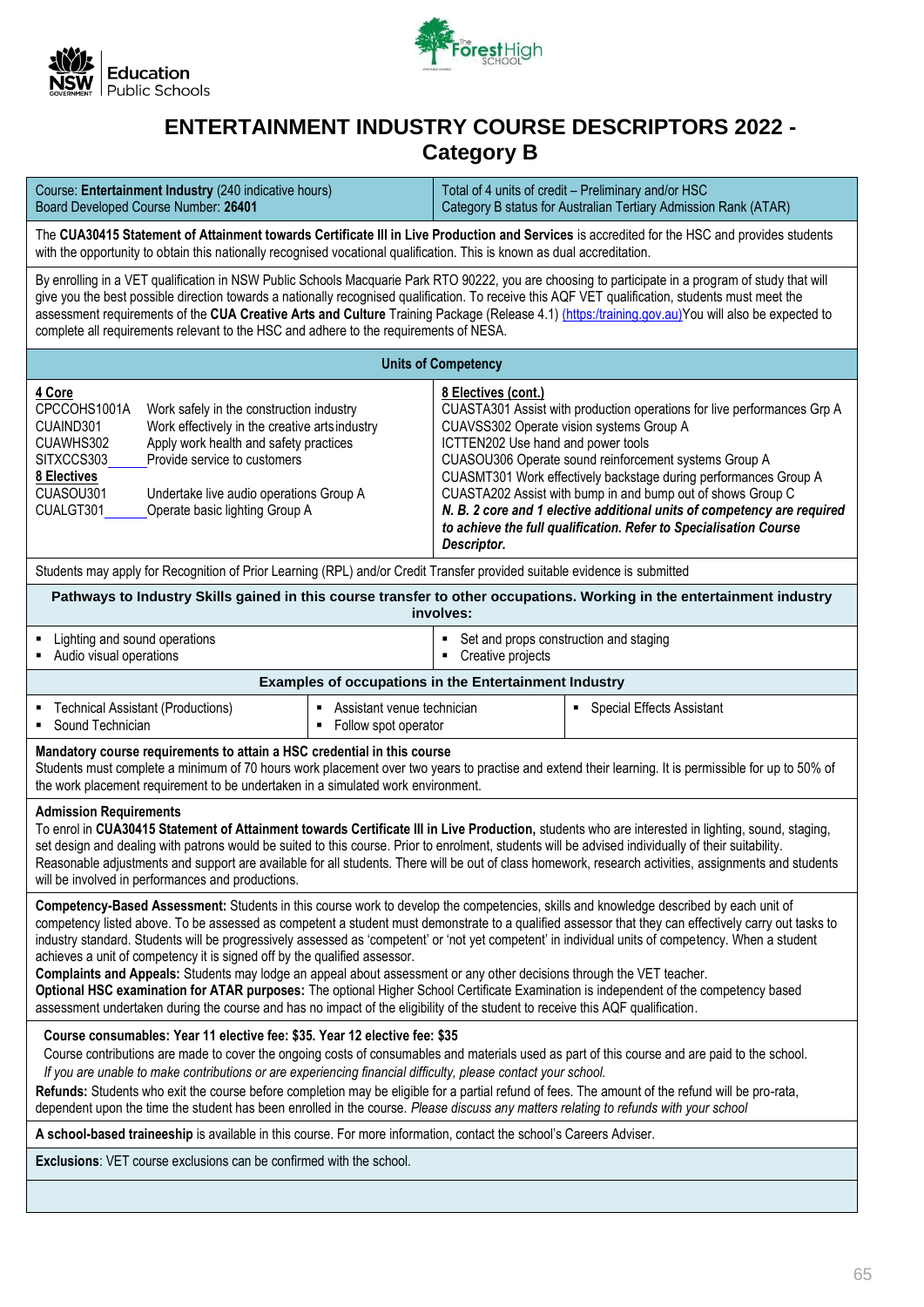Education Public Schools

The Forest High School

# ENTERTAINMENT INDUSTRY COURSE DESCRIPTORS 2022 - Category B

| Course: **Entertainment Industry** (240 indicative hours)<br>Board Developed Course Number: **26401** | Total of 4 units of credit – Preliminary and/or HSC<br>Category B status for Australian Tertiary Admission Rank (ATAR) |
|---|---|

The **CUA30415 Statement of Attainment towards Certificate III in Live Production and Services** is accredited for the HSC and provides students with the opportunity to obtain this nationally recognised vocational qualification. This is known as dual accreditation.

By enrolling in a VET qualification in NSW Public Schools Macquarie Park RTO 90222, you are choosing to participate in a program of study that will give you the best possible direction towards a nationally recognised qualification. To receive this AQF VET qualification, students must meet the assessment requirements of the **CUA Creative Arts and Culture** Training Package (Release 4.1) (https://training.gov.au)You will also be expected to complete all requirements relevant to the HSC and adhere to the requirements of NESA.

## Units of Competency

**4 Core**

| | |
|---|---|
| CPCCOHS1001A | Work safely in the construction industry |
| CUAIND301 | Work effectively in the creative arts industry |
| CUAWHS302 | Apply work health and safety practices |
| SITXCCS303 | Provide service to customers |

**8 Electives**

| | |
|---|---|
| CUASOU301 | Undertake live audio operations Group A |
| CUALGT301 | Operate basic lighting Group A |

**8 Electives (cont.)**

- CUASTA301 Assist with production operations for live performances Grp A
- CUAVSS302 Operate vision systems Group A
- ICTTEN202 Use hand and power tools
- CUASOU306 Operate sound reinforcement systems Group A
- CUASMT301 Work effectively backstage during performances Group A
- CUASTA202 Assist with bump in and bump out of shows Group C

***N. B. 2 core and 1 elective additional units of competency are required to achieve the full qualification. Refer to Specialisation Course Descriptor.***

Students may apply for Recognition of Prior Learning (RPL) and/or Credit Transfer provided suitable evidence is submitted

**Pathways to Industry Skills gained in this course transfer to other occupations. Working in the entertainment industry involves:**

- Lighting and sound operations
- Audio visual operations
- Set and props construction and staging
- Creative projects

**Examples of occupations in the Entertainment Industry**

- Technical Assistant (Productions)
- Sound Technician
- Assistant venue technician
- Follow spot operator
- Special Effects Assistant

**Mandatory course requirements to attain a HSC credential in this course**
Students must complete a minimum of 70 hours work placement over two years to practise and extend their learning. It is permissible for up to 50% of the work placement requirement to be undertaken in a simulated work environment.

**Admission Requirements**
To enrol in **CUA30415 Statement of Attainment towards Certificate III in Live Production,** students who are interested in lighting, sound, staging, set design and dealing with patrons would be suited to this course. Prior to enrolment, students will be advised individually of their suitability. Reasonable adjustments and support are available for all students. There will be out of class homework, research activities, assignments and students will be involved in performances and productions.

**Competency-Based Assessment:** Students in this course work to develop the competencies, skills and knowledge described by each unit of competency listed above. To be assessed as competent a student must demonstrate to a qualified assessor that they can effectively carry out tasks to industry standard. Students will be progressively assessed as 'competent' or 'not yet competent' in individual units of competency. When a student achieves a unit of competency it is signed off by the qualified assessor.
**Complaints and Appeals:** Students may lodge an appeal about assessment or any other decisions through the VET teacher.
**Optional HSC examination for ATAR purposes:** The optional Higher School Certificate Examination is independent of the competency based assessment undertaken during the course and has no impact of the eligibility of the student to receive this AQF qualification.

**Course consumables: Year 11 elective fee: $35. Year 12 elective fee: $35**
Course contributions are made to cover the ongoing costs of consumables and materials used as part of this course and are paid to the school.
*If you are unable to make contributions or are experiencing financial difficulty, please contact your school.*
**Refunds:** Students who exit the course before completion may be eligible for a partial refund of fees. The amount of the refund will be pro-rata, dependent upon the time the student has been enrolled in the course. *Please discuss any matters relating to refunds with your school*

**A school-based traineeship** is available in this course. For more information, contact the school's Careers Adviser.

**Exclusions**: VET course exclusions can be confirmed with the school.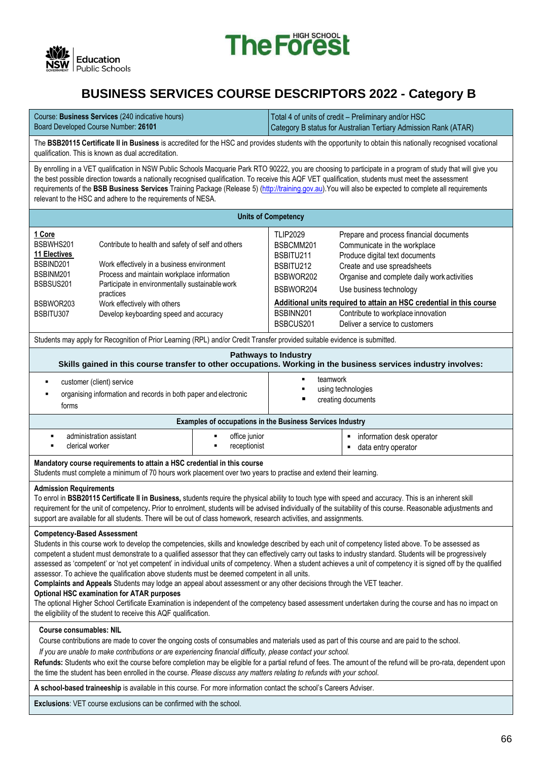# BUSINESS SERVICES COURSE DESCRIPTORS 2022 - Category B

| Course: **Business Services** (240 indicative hours)<br>Board Developed Course Number: **26101** | Total 4 of units of credit – Preliminary and/or HSC<br>Category B status for Australian Tertiary Admission Rank (ATAR) |
|---|---|

The **BSB20115 Certificate II in Business** is accredited for the HSC and provides students with the opportunity to obtain this nationally recognised vocational qualification. This is known as dual accreditation.

By enrolling in a VET qualification in NSW Public Schools Macquarie Park RTO 90222, you are choosing to participate in a program of study that will give you the best possible direction towards a nationally recognised qualification. To receive this AQF VET qualification, students must meet the assessment requirements of the **BSB Business Services** Training Package (Release 5) (http://training.gov.au).You will also be expected to complete all requirements relevant to the HSC and adhere to the requirements of NESA.

## Units of Competency

| | | | |
|---|---|---|---|
| **1 Core** | | TLIP2029 | Prepare and process financial documents |
| BSBWHS201 | Contribute to health and safety of self and others | BSBCMM201 | Communicate in the workplace |
| **11 Electives** | | BSBITU211 | Produce digital text documents |
| BSBIND201 | Work effectively in a business environment | BSBITU212 | Create and use spreadsheets |
| BSBINM201 | Process and maintain workplace information | BSBWOR202 | Organise and complete daily work activities |
| BSBSUS201 | Participate in environmentally sustainable work practices | BSBWOR204 | Use business technology |
| BSBWOR203 | Work effectively with others | **Additional units required to attain an HSC credential in this course** | |
| BSBITU307 | Develop keyboarding speed and accuracy | BSBINN201 | Contribute to workplace innovation |
| | | BSBCUS201 | Deliver a service to customers |

Students may apply for Recognition of Prior Learning (RPL) and/or Credit Transfer provided suitable evidence is submitted.

## Pathways to Industry

**Skills gained in this course transfer to other occupations. Working in the business services industry involves:**

- customer (client) service
- organising information and records in both paper and electronic forms
- teamwork
- using technologies
- creating documents

**Examples of occupations in the Business Services Industry**

- administration assistant
- clerical worker
- office junior
- receptionist
- information desk operator
- data entry operator

**Mandatory course requirements to attain a HSC credential in this course**
Students must complete a minimum of 70 hours work placement over two years to practise and extend their learning.

**Admission Requirements**
To enrol in **BSB20115 Certificate II in Business,** students require the physical ability to touch type with speed and accuracy. This is an inherent skill requirement for the unit of competency**.** Prior to enrolment, students will be advised individually of the suitability of this course. Reasonable adjustments and support are available for all students. There will be out of class homework, research activities, and assignments.

**Competency-Based Assessment**
Students in this course work to develop the competencies, skills and knowledge described by each unit of competency listed above. To be assessed as competent a student must demonstrate to a qualified assessor that they can effectively carry out tasks to industry standard. Students will be progressively assessed as 'competent' or 'not yet competent' in individual units of competency. When a student achieves a unit of competency it is signed off by the qualified assessor. To achieve the qualification above students must be deemed competent in all units.
**Complaints and Appeals** Students may lodge an appeal about assessment or any other decisions through the VET teacher.
**Optional HSC examination for ATAR purposes**
The optional Higher School Certificate Examination is independent of the competency based assessment undertaken during the course and has no impact on the eligibility of the student to receive this AQF qualification.

**Course consumables: NIL**
Course contributions are made to cover the ongoing costs of consumables and materials used as part of this course and are paid to the school.
*If you are unable to make contributions or are experiencing financial difficulty, please contact your school.*
**Refunds:** Students who exit the course before completion may be eligible for a partial refund of fees. The amount of the refund will be pro-rata, dependent upon the time the student has been enrolled in the course. *Please discuss any matters relating to refunds with your school.*

**A school-based traineeship** is available in this course. For more information contact the school's Careers Adviser.

**Exclusions**: VET course exclusions can be confirmed with the school.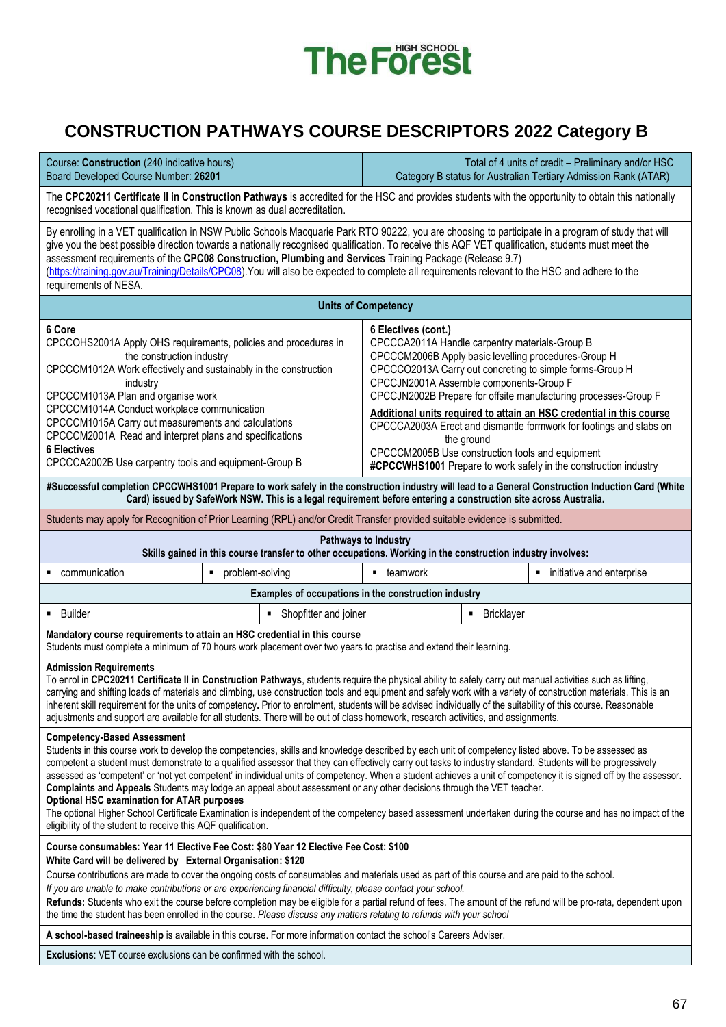The Forest HIGH SCHOOL

# CONSTRUCTION PATHWAYS COURSE DESCRIPTORS 2022 Category B

| Course: **Construction** (240 indicative hours)<br>Board Developed Course Number: **26201** | Total of 4 units of credit – Preliminary and/or HSC<br>Category B status for Australian Tertiary Admission Rank (ATAR) |
|---|---|

The **CPC20211 Certificate II in Construction Pathways** is accredited for the HSC and provides students with the opportunity to obtain this nationally recognised vocational qualification. This is known as dual accreditation.

By enrolling in a VET qualification in NSW Public Schools Macquarie Park RTO 90222, you are choosing to participate in a program of study that will give you the best possible direction towards a nationally recognised qualification. To receive this AQF VET qualification, students must meet the assessment requirements of the **CPC08 Construction, Plumbing and Services** Training Package (Release 9.7) (https://training.gov.au/Training/Details/CPC08). You will also be expected to complete all requirements relevant to the HSC and adhere to the requirements of NESA.

## Units of Competency

**6 Core**
- CPCCOHS2001A Apply OHS requirements, policies and procedures in the construction industry
- CPCCCM1012A Work effectively and sustainably in the construction industry
- CPCCCM1013A Plan and organise work
- CPCCCM1014A Conduct workplace communication
- CPCCCM1015A Carry out measurements and calculations
- CPCCCM2001A Read and interpret plans and specifications

**6 Electives**
- CPCCCA2002B Use carpentry tools and equipment-Group B

**6 Electives (cont.)**
- CPCCCA2011A Handle carpentry materials-Group B
- CPCCCM2006B Apply basic levelling procedures-Group H
- CPCCCO2013A Carry out concreting to simple forms-Group H
- CPCCJN2001A Assemble components-Group F
- CPCCJN2002B Prepare for offsite manufacturing processes-Group F

**Additional units required to attain an HSC credential in this course**
- CPCCCA2003A Erect and dismantle formwork for footings and slabs on the ground
- CPCCCM2005B Use construction tools and equipment
- **#CPCCWHS1001** Prepare to work safely in the construction industry

**#Successful completion CPCCWHS1001 Prepare to work safely in the construction industry will lead to a General Construction Induction Card (White Card) issued by SafeWork NSW. This is a legal requirement before entering a construction site across Australia.**

Students may apply for Recognition of Prior Learning (RPL) and/or Credit Transfer provided suitable evidence is submitted.

## Pathways to Industry

**Skills gained in this course transfer to other occupations. Working in the construction industry involves:**

- communication
- problem-solving
- teamwork
- initiative and enterprise

**Examples of occupations in the construction industry**

- Builder
- Shopfitter and joiner
- Bricklayer

**Mandatory course requirements to attain an HSC credential in this course**
Students must complete a minimum of 70 hours work placement over two years to practise and extend their learning.

**Admission Requirements**
To enrol in **CPC20211 Certificate II in Construction Pathways**, students require the physical ability to safely carry out manual activities such as lifting, carrying and shifting loads of materials and climbing, use construction tools and equipment and safely work with a variety of construction materials. This is an inherent skill requirement for the units of competency**.** Prior to enrolment, students will be advised individually of the suitability of this course. Reasonable adjustments and support are available for all students. There will be out of class homework, research activities, and assignments.

**Competency-Based Assessment**
Students in this course work to develop the competencies, skills and knowledge described by each unit of competency listed above. To be assessed as competent a student must demonstrate to a qualified assessor that they can effectively carry out tasks to industry standard. Students will be progressively assessed as 'competent' or 'not yet competent' in individual units of competency. When a student achieves a unit of competency it is signed off by the assessor.
**Complaints and Appeals** Students may lodge an appeal about assessment or any other decisions through the VET teacher.
**Optional HSC examination for ATAR purposes**
The optional Higher School Certificate Examination is independent of the competency based assessment undertaken during the course and has no impact of the eligibility of the student to receive this AQF qualification.

**Course consumables: Year 11 Elective Fee Cost: $80 Year 12 Elective Fee Cost: $100**
**White Card will be delivered by _External Organisation: $120**
Course contributions are made to cover the ongoing costs of consumables and materials used as part of this course and are paid to the school.
*If you are unable to make contributions or are experiencing financial difficulty, please contact your school.*
**Refunds:** Students who exit the course before completion may be eligible for a partial refund of fees. The amount of the refund will be pro-rata, dependent upon the time the student has been enrolled in the course. *Please discuss any matters relating to refunds with your school*

**A school-based traineeship** is available in this course. For more information contact the school's Careers Adviser.

**Exclusions**: VET course exclusions can be confirmed with the school.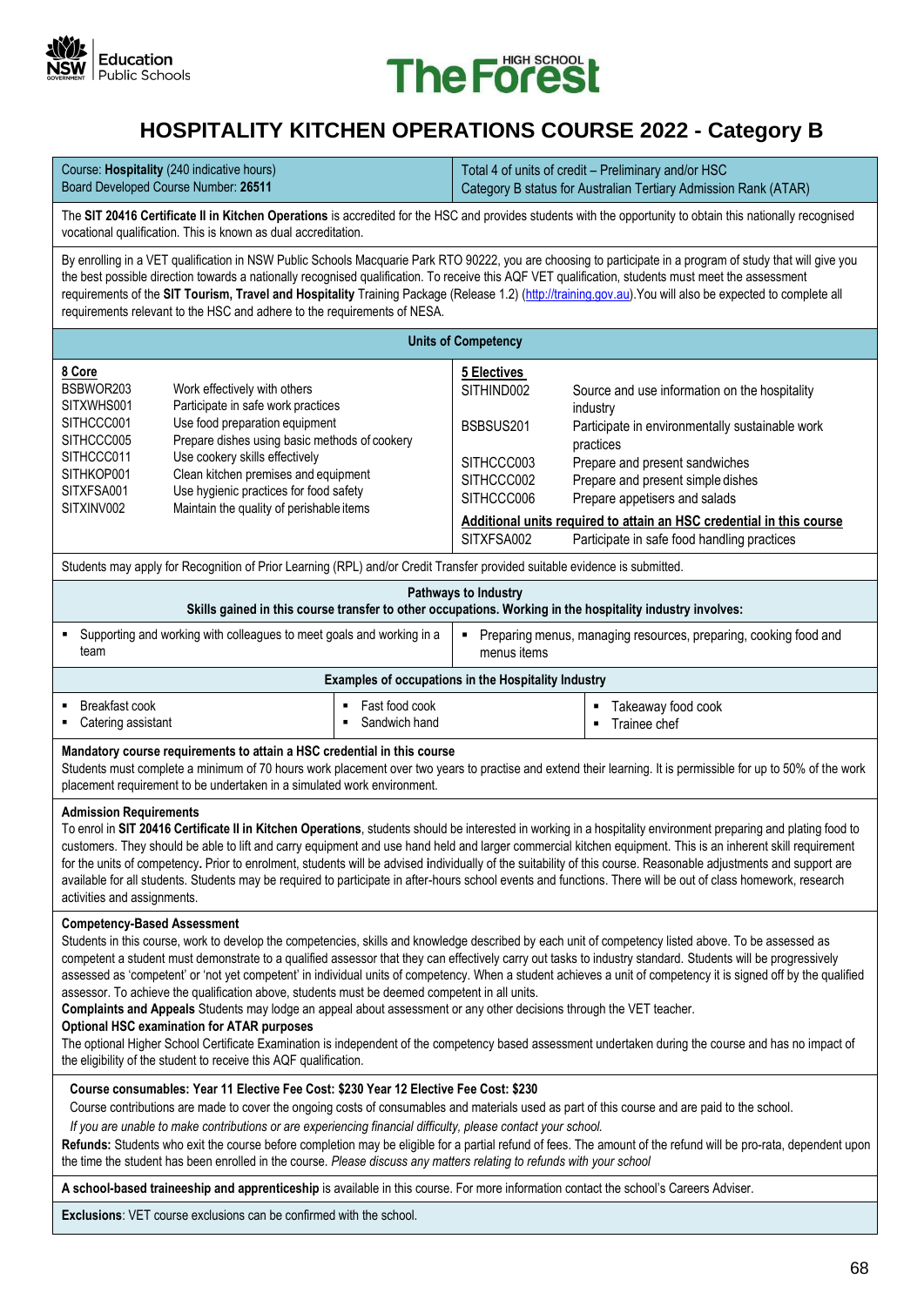# HOSPITALITY KITCHEN OPERATIONS COURSE 2022 - Category B

| Course: **Hospitality** (240 indicative hours)<br>Board Developed Course Number: **26511** | Total 4 of units of credit – Preliminary and/or HSC<br>Category B status for Australian Tertiary Admission Rank (ATAR) |
|---|---|

The **SIT 20416 Certificate II in Kitchen Operations** is accredited for the HSC and provides students with the opportunity to obtain this nationally recognised vocational qualification. This is known as dual accreditation.

By enrolling in a VET qualification in NSW Public Schools Macquarie Park RTO 90222, you are choosing to participate in a program of study that will give you the best possible direction towards a nationally recognised qualification. To receive this AQF VET qualification, students must meet the assessment requirements of the **SIT Tourism, Travel and Hospitality** Training Package (Release 1.2) (http://training.gov.au).You will also be expected to complete all requirements relevant to the HSC and adhere to the requirements of NESA.

## Units of Competency

**8 Core**

| Code | Unit |
|---|---|
| BSBWOR203 | Work effectively with others |
| SITXWHS001 | Participate in safe work practices |
| SITHCCC001 | Use food preparation equipment |
| SITHCCC005 | Prepare dishes using basic methods of cookery |
| SITHCCC011 | Use cookery skills effectively |
| SITHKOP001 | Clean kitchen premises and equipment |
| SITXFSA001 | Use hygienic practices for food safety |
| SITXINV002 | Maintain the quality of perishable items |

**5 Electives**

| Code | Unit |
|---|---|
| SITHIND002 | Source and use information on the hospitality industry |
| BSBSUS201 | Participate in environmentally sustainable work practices |
| SITHCCC003 | Prepare and present sandwiches |
| SITHCCC002 | Prepare and present simple dishes |
| SITHCCC006 | Prepare appetisers and salads |

**Additional units required to attain an HSC credential in this course**

| Code | Unit |
|---|---|
| SITXFSA002 | Participate in safe food handling practices |

Students may apply for Recognition of Prior Learning (RPL) and/or Credit Transfer provided suitable evidence is submitted.

## Pathways to Industry

**Skills gained in this course transfer to other occupations. Working in the hospitality industry involves:**

- Supporting and working with colleagues to meet goals and working in a team
- Preparing menus, managing resources, preparing, cooking food and menus items

**Examples of occupations in the Hospitality Industry**

- Breakfast cook
- Catering assistant
- Fast food cook
- Sandwich hand
- Takeaway food cook
- Trainee chef

**Mandatory course requirements to attain a HSC credential in this course**

Students must complete a minimum of 70 hours work placement over two years to practise and extend their learning. It is permissible for up to 50% of the work placement requirement to be undertaken in a simulated work environment.

**Admission Requirements**

To enrol in **SIT 20416 Certificate II in Kitchen Operations**, students should be interested in working in a hospitality environment preparing and plating food to customers. They should be able to lift and carry equipment and use hand held and larger commercial kitchen equipment. This is an inherent skill requirement for the units of competency**.** Prior to enrolment, students will be advised individually of the suitability of this course. Reasonable adjustments and support are available for all students. Students may be required to participate in after-hours school events and functions. There will be out of class homework, research activities and assignments.

**Competency-Based Assessment**

Students in this course, work to develop the competencies, skills and knowledge described by each unit of competency listed above. To be assessed as competent a student must demonstrate to a qualified assessor that they can effectively carry out tasks to industry standard. Students will be progressively assessed as 'competent' or 'not yet competent' in individual units of competency. When a student achieves a unit of competency it is signed off by the qualified assessor. To achieve the qualification above, students must be deemed competent in all units.

**Complaints and Appeals** Students may lodge an appeal about assessment or any other decisions through the VET teacher.

**Optional HSC examination for ATAR purposes**

The optional Higher School Certificate Examination is independent of the competency based assessment undertaken during the course and has no impact of the eligibility of the student to receive this AQF qualification.

**Course consumables: Year 11 Elective Fee Cost: $230 Year 12 Elective Fee Cost: $230**

Course contributions are made to cover the ongoing costs of consumables and materials used as part of this course and are paid to the school.

*If you are unable to make contributions or are experiencing financial difficulty, please contact your school.*

**Refunds:** Students who exit the course before completion may be eligible for a partial refund of fees. The amount of the refund will be pro-rata, dependent upon the time the student has been enrolled in the course. *Please discuss any matters relating to refunds with your school*

**A school-based traineeship and apprenticeship** is available in this course. For more information contact the school's Careers Adviser.

**Exclusions**: VET course exclusions can be confirmed with the school.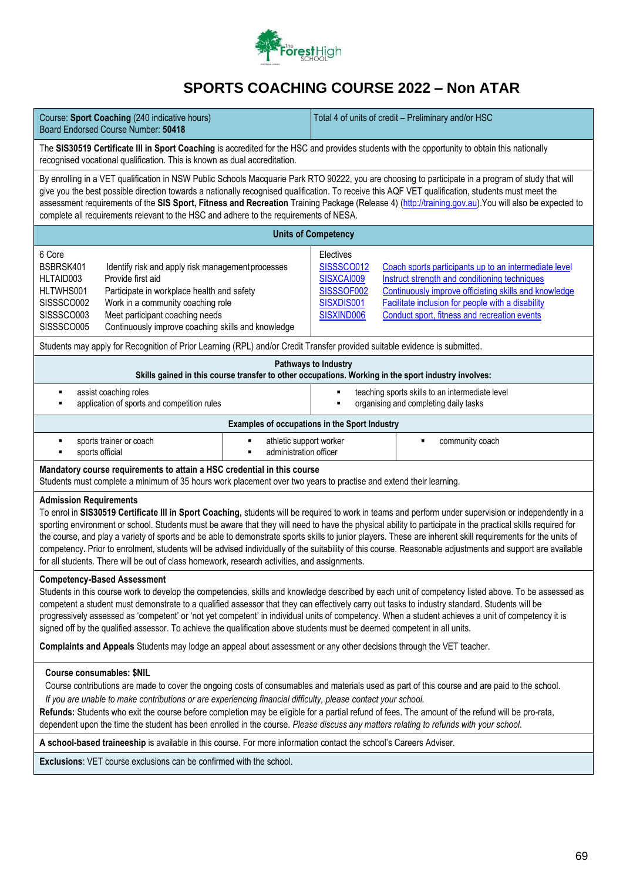# SPORTS COACHING COURSE 2022 – Non ATAR

| Course: **Sport Coaching** (240 indicative hours) Board Endorsed Course Number: **50418** | Total 4 of units of credit – Preliminary and/or HSC |
|---|---|

The **SIS30519 Certificate III in Sport Coaching** is accredited for the HSC and provides students with the opportunity to obtain this nationally recognised vocational qualification. This is known as dual accreditation.

By enrolling in a VET qualification in NSW Public Schools Macquarie Park RTO 90222, you are choosing to participate in a program of study that will give you the best possible direction towards a nationally recognised qualification. To receive this AQF VET qualification, students must meet the assessment requirements of the **SIS Sport, Fitness and Recreation** Training Package (Release 4) (http://training.gov.au).You will also be expected to complete all requirements relevant to the HSC and adhere to the requirements of NESA.

## Units of Competency

| 6 Core | | Electives | |
|---|---|---|---|
| BSBRSK401 | Identify risk and apply risk management processes | SISSSCO012 | Coach sports participants up to an intermediate level |
| HLTAID003 | Provide first aid | SISXCAI009 | Instruct strength and conditioning techniques |
| HLTWHS001 | Participate in workplace health and safety | SISSSOF002 | Continuously improve officiating skills and knowledge |
| SISSSCO002 | Work in a community coaching role | SISXDIS001 | Facilitate inclusion for people with a disability |
| SISSSCO003 | Meet participant coaching needs | SISXIND006 | Conduct sport, fitness and recreation events |
| SISSSCO005 | Continuously improve coaching skills and knowledge | | |

Students may apply for Recognition of Prior Learning (RPL) and/or Credit Transfer provided suitable evidence is submitted.

## Pathways to Industry

**Skills gained in this course transfer to other occupations. Working in the sport industry involves:**

- assist coaching roles
- application of sports and competition rules
- teaching sports skills to an intermediate level
- organising and completing daily tasks

## Examples of occupations in the Sport Industry

- sports trainer or coach
- sports official
- athletic support worker
- administration officer
- community coach

**Mandatory course requirements to attain a HSC credential in this course**
Students must complete a minimum of 35 hours work placement over two years to practise and extend their learning.

**Admission Requirements**
To enrol in **SIS30519 Certificate III in Sport Coaching,** students will be required to work in teams and perform under supervision or independently in a sporting environment or school. Students must be aware that they will need to have the physical ability to participate in the practical skills required for the course, and play a variety of sports and be able to demonstrate sports skills to junior players. These are inherent skill requirements for the units of competency**.** Prior to enrolment, students will be advised individually of the suitability of this course. Reasonable adjustments and support are available for all students. There will be out of class homework, research activities, and assignments.

**Competency-Based Assessment**
Students in this course work to develop the competencies, skills and knowledge described by each unit of competency listed above. To be assessed as competent a student must demonstrate to a qualified assessor that they can effectively carry out tasks to industry standard. Students will be progressively assessed as 'competent' or 'not yet competent' in individual units of competency. When a student achieves a unit of competency it is signed off by the qualified assessor. To achieve the qualification above students must be deemed competent in all units.

**Complaints and Appeals** Students may lodge an appeal about assessment or any other decisions through the VET teacher.

**Course consumables: $NIL**
Course contributions are made to cover the ongoing costs of consumables and materials used as part of this course and are paid to the school.
*If you are unable to make contributions or are experiencing financial difficulty, please contact your school.*
**Refunds:** Students who exit the course before completion may be eligible for a partial refund of fees. The amount of the refund will be pro-rata, dependent upon the time the student has been enrolled in the course. *Please discuss any matters relating to refunds with your school.*

**A school-based traineeship** is available in this course. For more information contact the school's Careers Adviser.

**Exclusions**: VET course exclusions can be confirmed with the school.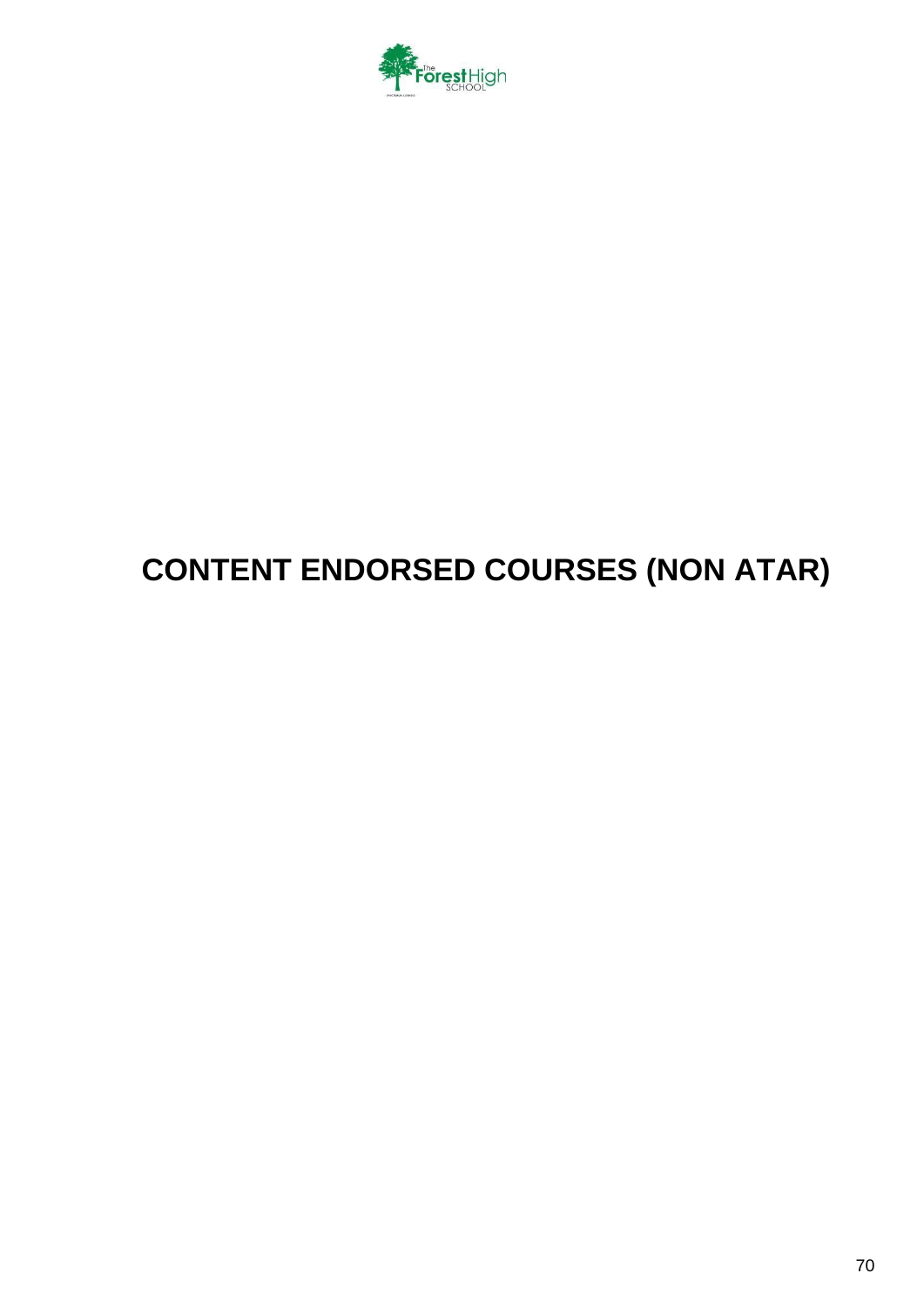# CONTENT ENDORSED COURSES (NON ATAR)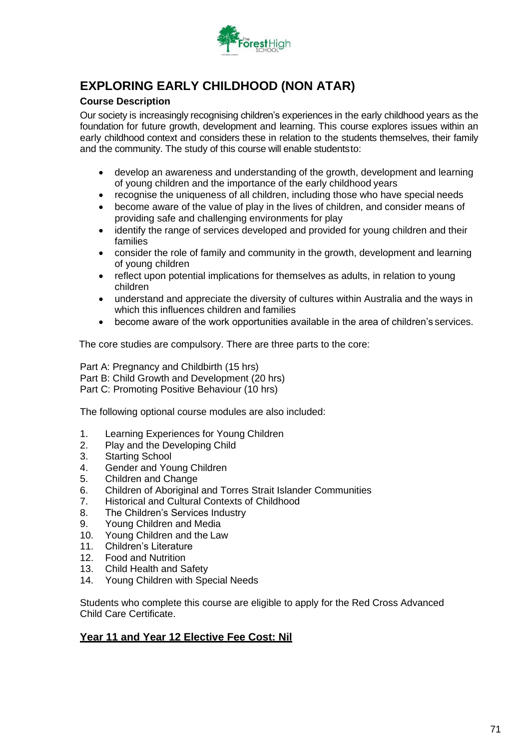# EXPLORING EARLY CHILDHOOD (NON ATAR)

**Course Description**

Our society is increasingly recognising children's experiences in the early childhood years as the foundation for future growth, development and learning. This course explores issues within an early childhood context and considers these in relation to the students themselves, their family and the community. The study of this course will enable students to:

- develop an awareness and understanding of the growth, development and learning of young children and the importance of the early childhood years
- recognise the uniqueness of all children, including those who have special needs
- become aware of the value of play in the lives of children, and consider means of providing safe and challenging environments for play
- identify the range of services developed and provided for young children and their families
- consider the role of family and community in the growth, development and learning of young children
- reflect upon potential implications for themselves as adults, in relation to young children
- understand and appreciate the diversity of cultures within Australia and the ways in which this influences children and families
- become aware of the work opportunities available in the area of children's services.

The core studies are compulsory. There are three parts to the core:

Part A: Pregnancy and Childbirth (15 hrs)
Part B: Child Growth and Development (20 hrs)
Part C: Promoting Positive Behaviour (10 hrs)

The following optional course modules are also included:

1. Learning Experiences for Young Children
2. Play and the Developing Child
3. Starting School
4. Gender and Young Children
5. Children and Change
6. Children of Aboriginal and Torres Strait Islander Communities
7. Historical and Cultural Contexts of Childhood
8. The Children's Services Industry
9. Young Children and Media
10. Young Children and the Law
11. Children's Literature
12. Food and Nutrition
13. Child Health and Safety
14. Young Children with Special Needs

Students who complete this course are eligible to apply for the Red Cross Advanced Child Care Certificate.

**Year 11 and Year 12 Elective Fee Cost: Nil**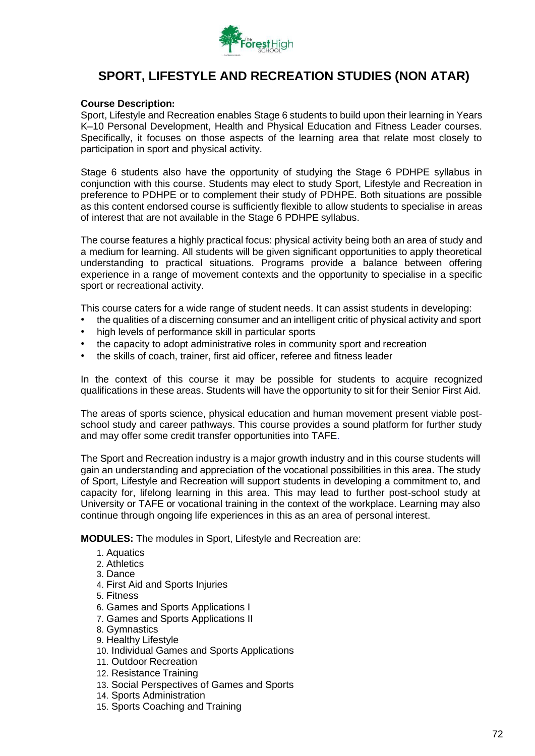# SPORT, LIFESTYLE AND RECREATION STUDIES (NON ATAR)

**Course Description:**

Sport, Lifestyle and Recreation enables Stage 6 students to build upon their learning in Years K–10 Personal Development, Health and Physical Education and Fitness Leader courses. Specifically, it focuses on those aspects of the learning area that relate most closely to participation in sport and physical activity.

Stage 6 students also have the opportunity of studying the Stage 6 PDHPE syllabus in conjunction with this course. Students may elect to study Sport, Lifestyle and Recreation in preference to PDHPE or to complement their study of PDHPE. Both situations are possible as this content endorsed course is sufficiently flexible to allow students to specialise in areas of interest that are not available in the Stage 6 PDHPE syllabus.

The course features a highly practical focus: physical activity being both an area of study and a medium for learning. All students will be given significant opportunities to apply theoretical understanding to practical situations. Programs provide a balance between offering experience in a range of movement contexts and the opportunity to specialise in a specific sport or recreational activity.

This course caters for a wide range of student needs. It can assist students in developing:

- the qualities of a discerning consumer and an intelligent critic of physical activity and sport
- high levels of performance skill in particular sports
- the capacity to adopt administrative roles in community sport and recreation
- the skills of coach, trainer, first aid officer, referee and fitness leader

In the context of this course it may be possible for students to acquire recognized qualifications in these areas. Students will have the opportunity to sit for their Senior First Aid.

The areas of sports science, physical education and human movement present viable post-school study and career pathways. This course provides a sound platform for further study and may offer some credit transfer opportunities into TAFE.

The Sport and Recreation industry is a major growth industry and in this course students will gain an understanding and appreciation of the vocational possibilities in this area. The study of Sport, Lifestyle and Recreation will support students in developing a commitment to, and capacity for, lifelong learning in this area. This may lead to further post-school study at University or TAFE or vocational training in the context of the workplace. Learning may also continue through ongoing life experiences in this as an area of personal interest.

**MODULES:** The modules in Sport, Lifestyle and Recreation are:

1. Aquatics
2. Athletics
3. Dance
4. First Aid and Sports Injuries
5. Fitness
6. Games and Sports Applications I
7. Games and Sports Applications II
8. Gymnastics
9. Healthy Lifestyle
10. Individual Games and Sports Applications
11. Outdoor Recreation
12. Resistance Training
13. Social Perspectives of Games and Sports
14. Sports Administration
15. Sports Coaching and Training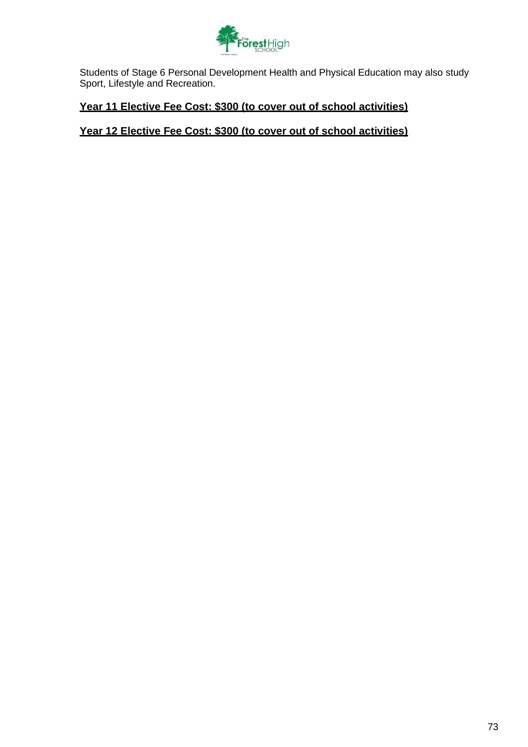Students of Stage 6 Personal Development Health and Physical Education may also study Sport, Lifestyle and Recreation.

**Year 11 Elective Fee Cost: $300 (to cover out of school activities)**

**Year 12 Elective Fee Cost: $300 (to cover out of school activities)**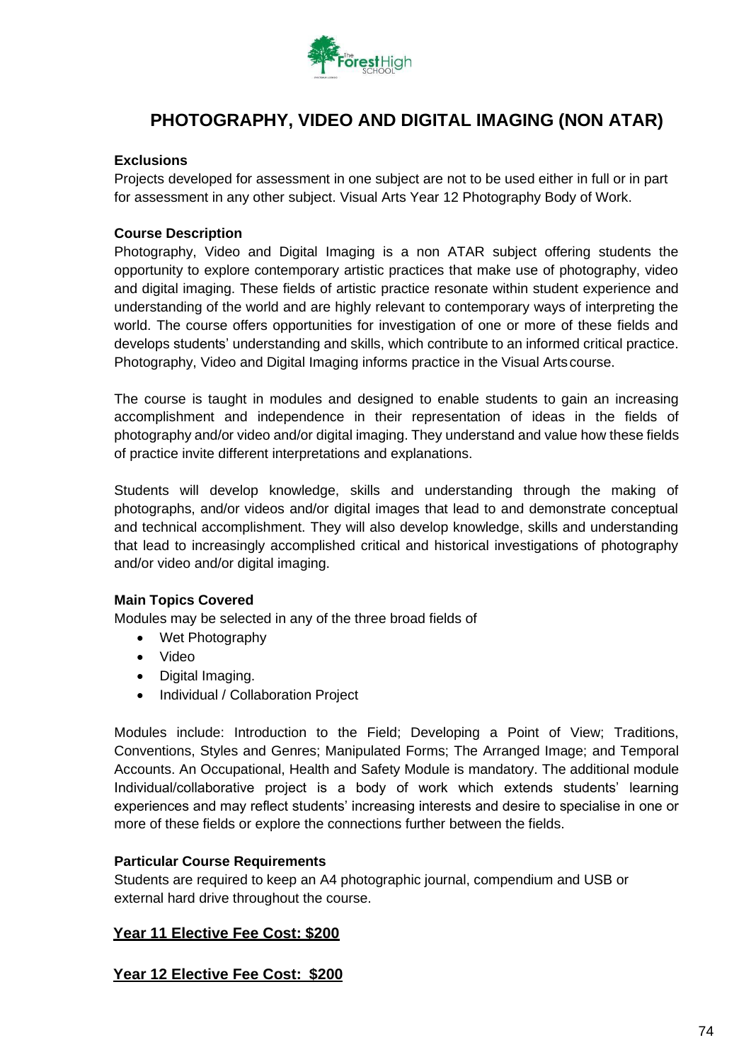# PHOTOGRAPHY, VIDEO AND DIGITAL IMAGING (NON ATAR)

**Exclusions**

Projects developed for assessment in one subject are not to be used either in full or in part for assessment in any other subject. Visual Arts Year 12 Photography Body of Work.

**Course Description**

Photography, Video and Digital Imaging is a non ATAR subject offering students the opportunity to explore contemporary artistic practices that make use of photography, video and digital imaging. These fields of artistic practice resonate within student experience and understanding of the world and are highly relevant to contemporary ways of interpreting the world. The course offers opportunities for investigation of one or more of these fields and develops students' understanding and skills, which contribute to an informed critical practice. Photography, Video and Digital Imaging informs practice in the Visual Arts course.

The course is taught in modules and designed to enable students to gain an increasing accomplishment and independence in their representation of ideas in the fields of photography and/or video and/or digital imaging. They understand and value how these fields of practice invite different interpretations and explanations.

Students will develop knowledge, skills and understanding through the making of photographs, and/or videos and/or digital images that lead to and demonstrate conceptual and technical accomplishment. They will also develop knowledge, skills and understanding that lead to increasingly accomplished critical and historical investigations of photography and/or video and/or digital imaging.

**Main Topics Covered**

Modules may be selected in any of the three broad fields of

- Wet Photography
- Video
- Digital Imaging.
- Individual / Collaboration Project

Modules include: Introduction to the Field; Developing a Point of View; Traditions, Conventions, Styles and Genres; Manipulated Forms; The Arranged Image; and Temporal Accounts. An Occupational, Health and Safety Module is mandatory. The additional module Individual/collaborative project is a body of work which extends students' learning experiences and may reflect students' increasing interests and desire to specialise in one or more of these fields or explore the connections further between the fields.

**Particular Course Requirements**

Students are required to keep an A4 photographic journal, compendium and USB or external hard drive throughout the course.

**Year 11 Elective Fee Cost: $200**

**Year 12 Elective Fee Cost: $200**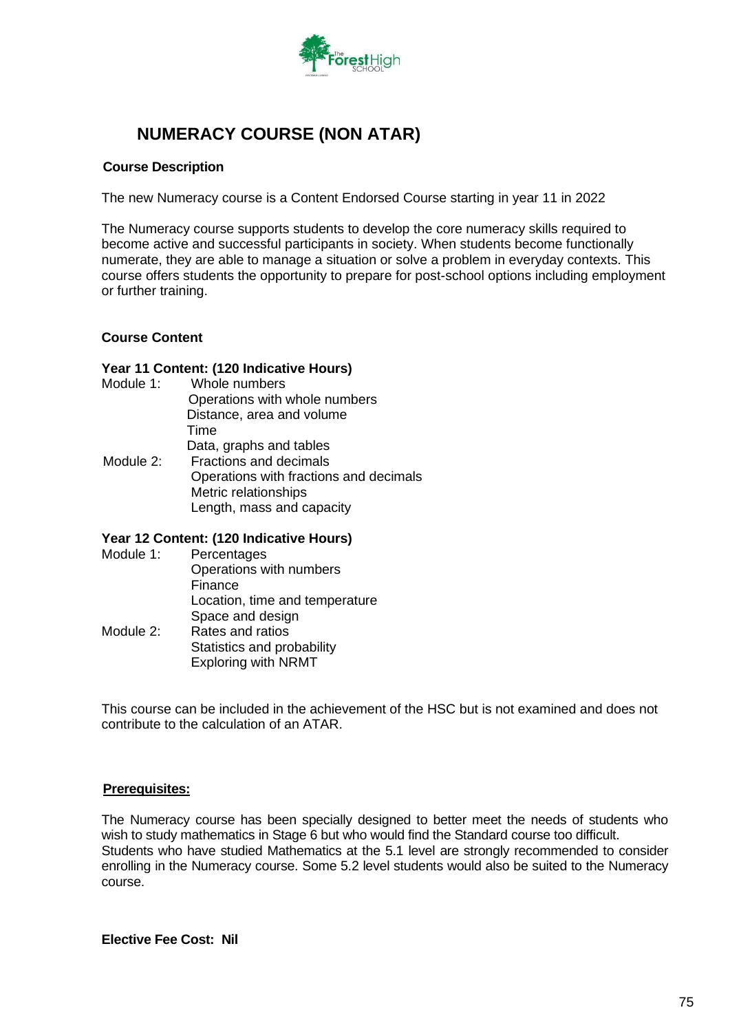# NUMERACY COURSE (NON ATAR)

**Course Description**

The new Numeracy course is a Content Endorsed Course starting in year 11 in 2022

The Numeracy course supports students to develop the core numeracy skills required to become active and successful participants in society. When students become functionally numerate, they are able to manage a situation or solve a problem in everyday contexts. This course offers students the opportunity to prepare for post-school options including employment or further training.

**Course Content**

**Year 11 Content: (120 Indicative Hours)**

Module 1:
- Whole numbers
- Operations with whole numbers
- Distance, area and volume
- Time
- Data, graphs and tables

Module 2:
- Fractions and decimals
- Operations with fractions and decimals
- Metric relationships
- Length, mass and capacity

**Year 12 Content: (120 Indicative Hours)**

Module 1:
- Percentages
- Operations with numbers
- Finance
- Location, time and temperature
- Space and design

Module 2:
- Rates and ratios
- Statistics and probability
- Exploring with NRMT

This course can be included in the achievement of the HSC but is not examined and does not contribute to the calculation of an ATAR.

**Prerequisites:**

The Numeracy course has been specially designed to better meet the needs of students who wish to study mathematics in Stage 6 but who would find the Standard course too difficult. Students who have studied Mathematics at the 5.1 level are strongly recommended to consider enrolling in the Numeracy course. Some 5.2 level students would also be suited to the Numeracy course.

**Elective Fee Cost: Nil**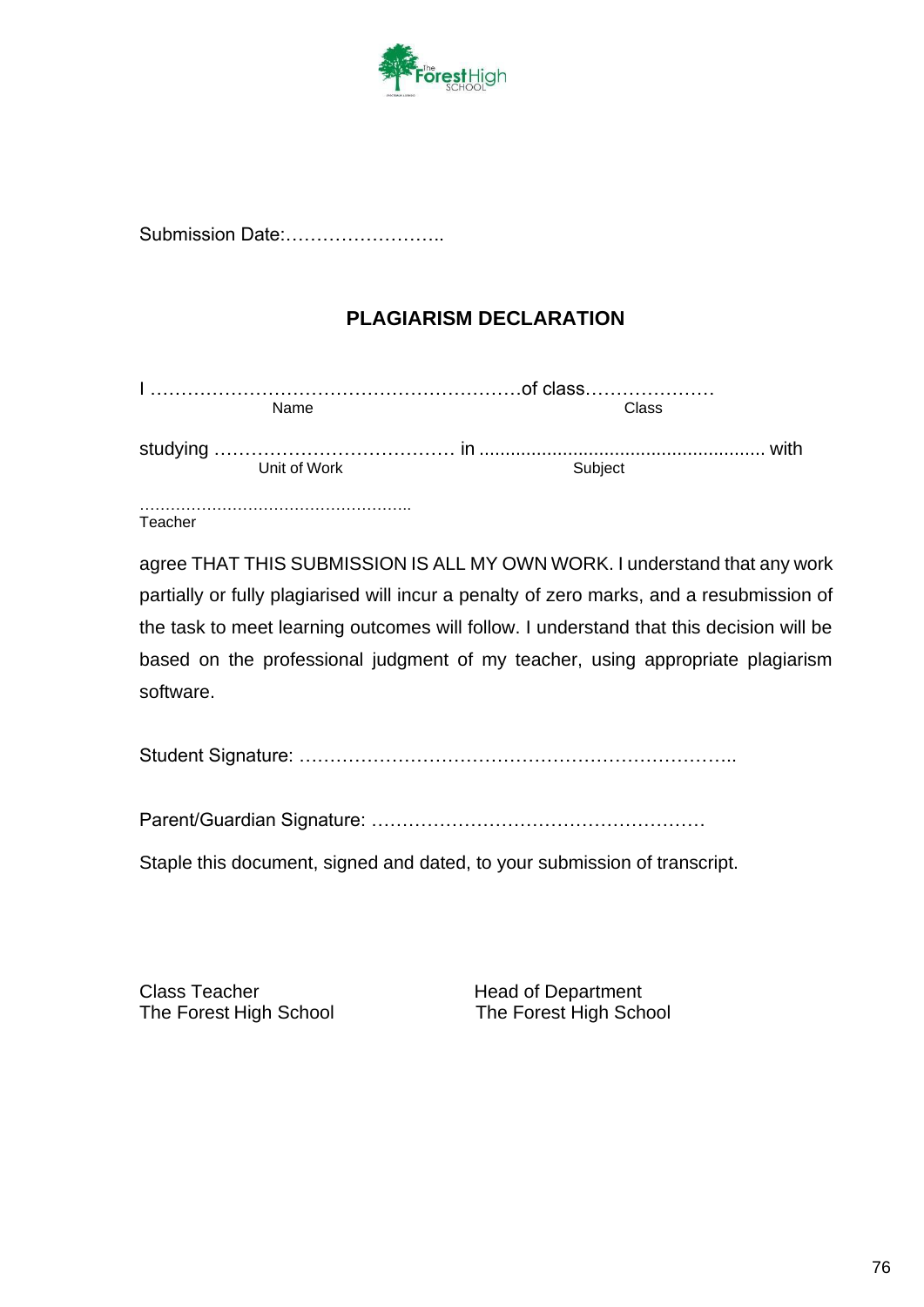Submission Date:……………………..

## PLAGIARISM DECLARATION

I ……………………………………………………of class…………………
Name Class

studying ………………………………… in ...................................................... with
Unit of Work Subject

……………………………………………..
Teacher

agree THAT THIS SUBMISSION IS ALL MY OWN WORK. I understand that any work partially or fully plagiarised will incur a penalty of zero marks, and a resubmission of the task to meet learning outcomes will follow. I understand that this decision will be based on the professional judgment of my teacher, using appropriate plagiarism software.

Student Signature: ……………………………………………………………..

Parent/Guardian Signature: ………………………………………………

Staple this document, signed and dated, to your submission of transcript.

Class Teacher
The Forest High School

Head of Department
The Forest High School